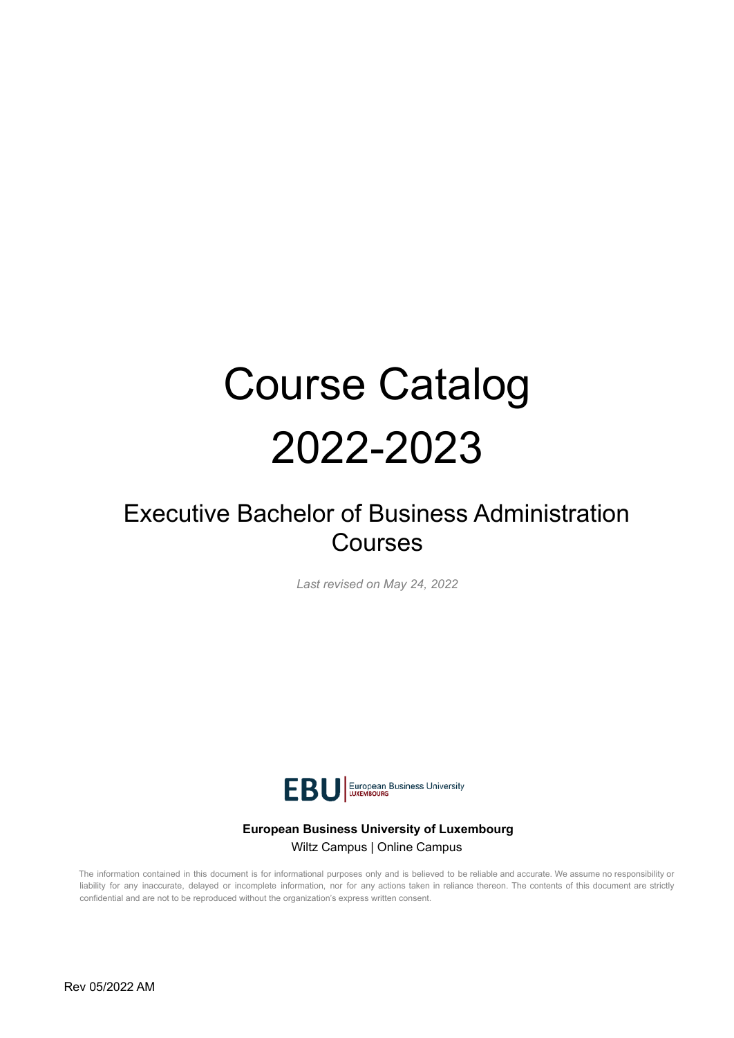# Course Catalog 2022-2023

## Executive Bachelor of Business Administration Courses

*Last revised on May 24, 2022*

EBU | European Business University LUXEMBOURG

**European Business University of Luxembourg**

Wiltz Campus | Online Campus

The information contained in this document is for informational purposes only and is believed to be reliable and accurate. We assume no responsibility or liability for any inaccurate, delayed or incomplete information, nor for any actions taken in reliance thereon. The contents of this document are strictly confidential and are not to be reproduced without the organization's express written consent.

Rev 05/2022 AM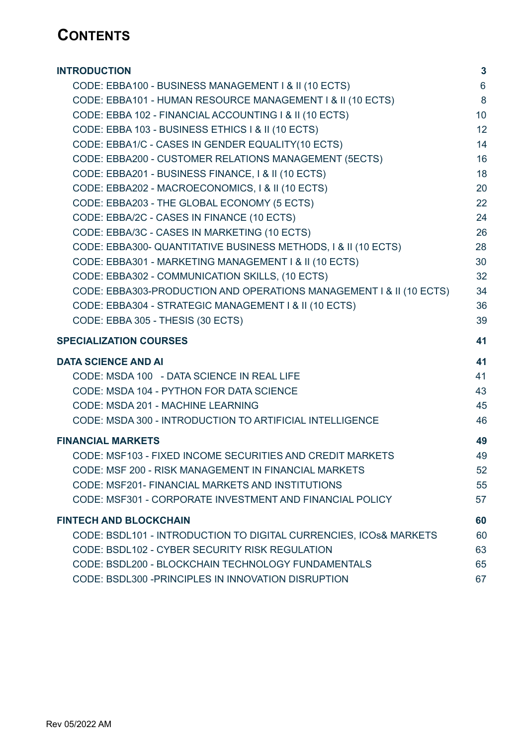# CONTENTS

| | |
|---|---|
| **INTRODUCTION** | **3** |
| CODE: EBBA100 - BUSINESS MANAGEMENT I & II (10 ECTS) | 6 |
| CODE: EBBA101 - HUMAN RESOURCE MANAGEMENT I & II (10 ECTS) | 8 |
| CODE: EBBA 102 - FINANCIAL ACCOUNTING I & II (10 ECTS) | 10 |
| CODE: EBBA 103 - BUSINESS ETHICS I & II (10 ECTS) | 12 |
| CODE: EBBA1/C - CASES IN GENDER EQUALITY(10 ECTS) | 14 |
| CODE: EBBA200 - CUSTOMER RELATIONS MANAGEMENT (5ECTS) | 16 |
| CODE: EBBA201 - BUSINESS FINANCE, I & II (10 ECTS) | 18 |
| CODE: EBBA202 - MACROECONOMICS, I & II (10 ECTS) | 20 |
| CODE: EBBA203 - THE GLOBAL ECONOMY (5 ECTS) | 22 |
| CODE: EBBA/2C - CASES IN FINANCE (10 ECTS) | 24 |
| CODE: EBBA/3C - CASES IN MARKETING (10 ECTS) | 26 |
| CODE: EBBA300- QUANTITATIVE BUSINESS METHODS, I & II (10 ECTS) | 28 |
| CODE: EBBA301 - MARKETING MANAGEMENT I & II (10 ECTS) | 30 |
| CODE: EBBA302 - COMMUNICATION SKILLS, (10 ECTS) | 32 |
| CODE: EBBA303-PRODUCTION AND OPERATIONS MANAGEMENT I & II (10 ECTS) | 34 |
| CODE: EBBA304 - STRATEGIC MANAGEMENT I & II (10 ECTS) | 36 |
| CODE: EBBA 305 - THESIS (30 ECTS) | 39 |
| **SPECIALIZATION COURSES** | **41** |
| **DATA SCIENCE AND AI** | **41** |
| CODE: MSDA 100 - DATA SCIENCE IN REAL LIFE | 41 |
| CODE: MSDA 104 - PYTHON FOR DATA SCIENCE | 43 |
| CODE: MSDA 201 - MACHINE LEARNING | 45 |
| CODE: MSDA 300 - INTRODUCTION TO ARTIFICIAL INTELLIGENCE | 46 |
| **FINANCIAL MARKETS** | **49** |
| CODE: MSF103 - FIXED INCOME SECURITIES AND CREDIT MARKETS | 49 |
| CODE: MSF 200 - RISK MANAGEMENT IN FINANCIAL MARKETS | 52 |
| CODE: MSF201- FINANCIAL MARKETS AND INSTITUTIONS | 55 |
| CODE: MSF301 - CORPORATE INVESTMENT AND FINANCIAL POLICY | 57 |
| **FINTECH AND BLOCKCHAIN** | **60** |
| CODE: BSDL101 - INTRODUCTION TO DIGITAL CURRENCIES, ICOs& MARKETS | 60 |
| CODE: BSDL102 - CYBER SECURITY RISK REGULATION | 63 |
| CODE: BSDL200 - BLOCKCHAIN TECHNOLOGY FUNDAMENTALS | 65 |
| CODE: BSDL300 -PRINCIPLES IN INNOVATION DISRUPTION | 67 |

Rev 05/2022 AM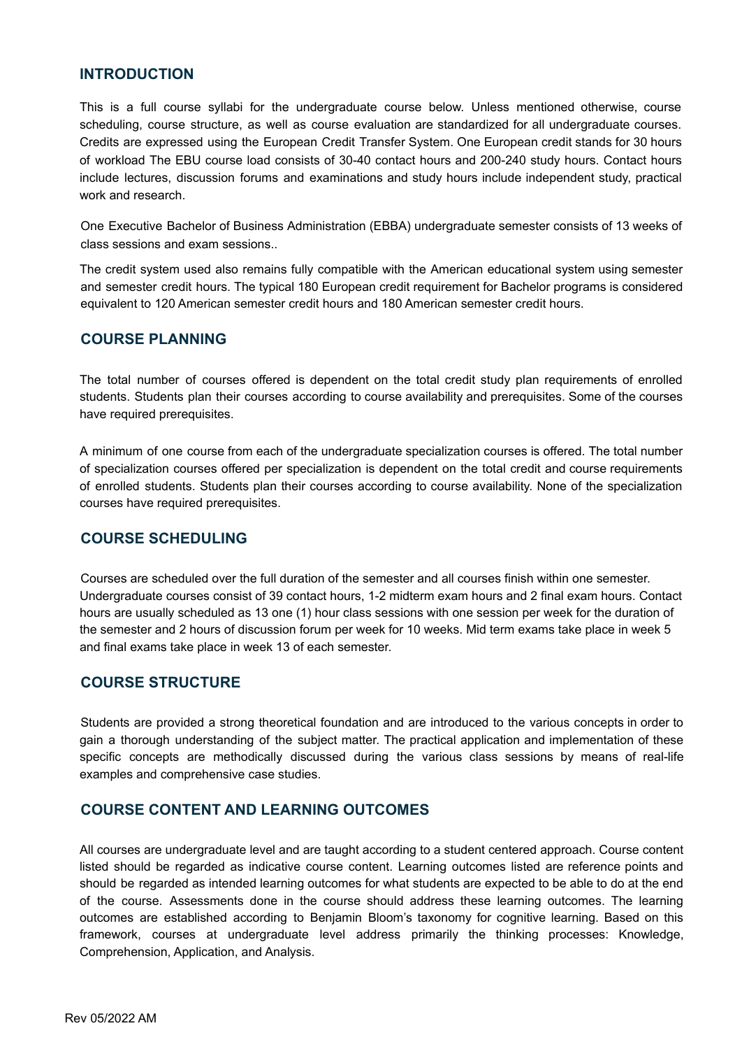## INTRODUCTION

This is a full course syllabi for the undergraduate course below. Unless mentioned otherwise, course scheduling, course structure, as well as course evaluation are standardized for all undergraduate courses. Credits are expressed using the European Credit Transfer System. One European credit stands for 30 hours of workload The EBU course load consists of 30-40 contact hours and 200-240 study hours. Contact hours include lectures, discussion forums and examinations and study hours include independent study, practical work and research.

One Executive Bachelor of Business Administration (EBBA) undergraduate semester consists of 13 weeks of class sessions and exam sessions..

The credit system used also remains fully compatible with the American educational system using semester and semester credit hours. The typical 180 European credit requirement for Bachelor programs is considered equivalent to 120 American semester credit hours and 180 American semester credit hours.

## COURSE PLANNING

The total number of courses offered is dependent on the total credit study plan requirements of enrolled students. Students plan their courses according to course availability and prerequisites. Some of the courses have required prerequisites.

A minimum of one course from each of the undergraduate specialization courses is offered. The total number of specialization courses offered per specialization is dependent on the total credit and course requirements of enrolled students. Students plan their courses according to course availability. None of the specialization courses have required prerequisites.

## COURSE SCHEDULING

Courses are scheduled over the full duration of the semester and all courses finish within one semester. Undergraduate courses consist of 39 contact hours, 1-2 midterm exam hours and 2 final exam hours. Contact hours are usually scheduled as 13 one (1) hour class sessions with one session per week for the duration of the semester and 2 hours of discussion forum per week for 10 weeks. Mid term exams take place in week 5 and final exams take place in week 13 of each semester.

## COURSE STRUCTURE

Students are provided a strong theoretical foundation and are introduced to the various concepts in order to gain a thorough understanding of the subject matter. The practical application and implementation of these specific concepts are methodically discussed during the various class sessions by means of real-life examples and comprehensive case studies.

## COURSE CONTENT AND LEARNING OUTCOMES

All courses are undergraduate level and are taught according to a student centered approach. Course content listed should be regarded as indicative course content. Learning outcomes listed are reference points and should be regarded as intended learning outcomes for what students are expected to be able to do at the end of the course. Assessments done in the course should address these learning outcomes. The learning outcomes are established according to Benjamin Bloom's taxonomy for cognitive learning. Based on this framework, courses at undergraduate level address primarily the thinking processes: Knowledge, Comprehension, Application, and Analysis.

Rev 05/2022 AM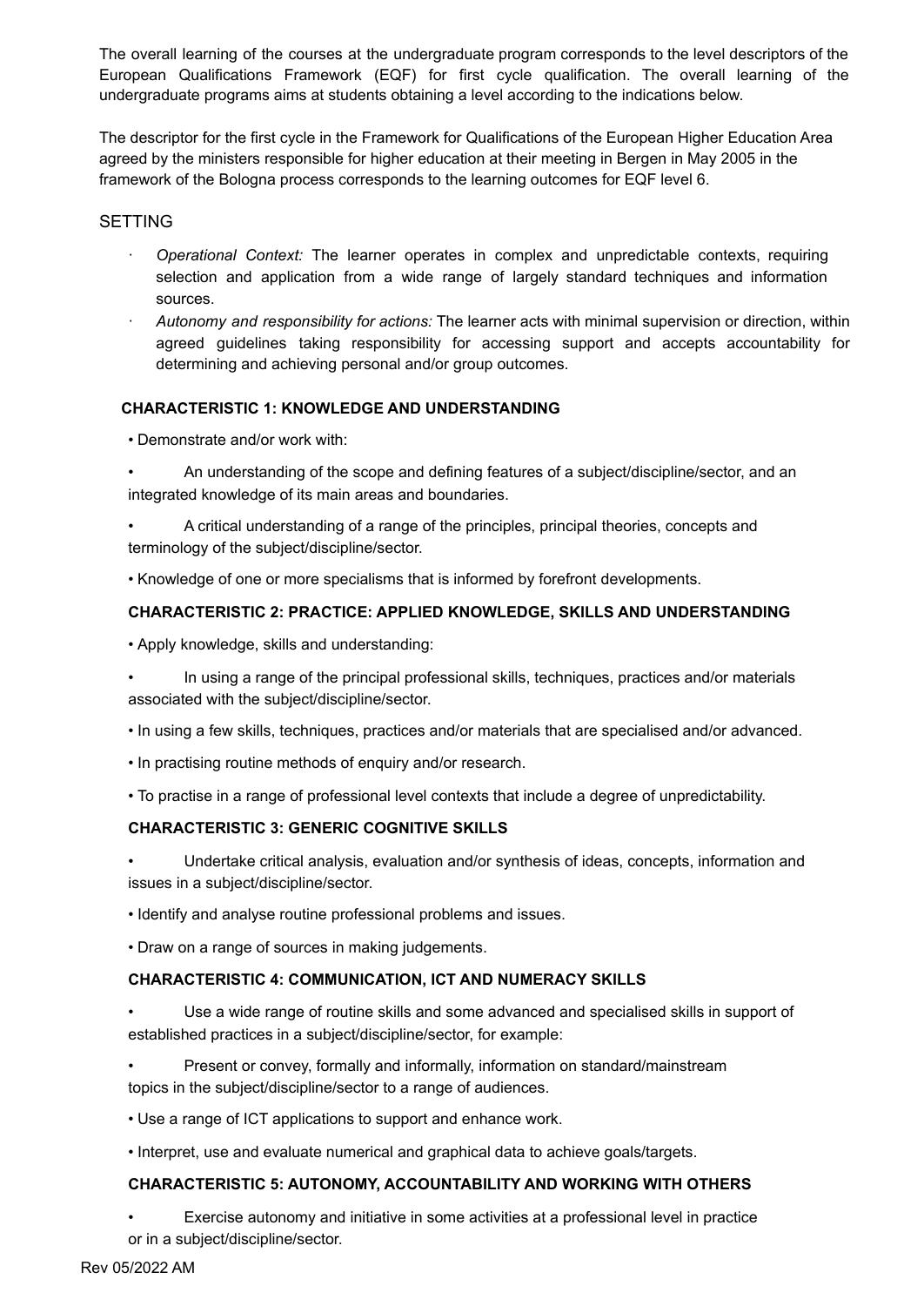The overall learning of the courses at the undergraduate program corresponds to the level descriptors of the European Qualifications Framework (EQF) for first cycle qualification. The overall learning of the undergraduate programs aims at students obtaining a level according to the indications below.

The descriptor for the first cycle in the Framework for Qualifications of the European Higher Education Area agreed by the ministers responsible for higher education at their meeting in Bergen in May 2005 in the framework of the Bologna process corresponds to the learning outcomes for EQF level 6.

## SETTING

- *Operational Context:* The learner operates in complex and unpredictable contexts, requiring selection and application from a wide range of largely standard techniques and information sources.
- *Autonomy and responsibility for actions:* The learner acts with minimal supervision or direction, within agreed guidelines taking responsibility for accessing support and accepts accountability for determining and achieving personal and/or group outcomes.

### CHARACTERISTIC 1: KNOWLEDGE AND UNDERSTANDING

- Demonstrate and/or work with:
- An understanding of the scope and defining features of a subject/discipline/sector, and an integrated knowledge of its main areas and boundaries.
- A critical understanding of a range of the principles, principal theories, concepts and terminology of the subject/discipline/sector.
- Knowledge of one or more specialisms that is informed by forefront developments.

### CHARACTERISTIC 2: PRACTICE: APPLIED KNOWLEDGE, SKILLS AND UNDERSTANDING

- Apply knowledge, skills and understanding:
- In using a range of the principal professional skills, techniques, practices and/or materials associated with the subject/discipline/sector.
- In using a few skills, techniques, practices and/or materials that are specialised and/or advanced.
- In practising routine methods of enquiry and/or research.
- To practise in a range of professional level contexts that include a degree of unpredictability.

### CHARACTERISTIC 3: GENERIC COGNITIVE SKILLS

- Undertake critical analysis, evaluation and/or synthesis of ideas, concepts, information and issues in a subject/discipline/sector.
- Identify and analyse routine professional problems and issues.
- Draw on a range of sources in making judgements.

### CHARACTERISTIC 4: COMMUNICATION, ICT AND NUMERACY SKILLS

- Use a wide range of routine skills and some advanced and specialised skills in support of established practices in a subject/discipline/sector, for example:
- Present or convey, formally and informally, information on standard/mainstream topics in the subject/discipline/sector to a range of audiences.
- Use a range of ICT applications to support and enhance work.
- Interpret, use and evaluate numerical and graphical data to achieve goals/targets.

### CHARACTERISTIC 5: AUTONOMY, ACCOUNTABILITY AND WORKING WITH OTHERS

- Exercise autonomy and initiative in some activities at a professional level in practice or in a subject/discipline/sector.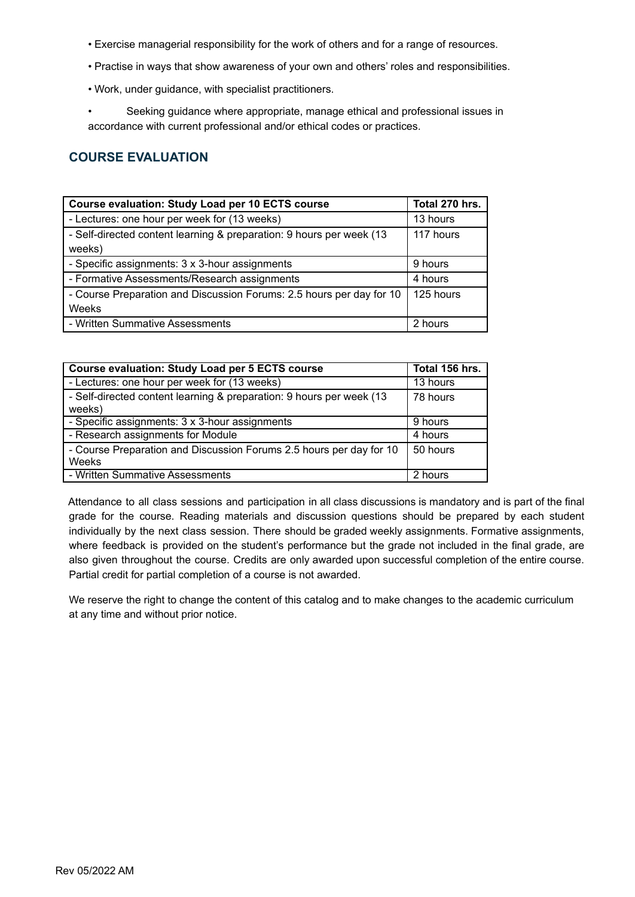- Exercise managerial responsibility for the work of others and for a range of resources.
- Practise in ways that show awareness of your own and others' roles and responsibilities.
- Work, under guidance, with specialist practitioners.
- Seeking guidance where appropriate, manage ethical and professional issues in accordance with current professional and/or ethical codes or practices.

## COURSE EVALUATION

| Course evaluation: Study Load per 10 ECTS course | Total 270 hrs. |
|---|---|
| - Lectures: one hour per week for (13 weeks) | 13 hours |
| - Self-directed content learning & preparation: 9 hours per week (13 weeks) | 117 hours |
| - Specific assignments: 3 x 3-hour assignments | 9 hours |
| - Formative Assessments/Research assignments | 4 hours |
| - Course Preparation and Discussion Forums: 2.5 hours per day for 10 Weeks | 125 hours |
| - Written Summative Assessments | 2 hours |

| Course evaluation: Study Load per 5 ECTS course | Total 156 hrs. |
|---|---|
| - Lectures: one hour per week for (13 weeks) | 13 hours |
| - Self-directed content learning & preparation: 9 hours per week (13 weeks) | 78 hours |
| - Specific assignments: 3 x 3-hour assignments | 9 hours |
| - Research assignments for Module | 4 hours |
| - Course Preparation and Discussion Forums 2.5 hours per day for 10 Weeks | 50 hours |
| - Written Summative Assessments | 2 hours |

Attendance to all class sessions and participation in all class discussions is mandatory and is part of the final grade for the course. Reading materials and discussion questions should be prepared by each student individually by the next class session. There should be graded weekly assignments. Formative assignments, where feedback is provided on the student's performance but the grade not included in the final grade, are also given throughout the course. Credits are only awarded upon successful completion of the entire course. Partial credit for partial completion of a course is not awarded.

We reserve the right to change the content of this catalog and to make changes to the academic curriculum at any time and without prior notice.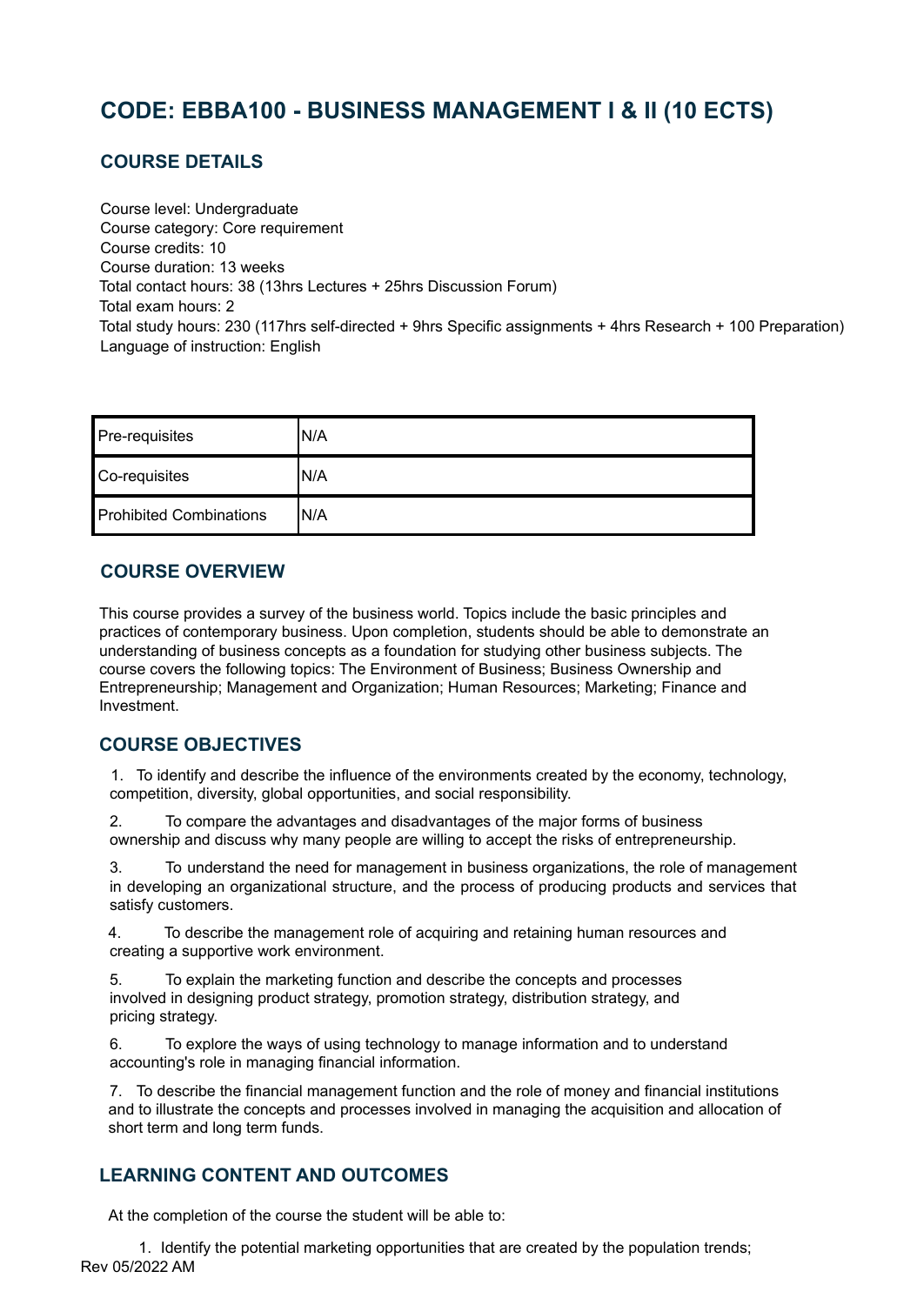# CODE: EBBA100 - BUSINESS MANAGEMENT I & II (10 ECTS)

## COURSE DETAILS

Course level: Undergraduate
Course category: Core requirement
Course credits: 10
Course duration: 13 weeks
Total contact hours: 38 (13hrs Lectures + 25hrs Discussion Forum)
Total exam hours: 2
Total study hours: 230 (117hrs self-directed + 9hrs Specific assignments + 4hrs Research + 100 Preparation)
Language of instruction: English

| Pre-requisites | N/A |
|---|---|
| Co-requisites | N/A |
| Prohibited Combinations | N/A |

## COURSE OVERVIEW

This course provides a survey of the business world. Topics include the basic principles and practices of contemporary business. Upon completion, students should be able to demonstrate an understanding of business concepts as a foundation for studying other business subjects. The course covers the following topics: The Environment of Business; Business Ownership and Entrepreneurship; Management and Organization; Human Resources; Marketing; Finance and Investment.

## COURSE OBJECTIVES

1. To identify and describe the influence of the environments created by the economy, technology, competition, diversity, global opportunities, and social responsibility.
2. To compare the advantages and disadvantages of the major forms of business ownership and discuss why many people are willing to accept the risks of entrepreneurship.
3. To understand the need for management in business organizations, the role of management in developing an organizational structure, and the process of producing products and services that satisfy customers.
4. To describe the management role of acquiring and retaining human resources and creating a supportive work environment.
5. To explain the marketing function and describe the concepts and processes involved in designing product strategy, promotion strategy, distribution strategy, and pricing strategy.
6. To explore the ways of using technology to manage information and to understand accounting's role in managing financial information.
7. To describe the financial management function and the role of money and financial institutions and to illustrate the concepts and processes involved in managing the acquisition and allocation of short term and long term funds.

## LEARNING CONTENT AND OUTCOMES

At the completion of the course the student will be able to:

1. Identify the potential marketing opportunities that are created by the population trends;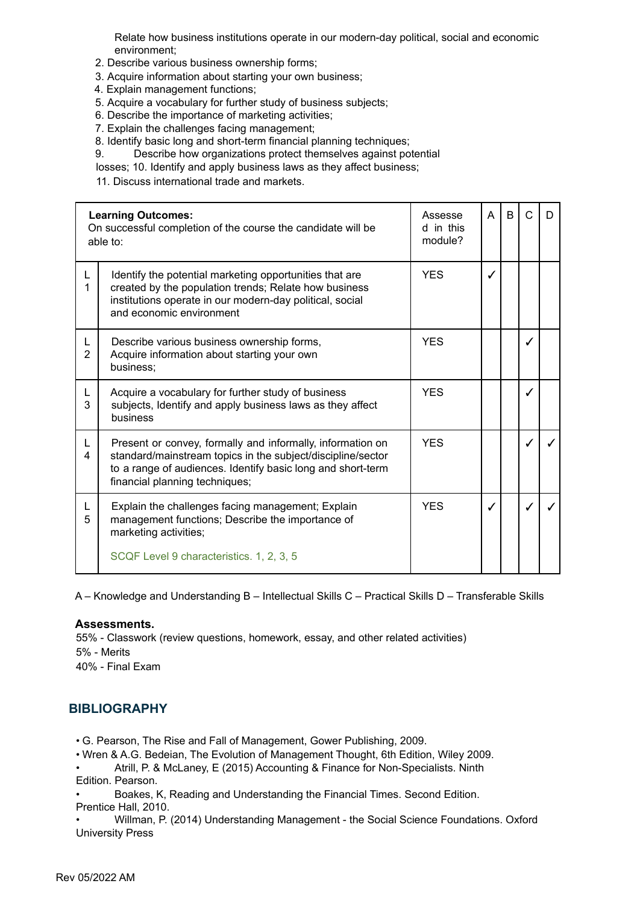Relate how business institutions operate in our modern-day political, social and economic environment;

2. Describe various business ownership forms;
3. Acquire information about starting your own business;
4. Explain management functions;
5. Acquire a vocabulary for further study of business subjects;
6. Describe the importance of marketing activities;
7. Explain the challenges facing management;
8. Identify basic long and short-term financial planning techniques;
9. Describe how organizations protect themselves against potential losses; 10. Identify and apply business laws as they affect business;
11. Discuss international trade and markets.

| **Learning Outcomes:** On successful completion of the course the candidate will be able to: | | Assessed in this module? | A | B | C | D |
|---|---|---|---|---|---|---|
| L 1 | Identify the potential marketing opportunities that are created by the population trends; Relate how business institutions operate in our modern-day political, social and economic environment | YES | ✓ | | | |
| L 2 | Describe various business ownership forms, Acquire information about starting your own business; | YES | | | ✓ | |
| L 3 | Acquire a vocabulary for further study of business subjects, Identify and apply business laws as they affect business | YES | | | ✓ | |
| L 4 | Present or convey, formally and informally, information on standard/mainstream topics in the subject/discipline/sector to a range of audiences. Identify basic long and short-term financial planning techniques; | YES | | | ✓ | ✓ |
| L 5 | Explain the challenges facing management; Explain management functions; Describe the importance of marketing activities; SCQF Level 9 characteristics. 1, 2, 3, 5 | YES | ✓ | | ✓ | ✓ |

A – Knowledge and Understanding B – Intellectual Skills C – Practical Skills D – Transferable Skills

**Assessments.**

55% - Classwork (review questions, homework, essay, and other related activities)
5% - Merits
40% - Final Exam

## BIBLIOGRAPHY

- G. Pearson, The Rise and Fall of Management, Gower Publishing, 2009.
- Wren & A.G. Bedeian, The Evolution of Management Thought, 6th Edition, Wiley 2009.
- Atrill, P. & McLaney, E (2015) Accounting & Finance for Non-Specialists. Ninth Edition. Pearson.
- Boakes, K, Reading and Understanding the Financial Times. Second Edition. Prentice Hall, 2010.
- Willman, P. (2014) Understanding Management - the Social Science Foundations. Oxford University Press

Rev 05/2022 AM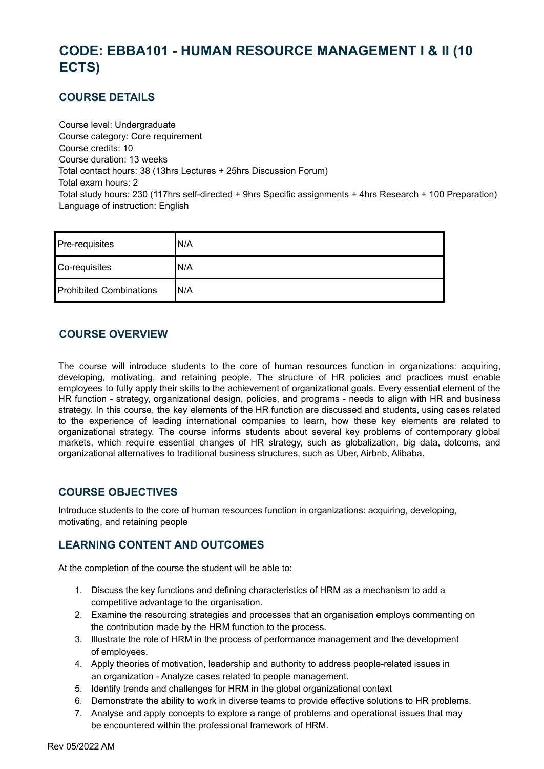# CODE: EBBA101 - HUMAN RESOURCE MANAGEMENT I & II (10 ECTS)

## COURSE DETAILS

Course level: Undergraduate
Course category: Core requirement
Course credits: 10
Course duration: 13 weeks
Total contact hours: 38 (13hrs Lectures + 25hrs Discussion Forum)
Total exam hours: 2
Total study hours: 230 (117hrs self-directed + 9hrs Specific assignments + 4hrs Research + 100 Preparation)
Language of instruction: English

| Pre-requisites | N/A |
|---|---|
| Co-requisites | N/A |
| Prohibited Combinations | N/A |

## COURSE OVERVIEW

The course will introduce students to the core of human resources function in organizations: acquiring, developing, motivating, and retaining people. The structure of HR policies and practices must enable employees to fully apply their skills to the achievement of organizational goals. Every essential element of the HR function - strategy, organizational design, policies, and programs - needs to align with HR and business strategy. In this course, the key elements of the HR function are discussed and students, using cases related to the experience of leading international companies to learn, how these key elements are related to organizational strategy. The course informs students about several key problems of contemporary global markets, which require essential changes of HR strategy, such as globalization, big data, dotcoms, and organizational alternatives to traditional business structures, such as Uber, Airbnb, Alibaba.

## COURSE OBJECTIVES

Introduce students to the core of human resources function in organizations: acquiring, developing, motivating, and retaining people

## LEARNING CONTENT AND OUTCOMES

At the completion of the course the student will be able to:

1. Discuss the key functions and defining characteristics of HRM as a mechanism to add a competitive advantage to the organisation.
2. Examine the resourcing strategies and processes that an organisation employs commenting on the contribution made by the HRM function to the process.
3. Illustrate the role of HRM in the process of performance management and the development of employees.
4. Apply theories of motivation, leadership and authority to address people-related issues in an organization - Analyze cases related to people management.
5. Identify trends and challenges for HRM in the global organizational context
6. Demonstrate the ability to work in diverse teams to provide effective solutions to HR problems.
7. Analyse and apply concepts to explore a range of problems and operational issues that may be encountered within the professional framework of HRM.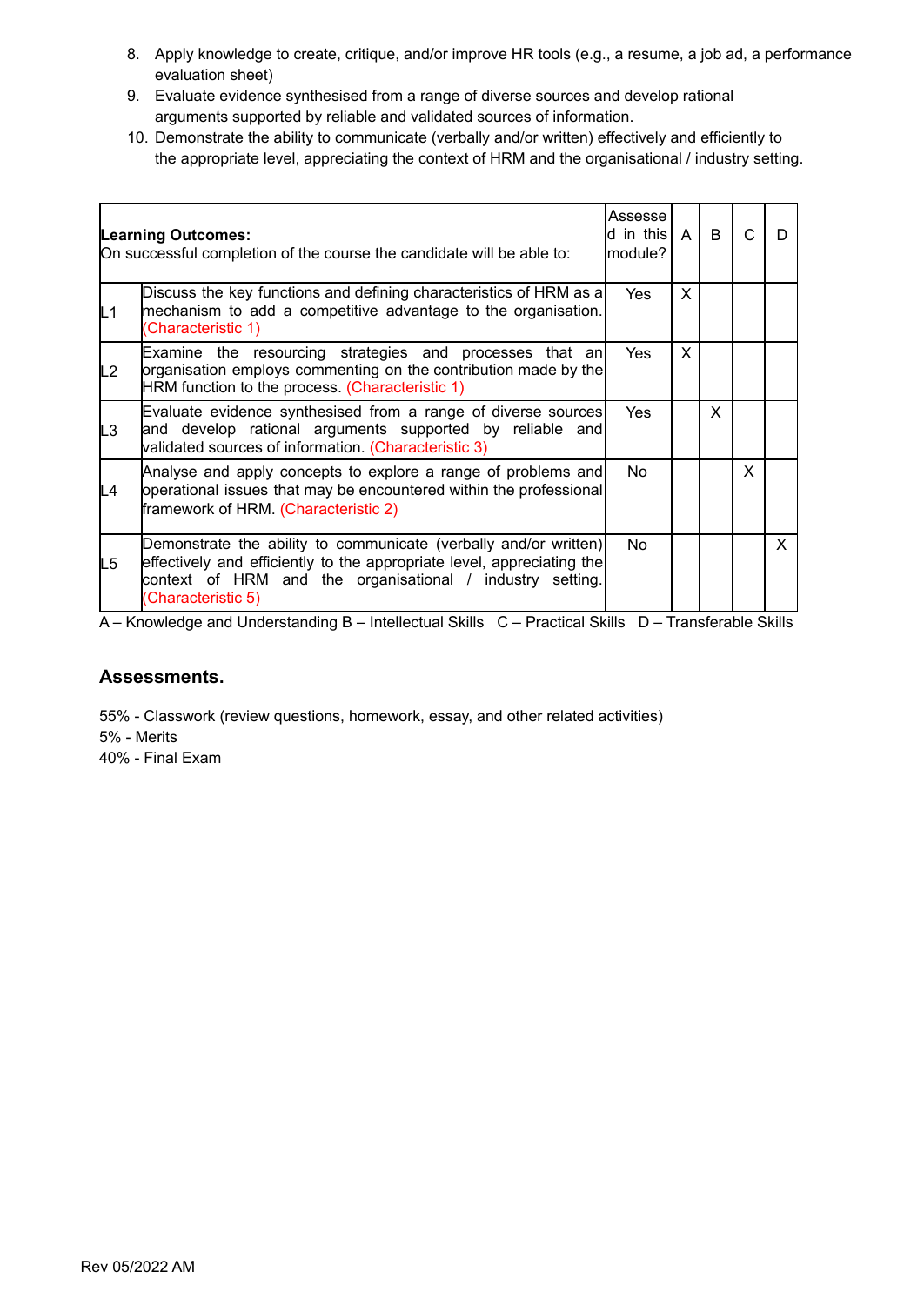8. Apply knowledge to create, critique, and/or improve HR tools (e.g., a resume, a job ad, a performance evaluation sheet)
9. Evaluate evidence synthesised from a range of diverse sources and develop rational arguments supported by reliable and validated sources of information.
10. Demonstrate the ability to communicate (verbally and/or written) effectively and efficiently to the appropriate level, appreciating the context of HRM and the organisational / industry setting.

| **Learning Outcomes:** On successful completion of the course the candidate will be able to: | | Assessed in this module? | A | B | C | D |
|---|---|---|---|---|---|---|
| L1 | Discuss the key functions and defining characteristics of HRM as a mechanism to add a competitive advantage to the organisation. (Characteristic 1) | Yes | X | | | |
| L2 | Examine the resourcing strategies and processes that an organisation employs commenting on the contribution made by the HRM function to the process. (Characteristic 1) | Yes | X | | | |
| L3 | Evaluate evidence synthesised from a range of diverse sources and develop rational arguments supported by reliable and validated sources of information. (Characteristic 3) | Yes | | X | | |
| L4 | Analyse and apply concepts to explore a range of problems and operational issues that may be encountered within the professional framework of HRM. (Characteristic 2) | No | | | X | |
| L5 | Demonstrate the ability to communicate (verbally and/or written) effectively and efficiently to the appropriate level, appreciating the context of HRM and the organisational / industry setting. (Characteristic 5) | No | | | | X |

A – Knowledge and Understanding B – Intellectual Skills C – Practical Skills D – Transferable Skills

### Assessments.

55% - Classwork (review questions, homework, essay, and other related activities)
5% - Merits
40% - Final Exam

Rev 05/2022 AM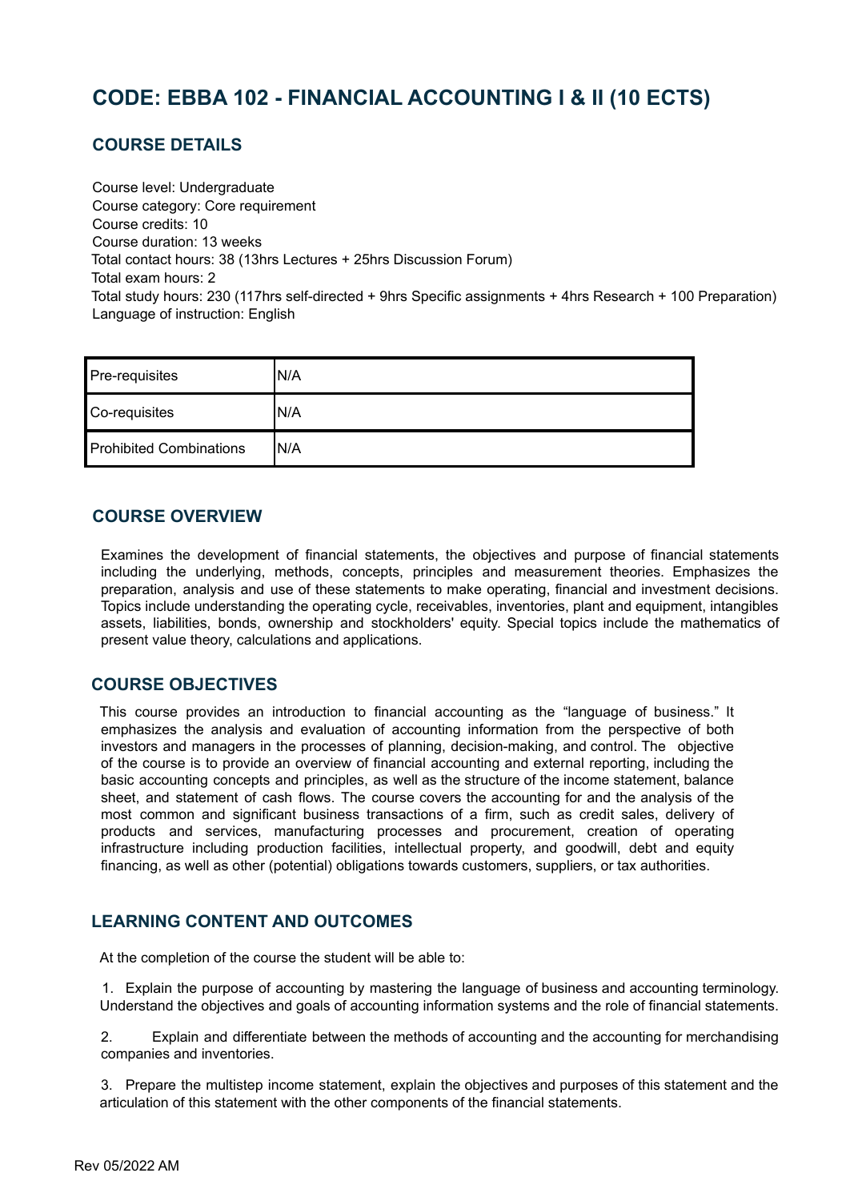# CODE: EBBA 102 - FINANCIAL ACCOUNTING I & II (10 ECTS)

## COURSE DETAILS

Course level: Undergraduate
Course category: Core requirement
Course credits: 10
Course duration: 13 weeks
Total contact hours: 38 (13hrs Lectures + 25hrs Discussion Forum)
Total exam hours: 2
Total study hours: 230 (117hrs self-directed + 9hrs Specific assignments + 4hrs Research + 100 Preparation)
Language of instruction: English

| Pre-requisites | N/A |
|---|---|
| Co-requisites | N/A |
| Prohibited Combinations | N/A |

## COURSE OVERVIEW

Examines the development of financial statements, the objectives and purpose of financial statements including the underlying, methods, concepts, principles and measurement theories. Emphasizes the preparation, analysis and use of these statements to make operating, financial and investment decisions. Topics include understanding the operating cycle, receivables, inventories, plant and equipment, intangibles assets, liabilities, bonds, ownership and stockholders' equity. Special topics include the mathematics of present value theory, calculations and applications.

## COURSE OBJECTIVES

This course provides an introduction to financial accounting as the "language of business." It emphasizes the analysis and evaluation of accounting information from the perspective of both investors and managers in the processes of planning, decision-making, and control. The objective of the course is to provide an overview of financial accounting and external reporting, including the basic accounting concepts and principles, as well as the structure of the income statement, balance sheet, and statement of cash flows. The course covers the accounting for and the analysis of the most common and significant business transactions of a firm, such as credit sales, delivery of products and services, manufacturing processes and procurement, creation of operating infrastructure including production facilities, intellectual property, and goodwill, debt and equity financing, as well as other (potential) obligations towards customers, suppliers, or tax authorities.

## LEARNING CONTENT AND OUTCOMES

At the completion of the course the student will be able to:

1. Explain the purpose of accounting by mastering the language of business and accounting terminology. Understand the objectives and goals of accounting information systems and the role of financial statements.

2. Explain and differentiate between the methods of accounting and the accounting for merchandising companies and inventories.

3. Prepare the multistep income statement, explain the objectives and purposes of this statement and the articulation of this statement with the other components of the financial statements.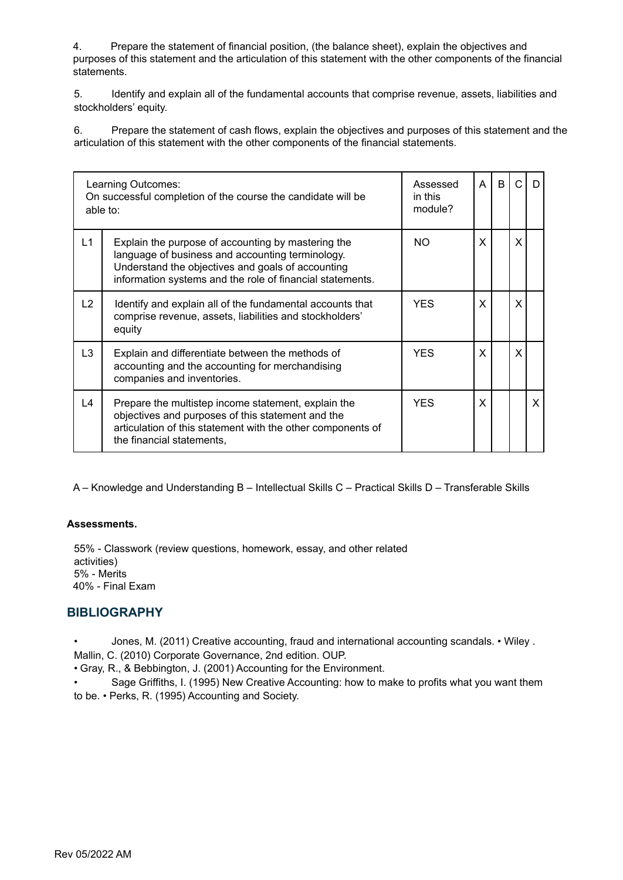4. Prepare the statement of financial position, (the balance sheet), explain the objectives and purposes of this statement and the articulation of this statement with the other components of the financial statements.

5. Identify and explain all of the fundamental accounts that comprise revenue, assets, liabilities and stockholders' equity.

6. Prepare the statement of cash flows, explain the objectives and purposes of this statement and the articulation of this statement with the other components of the financial statements.

| Learning Outcomes: On successful completion of the course the candidate will be able to: | | Assessed in this module? | A | B | C | D |
|---|---|---|---|---|---|---|
| L1 | Explain the purpose of accounting by mastering the language of business and accounting terminology. Understand the objectives and goals of accounting information systems and the role of financial statements. | NO | X | | X | |
| L2 | Identify and explain all of the fundamental accounts that comprise revenue, assets, liabilities and stockholders' equity | YES | X | | X | |
| L3 | Explain and differentiate between the methods of accounting and the accounting for merchandising companies and inventories. | YES | X | | X | |
| L4 | Prepare the multistep income statement, explain the objectives and purposes of this statement and the articulation of this statement with the other components of the financial statements, | YES | X | | | X |

A – Knowledge and Understanding B – Intellectual Skills C – Practical Skills D – Transferable Skills

**Assessments.**

55% - Classwork (review questions, homework, essay, and other related activities)
5% - Merits
40% - Final Exam

## BIBLIOGRAPHY

- Jones, M. (2011) Creative accounting, fraud and international accounting scandals. • Wiley . Mallin, C. (2010) Corporate Governance, 2nd edition. OUP.
- Gray, R., & Bebbington, J. (2001) Accounting for the Environment.
- Sage Griffiths, I. (1995) New Creative Accounting: how to make to profits what you want them to be. • Perks, R. (1995) Accounting and Society.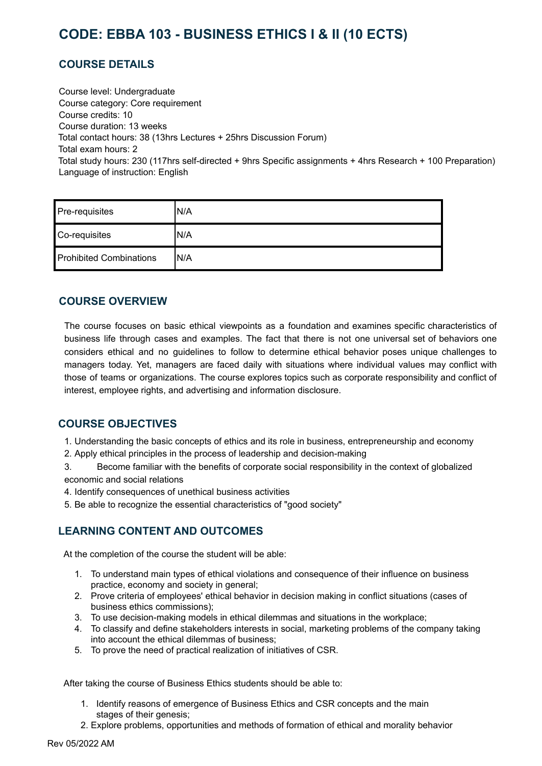# CODE: EBBA 103 - BUSINESS ETHICS I & II (10 ECTS)

## COURSE DETAILS

Course level: Undergraduate
Course category: Core requirement
Course credits: 10
Course duration: 13 weeks
Total contact hours: 38 (13hrs Lectures + 25hrs Discussion Forum)
Total exam hours: 2
Total study hours: 230 (117hrs self-directed + 9hrs Specific assignments + 4hrs Research + 100 Preparation)
Language of instruction: English

| Pre-requisites | N/A |
|---|---|
| Co-requisites | N/A |
| Prohibited Combinations | N/A |

## COURSE OVERVIEW

The course focuses on basic ethical viewpoints as a foundation and examines specific characteristics of business life through cases and examples. The fact that there is not one universal set of behaviors one considers ethical and no guidelines to follow to determine ethical behavior poses unique challenges to managers today. Yet, managers are faced daily with situations where individual values may conflict with those of teams or organizations. The course explores topics such as corporate responsibility and conflict of interest, employee rights, and advertising and information disclosure.

## COURSE OBJECTIVES

1. Understanding the basic concepts of ethics and its role in business, entrepreneurship and economy
2. Apply ethical principles in the process of leadership and decision-making
3. Become familiar with the benefits of corporate social responsibility in the context of globalized economic and social relations
4. Identify consequences of unethical business activities
5. Be able to recognize the essential characteristics of "good society"

## LEARNING CONTENT AND OUTCOMES

At the completion of the course the student will be able:

1. To understand main types of ethical violations and consequence of their influence on business practice, economy and society in general;
2. Prove criteria of employees' ethical behavior in decision making in conflict situations (cases of business ethics commissions);
3. To use decision-making models in ethical dilemmas and situations in the workplace;
4. To classify and define stakeholders interests in social, marketing problems of the company taking into account the ethical dilemmas of business;
5. To prove the need of practical realization of initiatives of CSR.

After taking the course of Business Ethics students should be able to:

1. Identify reasons of emergence of Business Ethics and CSR concepts and the main stages of their genesis;
2. Explore problems, opportunities and methods of formation of ethical and morality behavior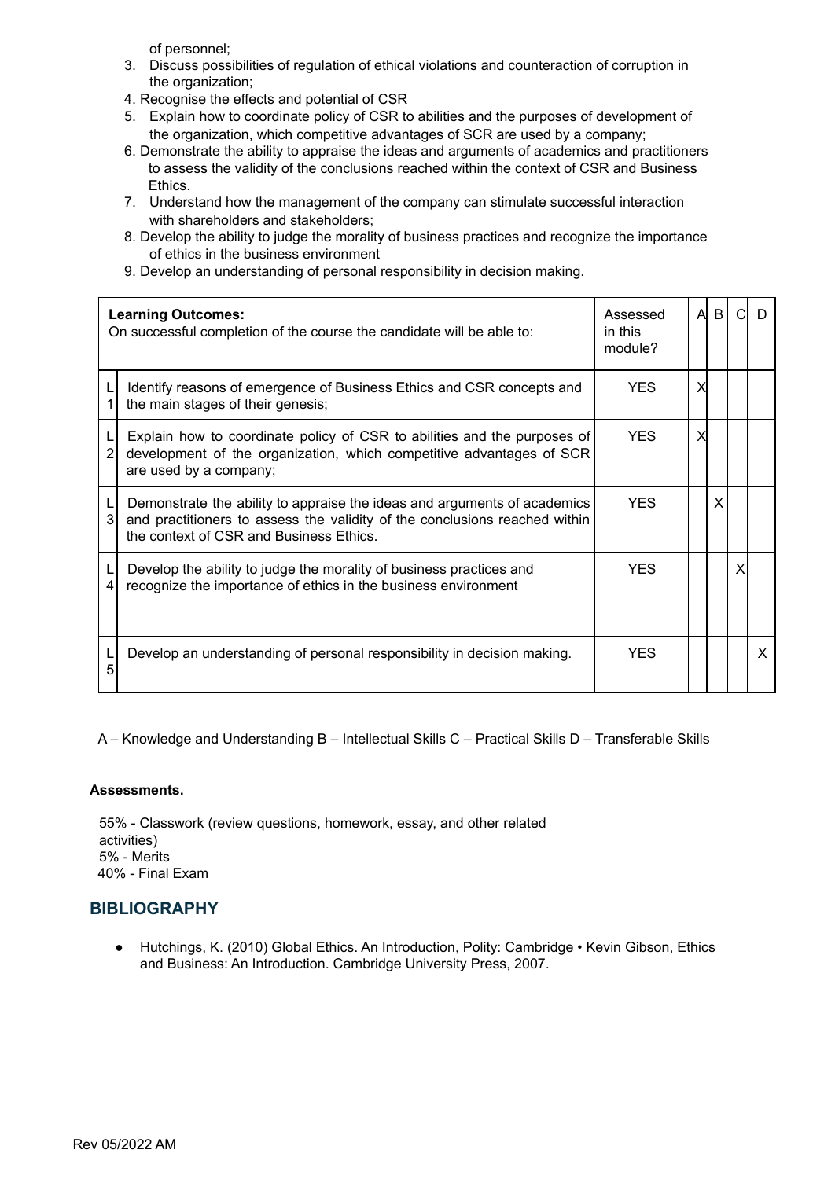of personnel;

3. Discuss possibilities of regulation of ethical violations and counteraction of corruption in the organization;
4. Recognise the effects and potential of CSR
5. Explain how to coordinate policy of CSR to abilities and the purposes of development of the organization, which competitive advantages of SCR are used by a company;
6. Demonstrate the ability to appraise the ideas and arguments of academics and practitioners to assess the validity of the conclusions reached within the context of CSR and Business Ethics.
7. Understand how the management of the company can stimulate successful interaction with shareholders and stakeholders;
8. Develop the ability to judge the morality of business practices and recognize the importance of ethics in the business environment
9. Develop an understanding of personal responsibility in decision making.

| | **Learning Outcomes:** On successful completion of the course the candidate will be able to: | Assessed in this module? | A | B | C | D |
|---|---|---|---|---|---|---|
| L1 | Identify reasons of emergence of Business Ethics and CSR concepts and the main stages of their genesis; | YES | X | | | |
| L2 | Explain how to coordinate policy of CSR to abilities and the purposes of development of the organization, which competitive advantages of SCR are used by a company; | YES | X | | | |
| L3 | Demonstrate the ability to appraise the ideas and arguments of academics and practitioners to assess the validity of the conclusions reached within the context of CSR and Business Ethics. | YES | | X | | |
| L4 | Develop the ability to judge the morality of business practices and recognize the importance of ethics in the business environment | YES | | | X | |
| L5 | Develop an understanding of personal responsibility in decision making. | YES | | | | X |

A – Knowledge and Understanding B – Intellectual Skills C – Practical Skills D – Transferable Skills

**Assessments.**

55% - Classwork (review questions, homework, essay, and other related activities)
5% - Merits
40% - Final Exam

## BIBLIOGRAPHY

- Hutchings, K. (2010) Global Ethics. An Introduction, Polity: Cambridge • Kevin Gibson, Ethics and Business: An Introduction. Cambridge University Press, 2007.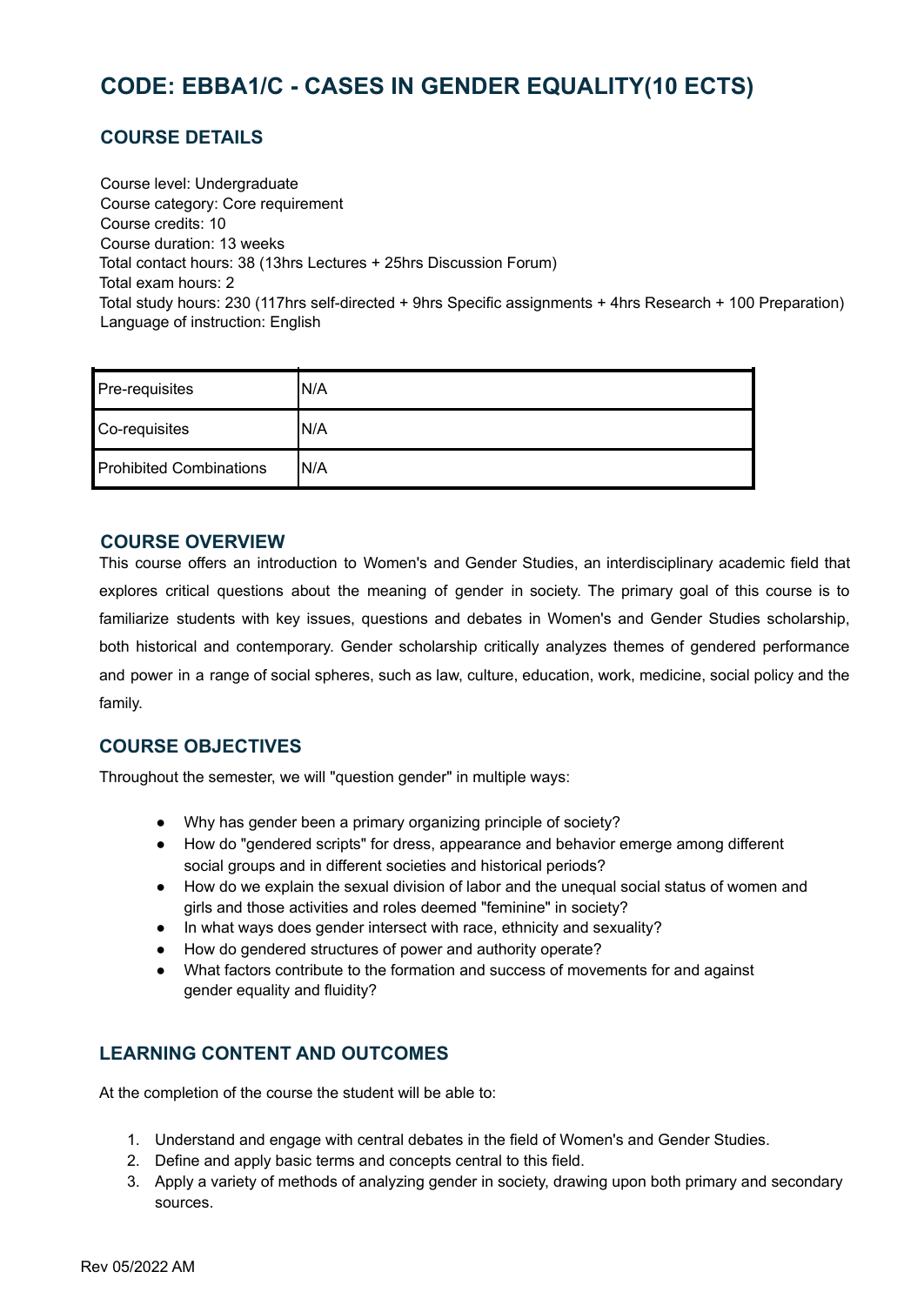# CODE: EBBA1/C - CASES IN GENDER EQUALITY(10 ECTS)

## COURSE DETAILS

Course level: Undergraduate
Course category: Core requirement
Course credits: 10
Course duration: 13 weeks
Total contact hours: 38 (13hrs Lectures + 25hrs Discussion Forum)
Total exam hours: 2
Total study hours: 230 (117hrs self-directed + 9hrs Specific assignments + 4hrs Research + 100 Preparation)
Language of instruction: English

| Pre-requisites | N/A |
|---|---|
| Co-requisites | N/A |
| Prohibited Combinations | N/A |

## COURSE OVERVIEW

This course offers an introduction to Women's and Gender Studies, an interdisciplinary academic field that explores critical questions about the meaning of gender in society. The primary goal of this course is to familiarize students with key issues, questions and debates in Women's and Gender Studies scholarship, both historical and contemporary. Gender scholarship critically analyzes themes of gendered performance and power in a range of social spheres, such as law, culture, education, work, medicine, social policy and the family.

## COURSE OBJECTIVES

Throughout the semester, we will "question gender" in multiple ways:

- Why has gender been a primary organizing principle of society?
- How do "gendered scripts" for dress, appearance and behavior emerge among different social groups and in different societies and historical periods?
- How do we explain the sexual division of labor and the unequal social status of women and girls and those activities and roles deemed "feminine" in society?
- In what ways does gender intersect with race, ethnicity and sexuality?
- How do gendered structures of power and authority operate?
- What factors contribute to the formation and success of movements for and against gender equality and fluidity?

## LEARNING CONTENT AND OUTCOMES

At the completion of the course the student will be able to:

1. Understand and engage with central debates in the field of Women's and Gender Studies.
2. Define and apply basic terms and concepts central to this field.
3. Apply a variety of methods of analyzing gender in society, drawing upon both primary and secondary sources.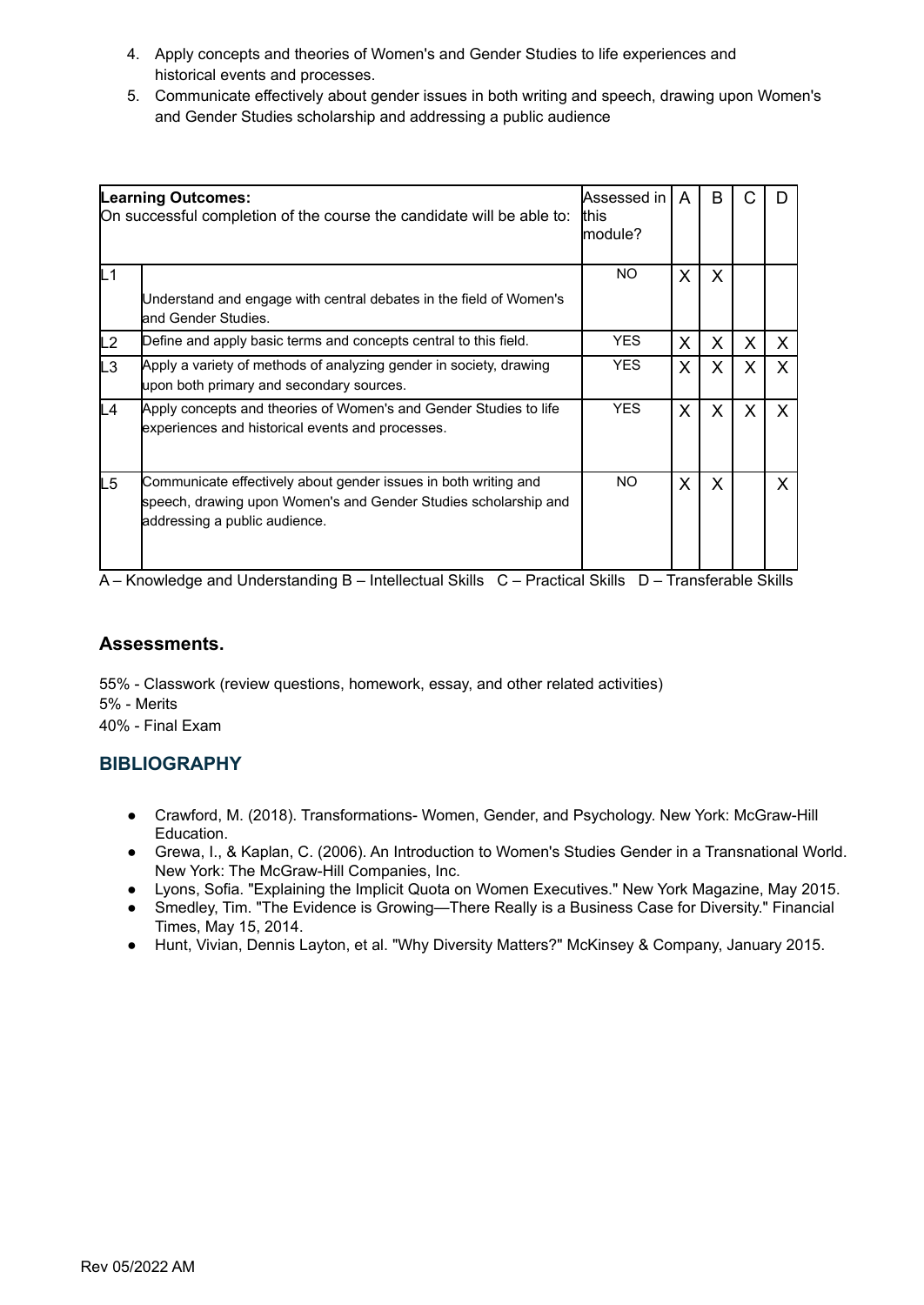4. Apply concepts and theories of Women's and Gender Studies to life experiences and historical events and processes.
5. Communicate effectively about gender issues in both writing and speech, drawing upon Women's and Gender Studies scholarship and addressing a public audience

| **Learning Outcomes:** On successful completion of the course the candidate will be able to: | | Assessed in this module? | A | B | C | D |
|---|---|---|---|---|---|---|
| L1 | Understand and engage with central debates in the field of Women's and Gender Studies. | NO | X | X | | |
| L2 | Define and apply basic terms and concepts central to this field. | YES | X | X | X | X |
| L3 | Apply a variety of methods of analyzing gender in society, drawing upon both primary and secondary sources. | YES | X | X | X | X |
| L4 | Apply concepts and theories of Women's and Gender Studies to life experiences and historical events and processes. | YES | X | X | X | X |
| L5 | Communicate effectively about gender issues in both writing and speech, drawing upon Women's and Gender Studies scholarship and addressing a public audience. | NO | X | X | | X |

A – Knowledge and Understanding B – Intellectual Skills C – Practical Skills D – Transferable Skills

### Assessments.

55% - Classwork (review questions, homework, essay, and other related activities)
5% - Merits
40% - Final Exam

## BIBLIOGRAPHY

- Crawford, M. (2018). Transformations- Women, Gender, and Psychology. New York: McGraw-Hill Education.
- Grewa, I., & Kaplan, C. (2006). An Introduction to Women's Studies Gender in a Transnational World. New York: The McGraw-Hill Companies, Inc.
- Lyons, Sofia. "Explaining the Implicit Quota on Women Executives." New York Magazine, May 2015.
- Smedley, Tim. "The Evidence is Growing—There Really is a Business Case for Diversity." Financial Times, May 15, 2014.
- Hunt, Vivian, Dennis Layton, et al. "Why Diversity Matters?" McKinsey & Company, January 2015.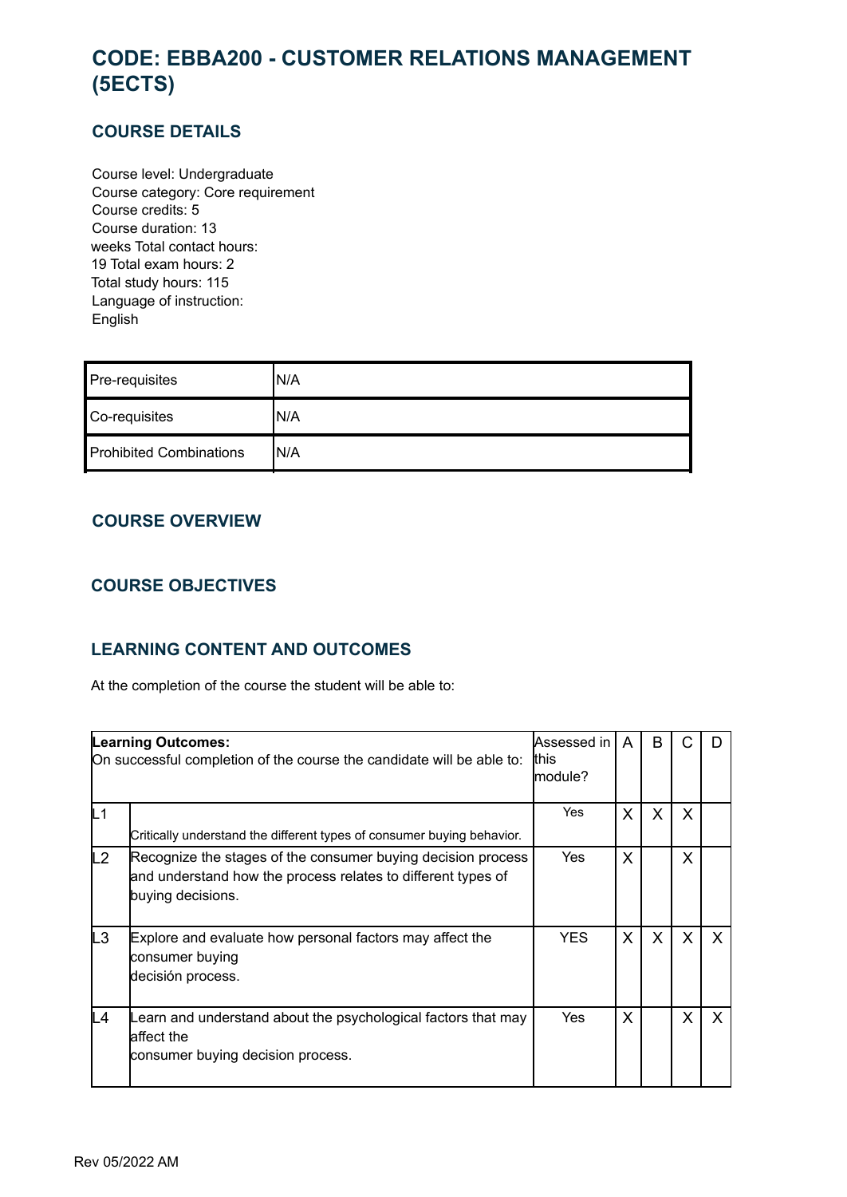# CODE: EBBA200 - CUSTOMER RELATIONS MANAGEMENT (5ECTS)

## COURSE DETAILS

Course level: Undergraduate
Course category: Core requirement
Course credits: 5
Course duration: 13 weeks Total contact hours: 19 Total exam hours: 2
Total study hours: 115
Language of instruction: English

| Pre-requisites | N/A |
|---|---|
| Co-requisites | N/A |
| Prohibited Combinations | N/A |

## COURSE OVERVIEW

## COURSE OBJECTIVES

## LEARNING CONTENT AND OUTCOMES

At the completion of the course the student will be able to:

| Learning Outcomes: On successful completion of the course the candidate will be able to: | | Assessed in this module? | A | B | C | D |
|---|---|---|---|---|---|---|
| L1 | Critically understand the different types of consumer buying behavior. | Yes | X | X | X | |
| L2 | Recognize the stages of the consumer buying decision process and understand how the process relates to different types of buying decisions. | Yes | X | | X | |
| L3 | Explore and evaluate how personal factors may affect the consumer buying decisión process. | YES | X | X | X | X |
| L4 | Learn and understand about the psychological factors that may affect the consumer buying decision process. | Yes | X | | X | X |

Rev 05/2022 AM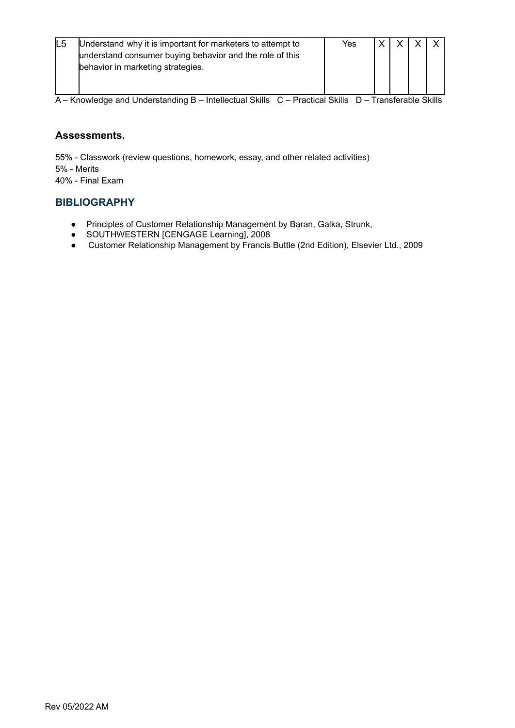| L5 | Understand why it is important for marketers to attempt to understand consumer buying behavior and the role of this behavior in marketing strategies. | Yes | X | X | X | X |
|---|---|---|---|---|---|---|

A – Knowledge and Understanding B – Intellectual Skills C – Practical Skills D – Transferable Skills

### Assessments.

55% - Classwork (review questions, homework, essay, and other related activities)
5% - Merits
40% - Final Exam

## BIBLIOGRAPHY

- Principles of Customer Relationship Management by Baran, Galka, Strunk,
- SOUTHWESTERN [CENGAGE Learning], 2008
- Customer Relationship Management by Francis Buttle (2nd Edition), Elsevier Ltd., 2009

Rev 05/2022 AM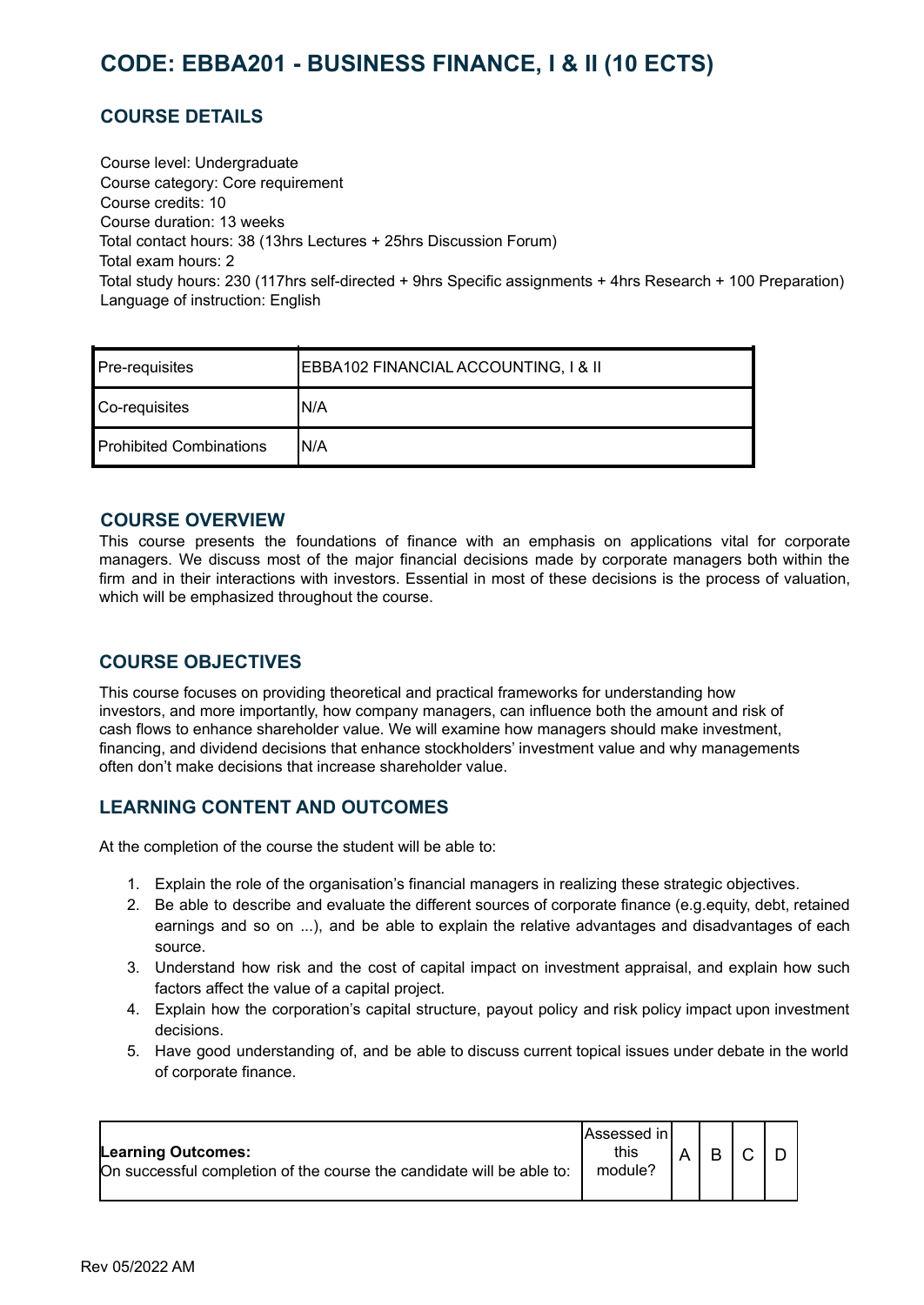# CODE: EBBA201 - BUSINESS FINANCE, I & II (10 ECTS)

## COURSE DETAILS

Course level: Undergraduate
Course category: Core requirement
Course credits: 10
Course duration: 13 weeks
Total contact hours: 38 (13hrs Lectures + 25hrs Discussion Forum)
Total exam hours: 2
Total study hours: 230 (117hrs self-directed + 9hrs Specific assignments + 4hrs Research + 100 Preparation)
Language of instruction: English

| | |
|---|---|
| Pre-requisites | EBBA102 FINANCIAL ACCOUNTING, I & II |
| Co-requisites | N/A |
| Prohibited Combinations | N/A |

## COURSE OVERVIEW

This course presents the foundations of finance with an emphasis on applications vital for corporate managers. We discuss most of the major financial decisions made by corporate managers both within the firm and in their interactions with investors. Essential in most of these decisions is the process of valuation, which will be emphasized throughout the course.

## COURSE OBJECTIVES

This course focuses on providing theoretical and practical frameworks for understanding how investors, and more importantly, how company managers, can influence both the amount and risk of cash flows to enhance shareholder value. We will examine how managers should make investment, financing, and dividend decisions that enhance stockholders' investment value and why managements often don't make decisions that increase shareholder value.

## LEARNING CONTENT AND OUTCOMES

At the completion of the course the student will be able to:

1. Explain the role of the organisation's financial managers in realizing these strategic objectives.
2. Be able to describe and evaluate the different sources of corporate finance (e.g.equity, debt, retained earnings and so on ...), and be able to explain the relative advantages and disadvantages of each source.
3. Understand how risk and the cost of capital impact on investment appraisal, and explain how such factors affect the value of a capital project.
4. Explain how the corporation's capital structure, payout policy and risk policy impact upon investment decisions.
5. Have good understanding of, and be able to discuss current topical issues under debate in the world of corporate finance.

| **Learning Outcomes:** On successful completion of the course the candidate will be able to: | Assessed in this module? | A | B | C | D |
|---|---|---|---|---|---|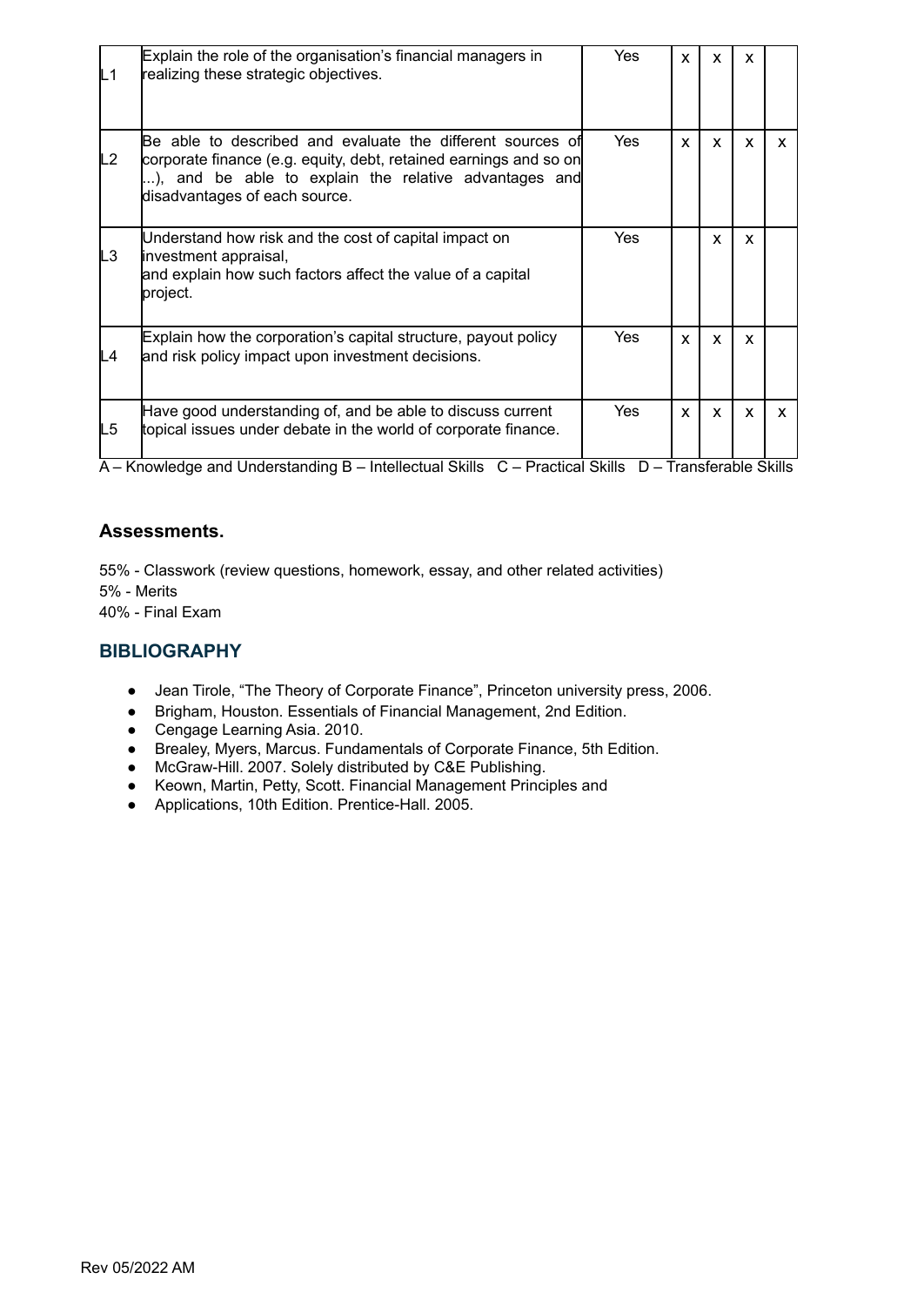| | | | | | | |
|---|---|---|---|---|---|---|
| L1 | Explain the role of the organisation's financial managers in realizing these strategic objectives. | Yes | x | x | x | |
| L2 | Be able to described and evaluate the different sources of corporate finance (e.g. equity, debt, retained earnings and so on ...), and be able to explain the relative advantages and disadvantages of each source. | Yes | x | x | x | x |
| L3 | Understand how risk and the cost of capital impact on investment appraisal, and explain how such factors affect the value of a capital project. | Yes | | x | x | |
| L4 | Explain how the corporation's capital structure, payout policy and risk policy impact upon investment decisions. | Yes | x | x | x | |
| L5 | Have good understanding of, and be able to discuss current topical issues under debate in the world of corporate finance. | Yes | x | x | x | x |

A – Knowledge and Understanding B – Intellectual Skills C – Practical Skills D – Transferable Skills

### Assessments.

55% - Classwork (review questions, homework, essay, and other related activities)
5% - Merits
40% - Final Exam

## BIBLIOGRAPHY

- Jean Tirole, "The Theory of Corporate Finance", Princeton university press, 2006.
- Brigham, Houston. Essentials of Financial Management, 2nd Edition.
- Cengage Learning Asia. 2010.
- Brealey, Myers, Marcus. Fundamentals of Corporate Finance, 5th Edition.
- McGraw-Hill. 2007. Solely distributed by C&E Publishing.
- Keown, Martin, Petty, Scott. Financial Management Principles and
- Applications, 10th Edition. Prentice-Hall. 2005.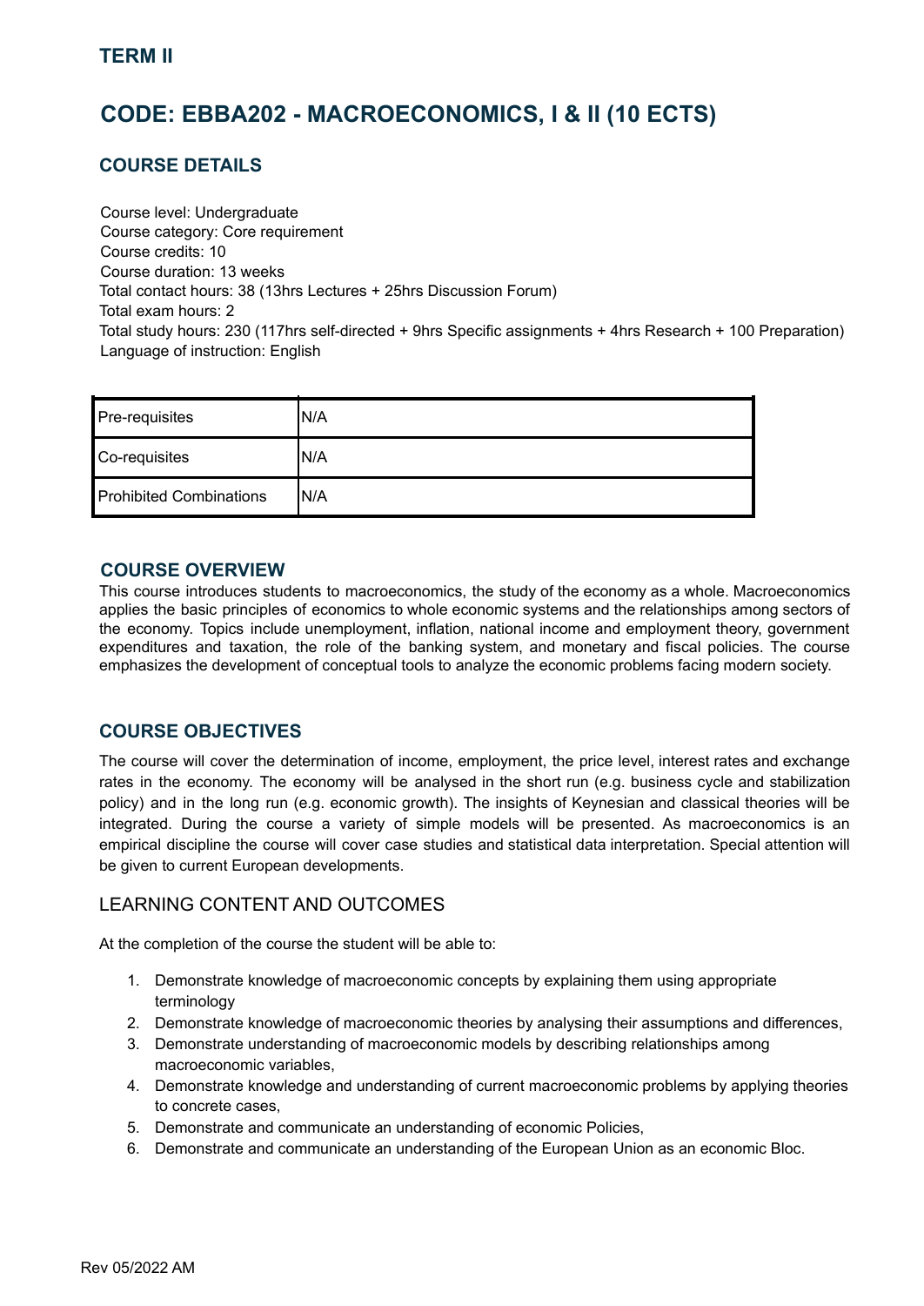## TERM II

# CODE: EBBA202 - MACROECONOMICS, I & II (10 ECTS)

## COURSE DETAILS

Course level: Undergraduate
Course category: Core requirement
Course credits: 10
Course duration: 13 weeks
Total contact hours: 38 (13hrs Lectures + 25hrs Discussion Forum)
Total exam hours: 2
Total study hours: 230 (117hrs self-directed + 9hrs Specific assignments + 4hrs Research + 100 Preparation)
Language of instruction: English

| | |
|---|---|
| Pre-requisites | N/A |
| Co-requisites | N/A |
| Prohibited Combinations | N/A |

## COURSE OVERVIEW

This course introduces students to macroeconomics, the study of the economy as a whole. Macroeconomics applies the basic principles of economics to whole economic systems and the relationships among sectors of the economy. Topics include unemployment, inflation, national income and employment theory, government expenditures and taxation, the role of the banking system, and monetary and fiscal policies. The course emphasizes the development of conceptual tools to analyze the economic problems facing modern society.

## COURSE OBJECTIVES

The course will cover the determination of income, employment, the price level, interest rates and exchange rates in the economy. The economy will be analysed in the short run (e.g. business cycle and stabilization policy) and in the long run (e.g. economic growth). The insights of Keynesian and classical theories will be integrated. During the course a variety of simple models will be presented. As macroeconomics is an empirical discipline the course will cover case studies and statistical data interpretation. Special attention will be given to current European developments.

## LEARNING CONTENT AND OUTCOMES

At the completion of the course the student will be able to:

1. Demonstrate knowledge of macroeconomic concepts by explaining them using appropriate terminology
2. Demonstrate knowledge of macroeconomic theories by analysing their assumptions and differences,
3. Demonstrate understanding of macroeconomic models by describing relationships among macroeconomic variables,
4. Demonstrate knowledge and understanding of current macroeconomic problems by applying theories to concrete cases,
5. Demonstrate and communicate an understanding of economic Policies,
6. Demonstrate and communicate an understanding of the European Union as an economic Bloc.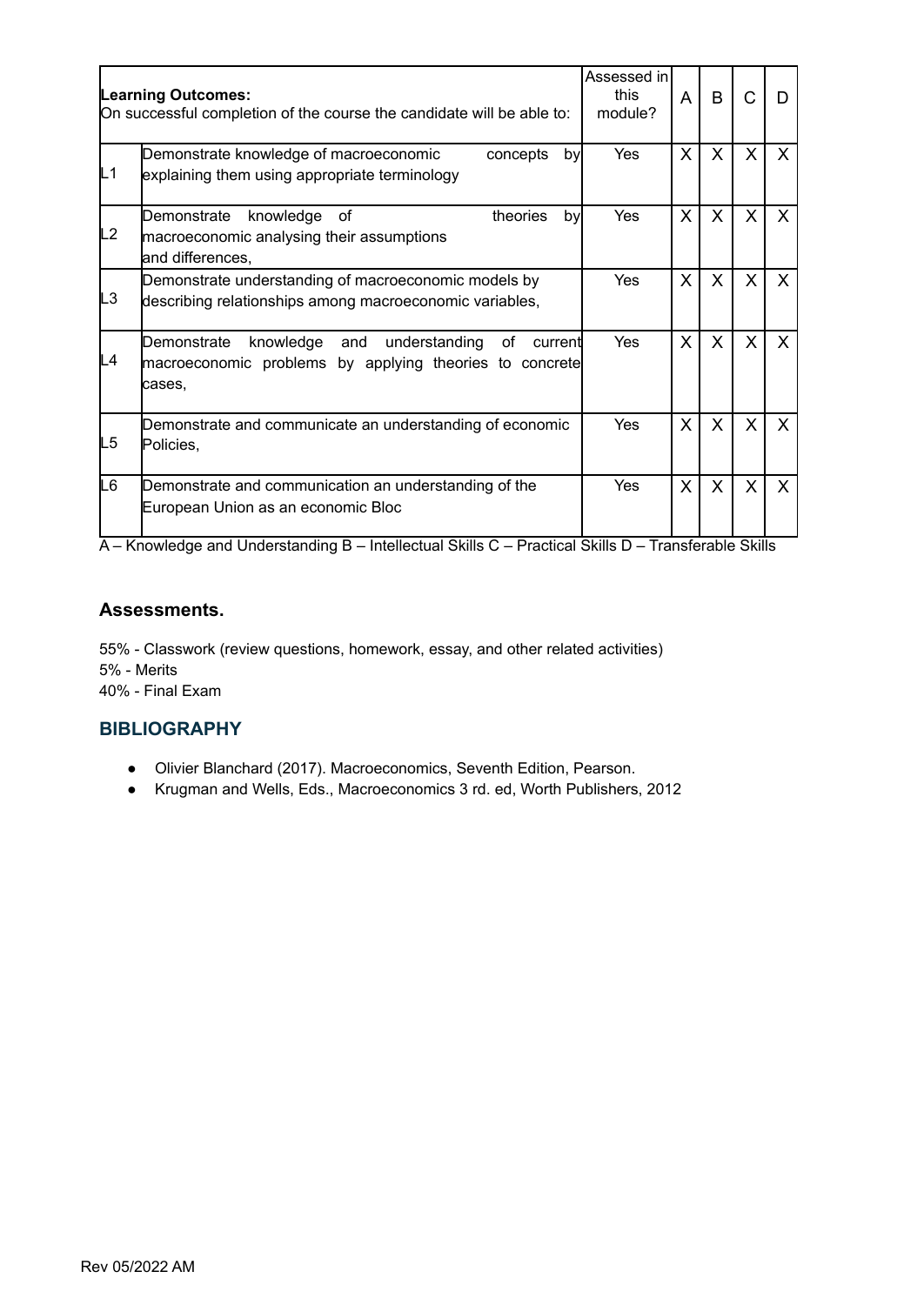| Learning Outcomes:<br>On successful completion of the course the candidate will be able to: | | Assessed in this module? | A | B | C | D |
|---|---|---|---|---|---|---|
| L1 | Demonstrate knowledge of macroeconomic concepts by explaining them using appropriate terminology | Yes | X | X | X | X |
| L2 | Demonstrate knowledge of theories by macroeconomic analysing their assumptions and differences, | Yes | X | X | X | X |
| L3 | Demonstrate understanding of macroeconomic models by describing relationships among macroeconomic variables, | Yes | X | X | X | X |
| L4 | Demonstrate knowledge and understanding of current macroeconomic problems by applying theories to concrete cases, | Yes | X | X | X | X |
| L5 | Demonstrate and communicate an understanding of economic Policies, | Yes | X | X | X | X |
| L6 | Demonstrate and communication an understanding of the European Union as an economic Bloc | Yes | X | X | X | X |

A – Knowledge and Understanding B – Intellectual Skills C – Practical Skills D – Transferable Skills

### Assessments.

55% - Classwork (review questions, homework, essay, and other related activities)
5% - Merits
40% - Final Exam

### BIBLIOGRAPHY

- Olivier Blanchard (2017). Macroeconomics, Seventh Edition, Pearson.
- Krugman and Wells, Eds., Macroeconomics 3 rd. ed, Worth Publishers, 2012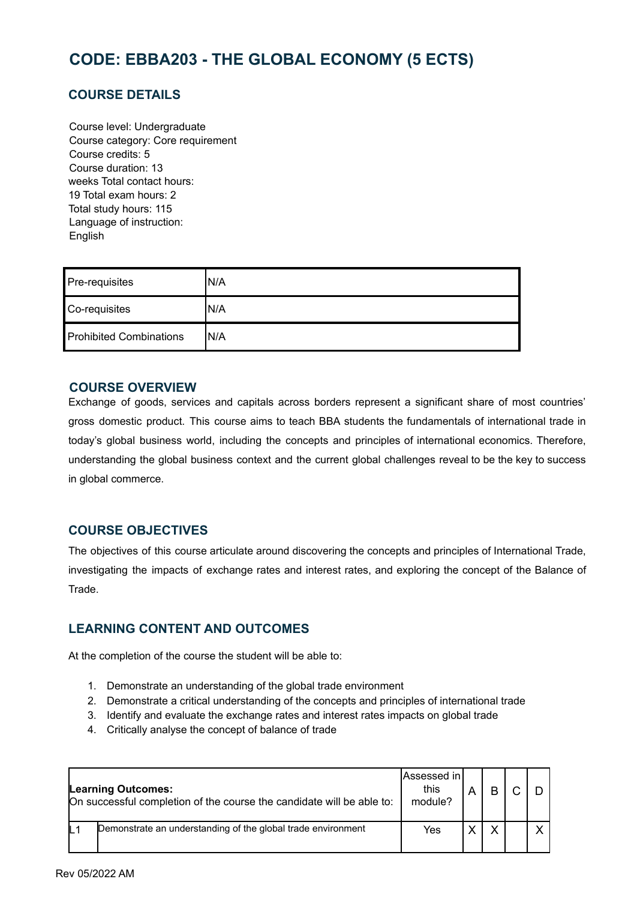# CODE: EBBA203 - THE GLOBAL ECONOMY (5 ECTS)

## COURSE DETAILS

Course level: Undergraduate
Course category: Core requirement
Course credits: 5
Course duration: 13
weeks Total contact hours:
19 Total exam hours: 2
Total study hours: 115
Language of instruction:
English

| Pre-requisites | N/A |
|---|---|
| Co-requisites | N/A |
| Prohibited Combinations | N/A |

## COURSE OVERVIEW

Exchange of goods, services and capitals across borders represent a significant share of most countries' gross domestic product. This course aims to teach BBA students the fundamentals of international trade in today's global business world, including the concepts and principles of international economics. Therefore, understanding the global business context and the current global challenges reveal to be the key to success in global commerce.

## COURSE OBJECTIVES

The objectives of this course articulate around discovering the concepts and principles of International Trade, investigating the impacts of exchange rates and interest rates, and exploring the concept of the Balance of Trade.

## LEARNING CONTENT AND OUTCOMES

At the completion of the course the student will be able to:

1. Demonstrate an understanding of the global trade environment
2. Demonstrate a critical understanding of the concepts and principles of international trade
3. Identify and evaluate the exchange rates and interest rates impacts on global trade
4. Critically analyse the concept of balance of trade

| **Learning Outcomes:** On successful completion of the course the candidate will be able to: | | Assessed in this module? | A | B | C | D |
|---|---|---|---|---|---|---|
| L1 | Demonstrate an understanding of the global trade environment | Yes | X | X | | X |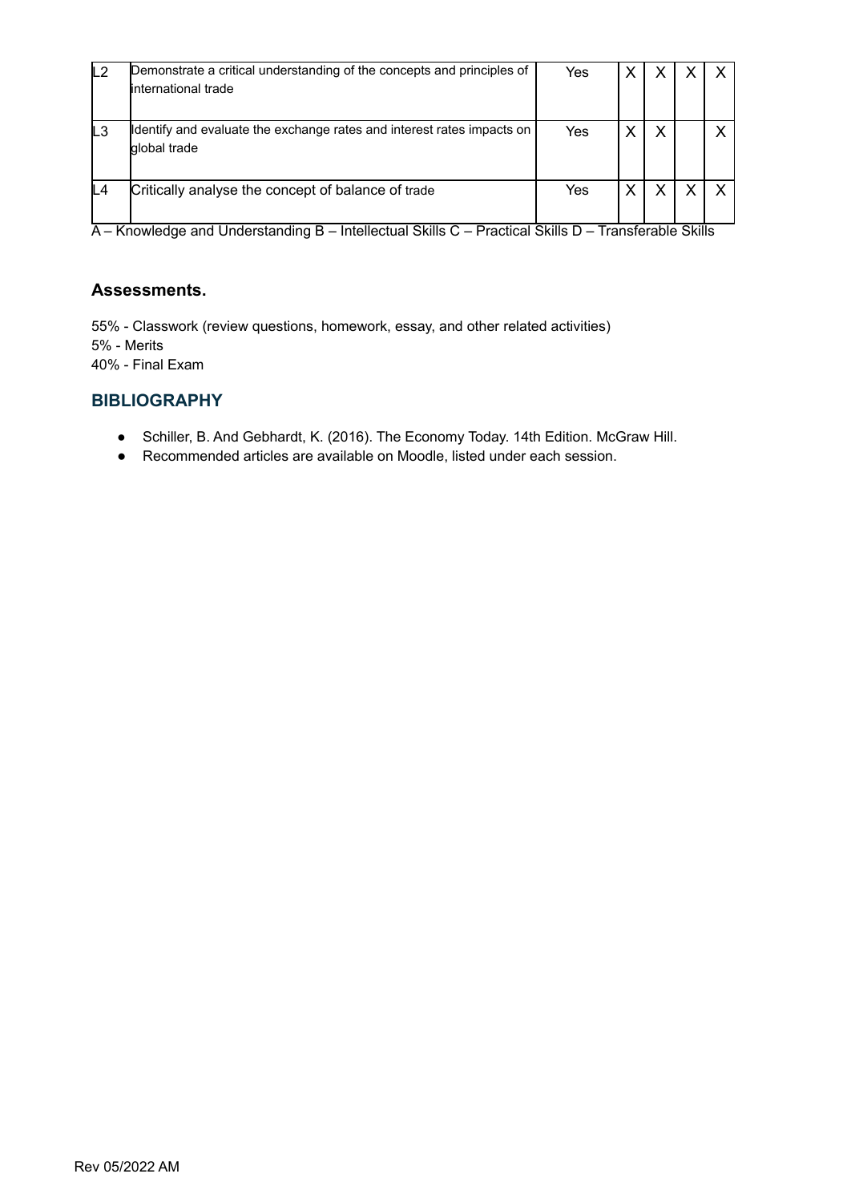| L2 | Demonstrate a critical understanding of the concepts and principles of international trade | Yes | X | X | X | X |
|---|---|---|---|---|---|---|
| L3 | Identify and evaluate the exchange rates and interest rates impacts on global trade | Yes | X | X | | X |
| L4 | Critically analyse the concept of balance of trade | Yes | X | X | X | X |

A – Knowledge and Understanding B – Intellectual Skills C – Practical Skills D – Transferable Skills

### Assessments.

55% - Classwork (review questions, homework, essay, and other related activities)
5% - Merits
40% - Final Exam

## BIBLIOGRAPHY

- Schiller, B. And Gebhardt, K. (2016). The Economy Today. 14th Edition. McGraw Hill.
- Recommended articles are available on Moodle, listed under each session.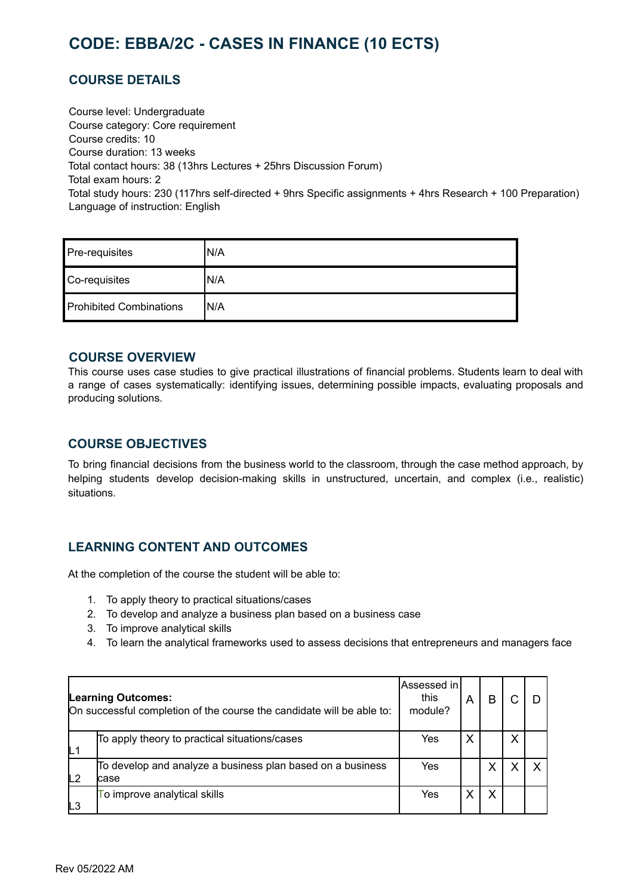# CODE: EBBA/2C - CASES IN FINANCE (10 ECTS)

## COURSE DETAILS

Course level: Undergraduate
Course category: Core requirement
Course credits: 10
Course duration: 13 weeks
Total contact hours: 38 (13hrs Lectures + 25hrs Discussion Forum)
Total exam hours: 2
Total study hours: 230 (117hrs self-directed + 9hrs Specific assignments + 4hrs Research + 100 Preparation)
Language of instruction: English

| Pre-requisites | N/A |
|---|---|
| Co-requisites | N/A |
| Prohibited Combinations | N/A |

## COURSE OVERVIEW

This course uses case studies to give practical illustrations of financial problems. Students learn to deal with a range of cases systematically: identifying issues, determining possible impacts, evaluating proposals and producing solutions.

## COURSE OBJECTIVES

To bring financial decisions from the business world to the classroom, through the case method approach, by helping students develop decision-making skills in unstructured, uncertain, and complex (i.e., realistic) situations.

## LEARNING CONTENT AND OUTCOMES

At the completion of the course the student will be able to:

1. To apply theory to practical situations/cases
2. To develop and analyze a business plan based on a business case
3. To improve analytical skills
4. To learn the analytical frameworks used to assess decisions that entrepreneurs and managers face

| **Learning Outcomes:** On successful completion of the course the candidate will be able to: | | Assessed in this module? | A | B | C | D |
|---|---|---|---|---|---|---|
| L1 | To apply theory to practical situations/cases | Yes | X | | X | |
| L2 | To develop and analyze a business plan based on a business case | Yes | | X | X | X |
| L3 | To improve analytical skills | Yes | X | X | | |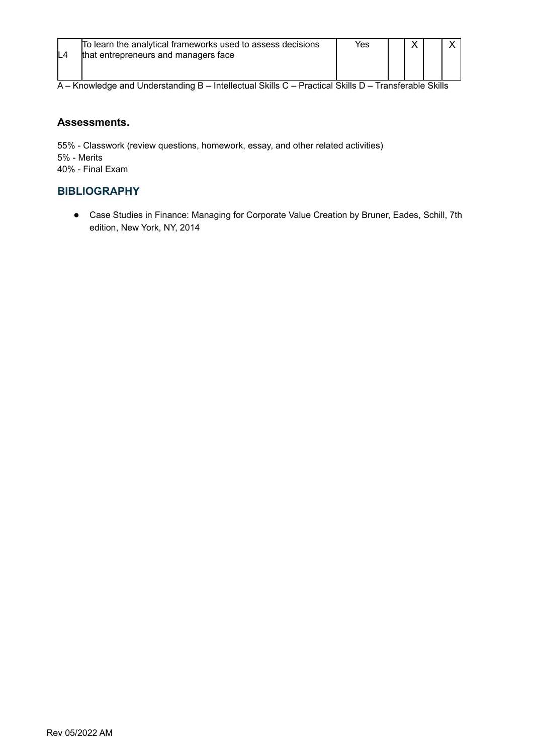| L4 | To learn the analytical frameworks used to assess decisions that entrepreneurs and managers face | Yes | | X | | X |
|---|---|---|---|---|---|---|

A – Knowledge and Understanding B – Intellectual Skills C – Practical Skills D – Transferable Skills

### Assessments.

55% - Classwork (review questions, homework, essay, and other related activities)
5% - Merits
40% - Final Exam

## BIBLIOGRAPHY

- Case Studies in Finance: Managing for Corporate Value Creation by Bruner, Eades, Schill, 7th edition, New York, NY, 2014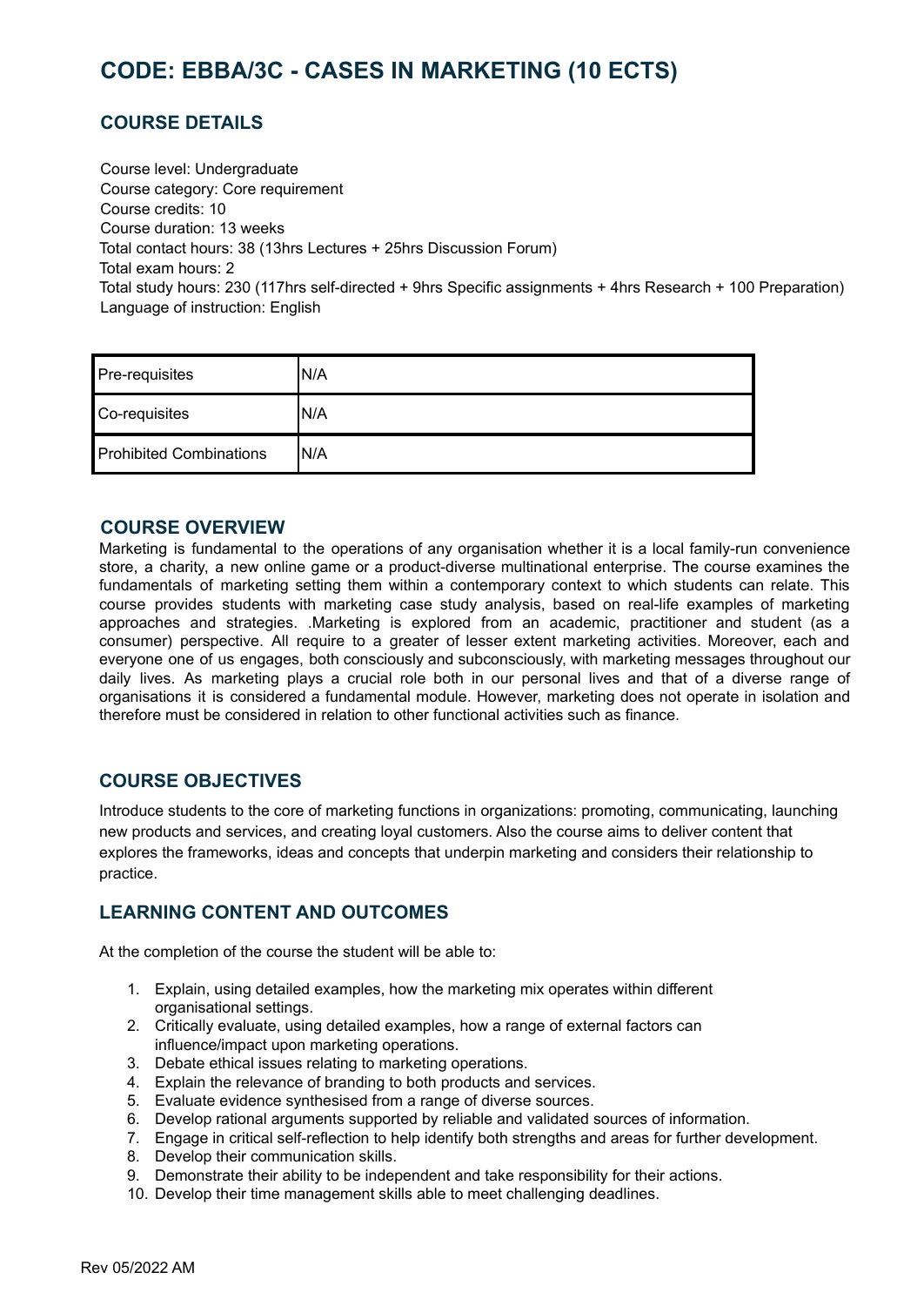# CODE: EBBA/3C - CASES IN MARKETING (10 ECTS)

## COURSE DETAILS

Course level: Undergraduate
Course category: Core requirement
Course credits: 10
Course duration: 13 weeks
Total contact hours: 38 (13hrs Lectures + 25hrs Discussion Forum)
Total exam hours: 2
Total study hours: 230 (117hrs self-directed + 9hrs Specific assignments + 4hrs Research + 100 Preparation)
Language of instruction: English

| Pre-requisites | N/A |
|---|---|
| Co-requisites | N/A |
| Prohibited Combinations | N/A |

## COURSE OVERVIEW

Marketing is fundamental to the operations of any organisation whether it is a local family-run convenience store, a charity, a new online game or a product-diverse multinational enterprise. The course examines the fundamentals of marketing setting them within a contemporary context to which students can relate. This course provides students with marketing case study analysis, based on real-life examples of marketing approaches and strategies. .Marketing is explored from an academic, practitioner and student (as a consumer) perspective. All require to a greater of lesser extent marketing activities. Moreover, each and everyone one of us engages, both consciously and subconsciously, with marketing messages throughout our daily lives. As marketing plays a crucial role both in our personal lives and that of a diverse range of organisations it is considered a fundamental module. However, marketing does not operate in isolation and therefore must be considered in relation to other functional activities such as finance.

## COURSE OBJECTIVES

Introduce students to the core of marketing functions in organizations: promoting, communicating, launching new products and services, and creating loyal customers. Also the course aims to deliver content that explores the frameworks, ideas and concepts that underpin marketing and considers their relationship to practice.

## LEARNING CONTENT AND OUTCOMES

At the completion of the course the student will be able to:

1. Explain, using detailed examples, how the marketing mix operates within different organisational settings.
2. Critically evaluate, using detailed examples, how a range of external factors can influence/impact upon marketing operations.
3. Debate ethical issues relating to marketing operations.
4. Explain the relevance of branding to both products and services.
5. Evaluate evidence synthesised from a range of diverse sources.
6. Develop rational arguments supported by reliable and validated sources of information.
7. Engage in critical self-reflection to help identify both strengths and areas for further development.
8. Develop their communication skills.
9. Demonstrate their ability to be independent and take responsibility for their actions.
10. Develop their time management skills able to meet challenging deadlines.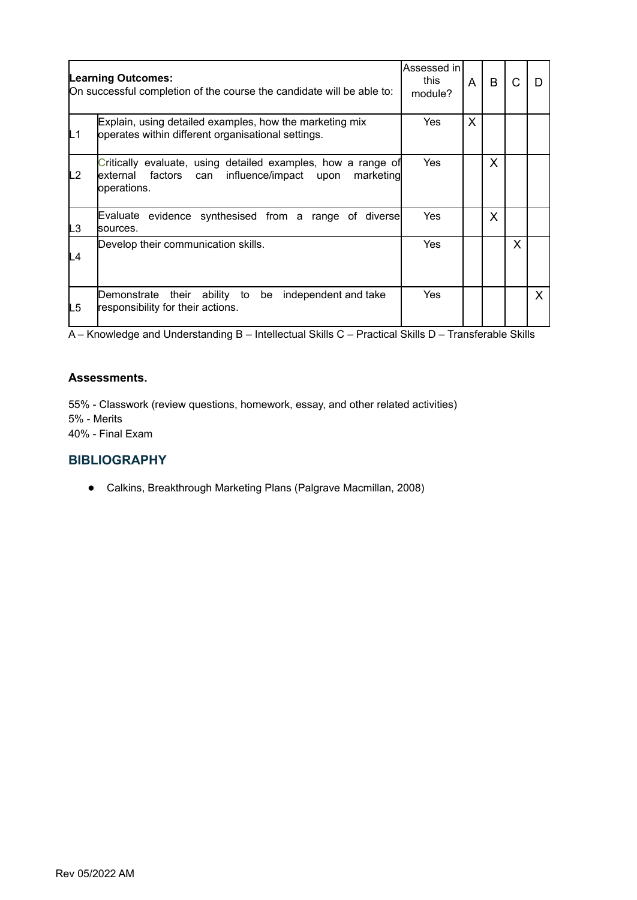| | **Learning Outcomes:** On successful completion of the course the candidate will be able to: | Assessed in this module? | A | B | C | D |
|---|---|---|---|---|---|---|
| L1 | Explain, using detailed examples, how the marketing mix operates within different organisational settings. | Yes | X | | | |
| L2 | Critically evaluate, using detailed examples, how a range of external factors can influence/impact upon marketing operations. | Yes | | X | | |
| L3 | Evaluate evidence synthesised from a range of diverse sources. | Yes | | X | | |
| L4 | Develop their communication skills. | Yes | | | X | |
| L5 | Demonstrate their ability to be independent and take responsibility for their actions. | Yes | | | | X |

A – Knowledge and Understanding B – Intellectual Skills C – Practical Skills D – Transferable Skills

**Assessments.**

55% - Classwork (review questions, homework, essay, and other related activities)
5% - Merits
40% - Final Exam

## BIBLIOGRAPHY

- Calkins, Breakthrough Marketing Plans (Palgrave Macmillan, 2008)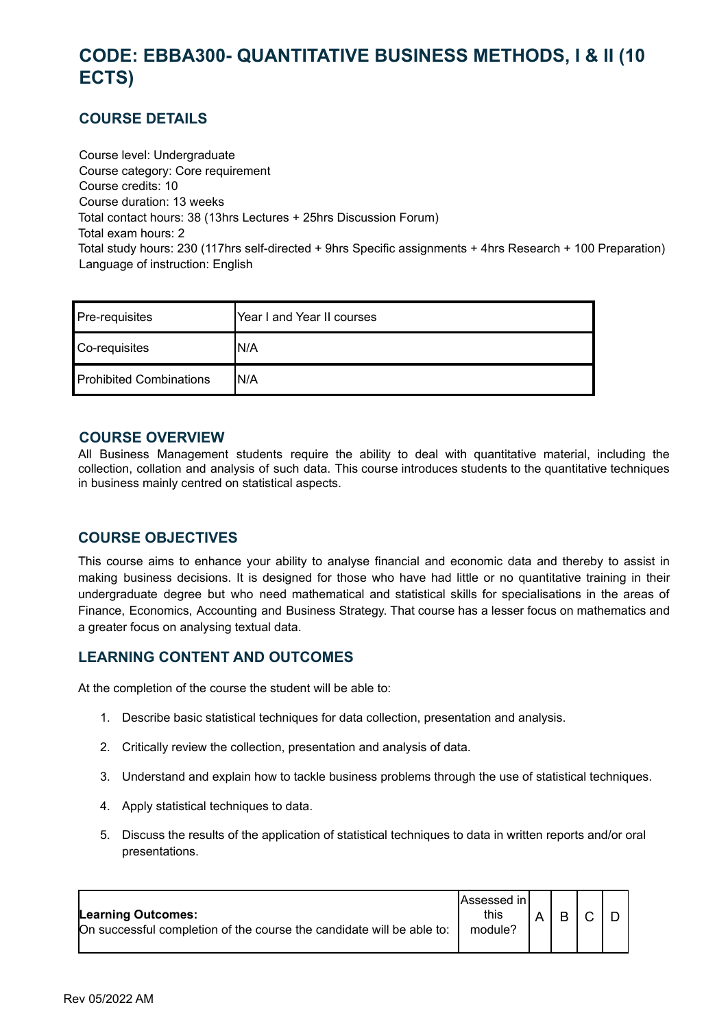# CODE: EBBA300- QUANTITATIVE BUSINESS METHODS, I & II (10 ECTS)

## COURSE DETAILS

Course level: Undergraduate
Course category: Core requirement
Course credits: 10
Course duration: 13 weeks
Total contact hours: 38 (13hrs Lectures + 25hrs Discussion Forum)
Total exam hours: 2
Total study hours: 230 (117hrs self-directed + 9hrs Specific assignments + 4hrs Research + 100 Preparation)
Language of instruction: English

| Pre-requisites | Year I and Year II courses |
|---|---|
| Co-requisites | N/A |
| Prohibited Combinations | N/A |

## COURSE OVERVIEW

All Business Management students require the ability to deal with quantitative material, including the collection, collation and analysis of such data. This course introduces students to the quantitative techniques in business mainly centred on statistical aspects.

## COURSE OBJECTIVES

This course aims to enhance your ability to analyse financial and economic data and thereby to assist in making business decisions. It is designed for those who have had little or no quantitative training in their undergraduate degree but who need mathematical and statistical skills for specialisations in the areas of Finance, Economics, Accounting and Business Strategy. That course has a lesser focus on mathematics and a greater focus on analysing textual data.

## LEARNING CONTENT AND OUTCOMES

At the completion of the course the student will be able to:

1. Describe basic statistical techniques for data collection, presentation and analysis.
2. Critically review the collection, presentation and analysis of data.
3. Understand and explain how to tackle business problems through the use of statistical techniques.
4. Apply statistical techniques to data.
5. Discuss the results of the application of statistical techniques to data in written reports and/or oral presentations.

| **Learning Outcomes:** On successful completion of the course the candidate will be able to: | Assessed in this module? | A | B | C | D |
|---|---|---|---|---|---|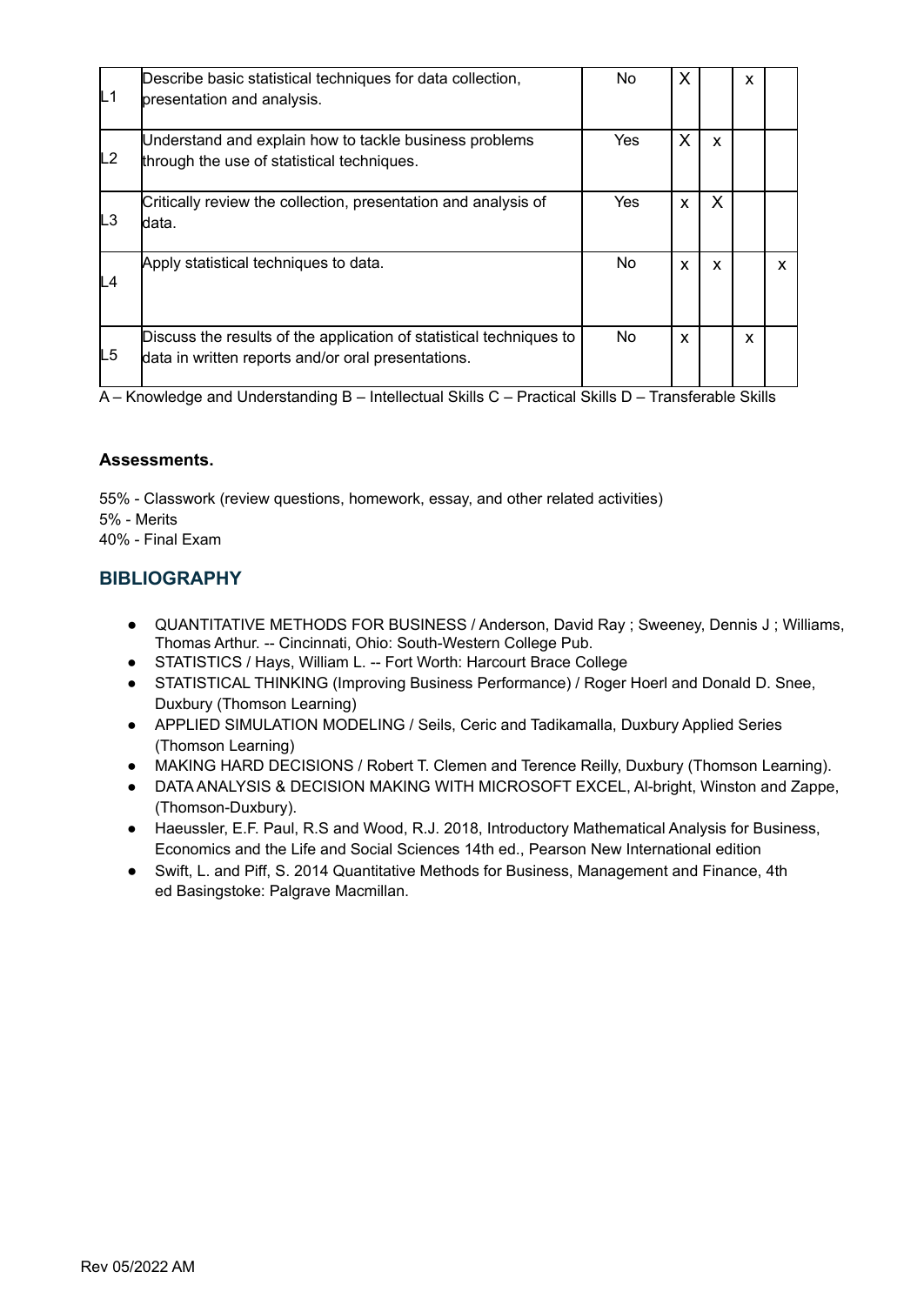| | | | | | | |
|---|---|---|---|---|---|---|
| L1 | Describe basic statistical techniques for data collection, presentation and analysis. | No | X | | x | |
| L2 | Understand and explain how to tackle business problems through the use of statistical techniques. | Yes | X | x | | |
| L3 | Critically review the collection, presentation and analysis of data. | Yes | x | X | | |
| L4 | Apply statistical techniques to data. | No | x | x | | x |
| L5 | Discuss the results of the application of statistical techniques to data in written reports and/or oral presentations. | No | x | | x | |

A – Knowledge and Understanding B – Intellectual Skills C – Practical Skills D – Transferable Skills

**Assessments.**

55% - Classwork (review questions, homework, essay, and other related activities)
5% - Merits
40% - Final Exam

## BIBLIOGRAPHY

- QUANTITATIVE METHODS FOR BUSINESS / Anderson, David Ray ; Sweeney, Dennis J ; Williams, Thomas Arthur. -- Cincinnati, Ohio: South-Western College Pub.
- STATISTICS / Hays, William L. -- Fort Worth: Harcourt Brace College
- STATISTICAL THINKING (Improving Business Performance) / Roger Hoerl and Donald D. Snee, Duxbury (Thomson Learning)
- APPLIED SIMULATION MODELING / Seils, Ceric and Tadikamalla, Duxbury Applied Series (Thomson Learning)
- MAKING HARD DECISIONS / Robert T. Clemen and Terence Reilly, Duxbury (Thomson Learning).
- DATA ANALYSIS & DECISION MAKING WITH MICROSOFT EXCEL, Al-bright, Winston and Zappe, (Thomson-Duxbury).
- Haeussler, E.F. Paul, R.S and Wood, R.J. 2018, Introductory Mathematical Analysis for Business, Economics and the Life and Social Sciences 14th ed., Pearson New International edition
- Swift, L. and Piff, S. 2014 Quantitative Methods for Business, Management and Finance, 4th ed Basingstoke: Palgrave Macmillan.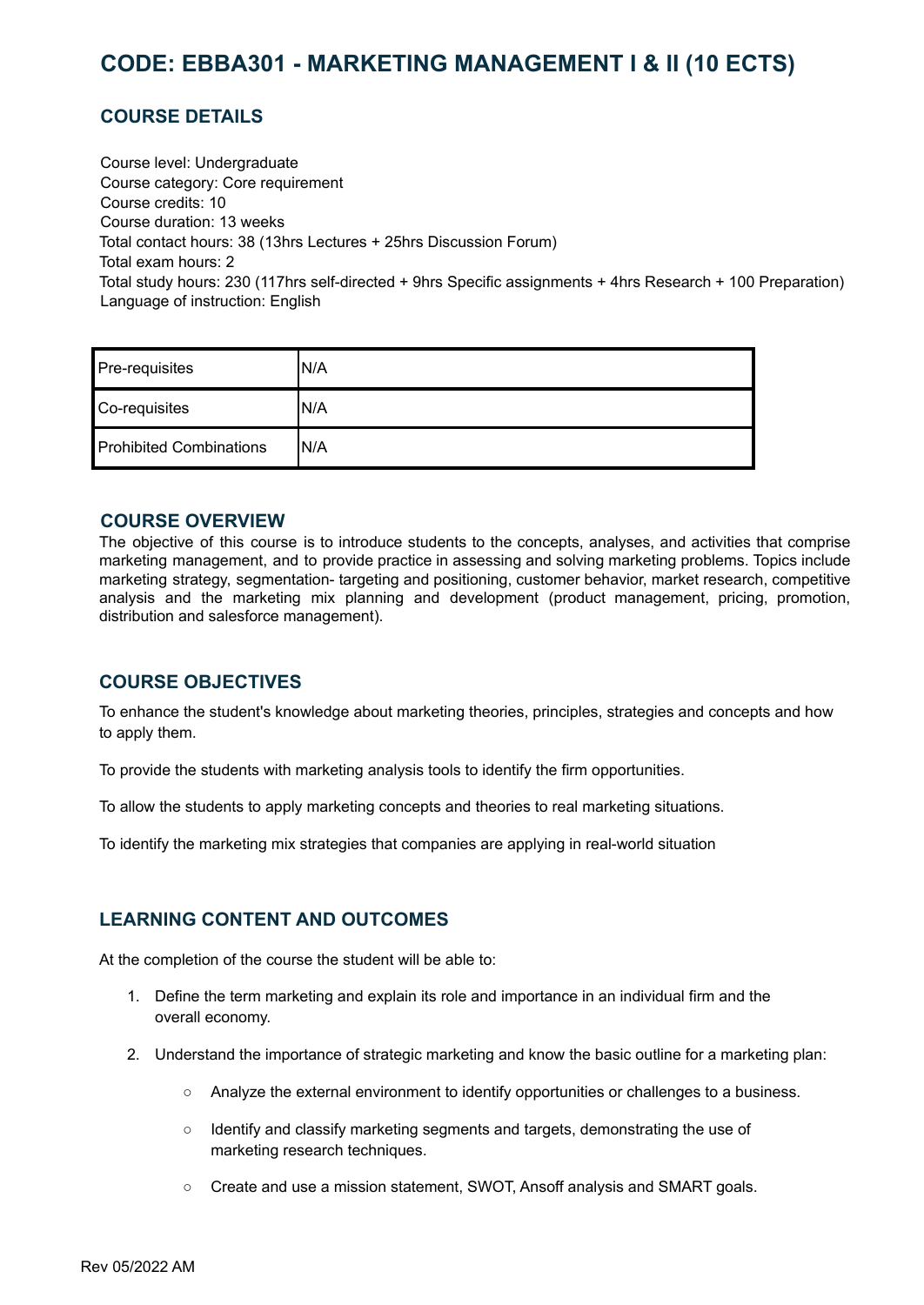# CODE: EBBA301 - MARKETING MANAGEMENT I & II (10 ECTS)

## COURSE DETAILS

Course level: Undergraduate
Course category: Core requirement
Course credits: 10
Course duration: 13 weeks
Total contact hours: 38 (13hrs Lectures + 25hrs Discussion Forum)
Total exam hours: 2
Total study hours: 230 (117hrs self-directed + 9hrs Specific assignments + 4hrs Research + 100 Preparation)
Language of instruction: English

| Pre-requisites | N/A |
|---|---|
| Co-requisites | N/A |
| Prohibited Combinations | N/A |

## COURSE OVERVIEW

The objective of this course is to introduce students to the concepts, analyses, and activities that comprise marketing management, and to provide practice in assessing and solving marketing problems. Topics include marketing strategy, segmentation- targeting and positioning, customer behavior, market research, competitive analysis and the marketing mix planning and development (product management, pricing, promotion, distribution and salesforce management).

## COURSE OBJECTIVES

To enhance the student's knowledge about marketing theories, principles, strategies and concepts and how to apply them.

To provide the students with marketing analysis tools to identify the firm opportunities.

To allow the students to apply marketing concepts and theories to real marketing situations.

To identify the marketing mix strategies that companies are applying in real-world situation

## LEARNING CONTENT AND OUTCOMES

At the completion of the course the student will be able to:

1. Define the term marketing and explain its role and importance in an individual firm and the overall economy.
2. Understand the importance of strategic marketing and know the basic outline for a marketing plan:
   - Analyze the external environment to identify opportunities or challenges to a business.
   - Identify and classify marketing segments and targets, demonstrating the use of marketing research techniques.
   - Create and use a mission statement, SWOT, Ansoff analysis and SMART goals.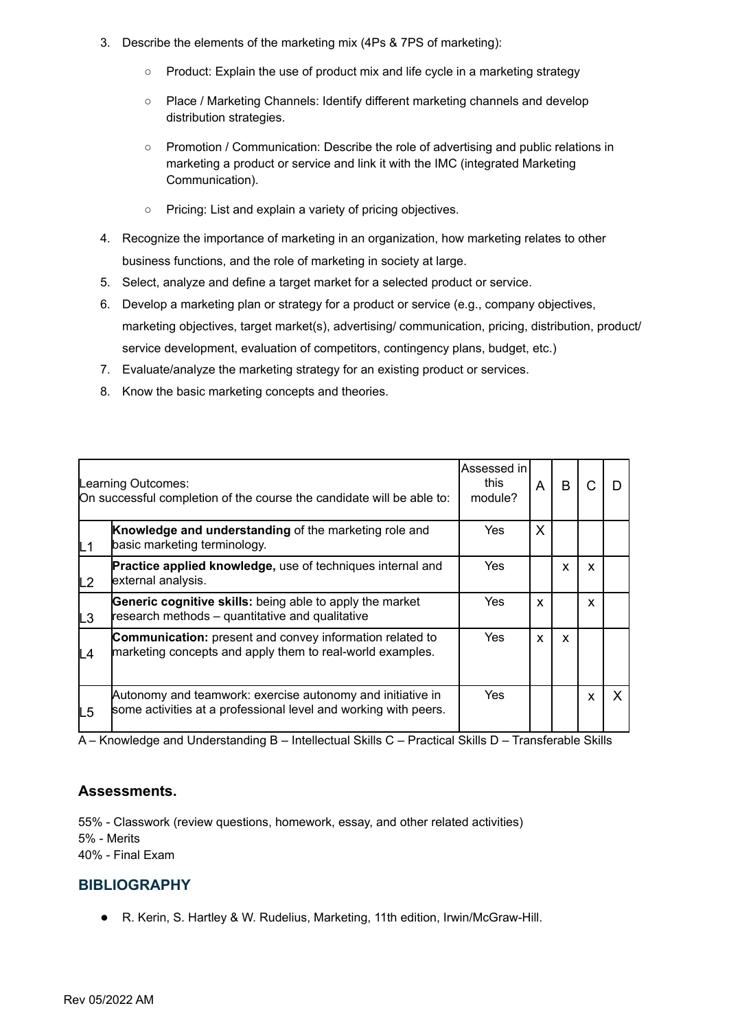3. Describe the elements of the marketing mix (4Ps & 7PS of marketing):
    - Product: Explain the use of product mix and life cycle in a marketing strategy
    - Place / Marketing Channels: Identify different marketing channels and develop distribution strategies.
    - Promotion / Communication: Describe the role of advertising and public relations in marketing a product or service and link it with the IMC (integrated Marketing Communication).
    - Pricing: List and explain a variety of pricing objectives.
4. Recognize the importance of marketing in an organization, how marketing relates to other business functions, and the role of marketing in society at large.
5. Select, analyze and define a target market for a selected product or service.
6. Develop a marketing plan or strategy for a product or service (e.g., company objectives, marketing objectives, target market(s), advertising/ communication, pricing, distribution, product/ service development, evaluation of competitors, contingency plans, budget, etc.)
7. Evaluate/analyze the marketing strategy for an existing product or services.
8. Know the basic marketing concepts and theories.

| Learning Outcomes:<br>On successful completion of the course the candidate will be able to: | | Assessed in this module? | A | B | C | D |
|---|---|---|---|---|---|---|
| L1 | **Knowledge and understanding** of the marketing role and basic marketing terminology. | Yes | X | | | |
| L2 | **Practice applied knowledge,** use of techniques internal and external analysis. | Yes | | x | x | |
| L3 | **Generic cognitive skills:** being able to apply the market research methods – quantitative and qualitative | Yes | x | | x | |
| L4 | **Communication:** present and convey information related to marketing concepts and apply them to real-world examples. | Yes | x | x | | |
| L5 | Autonomy and teamwork: exercise autonomy and initiative in some activities at a professional level and working with peers. | Yes | | | x | X |

A – Knowledge and Understanding B – Intellectual Skills C – Practical Skills D – Transferable Skills

### Assessments.

55% - Classwork (review questions, homework, essay, and other related activities)
5% - Merits
40% - Final Exam

## BIBLIOGRAPHY

- R. Kerin, S. Hartley & W. Rudelius, Marketing, 11th edition, Irwin/McGraw-Hill.

Rev 05/2022 AM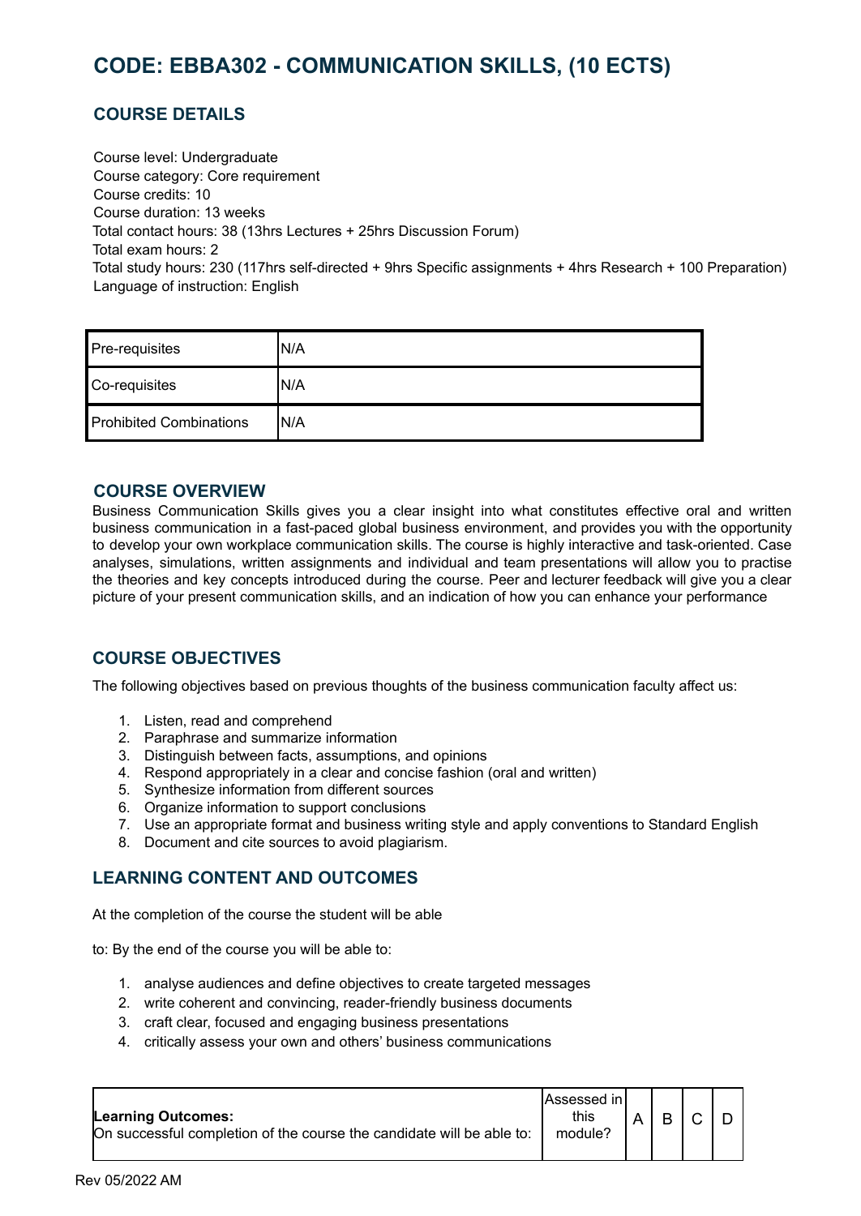# CODE: EBBA302 - COMMUNICATION SKILLS, (10 ECTS)

## COURSE DETAILS

Course level: Undergraduate
Course category: Core requirement
Course credits: 10
Course duration: 13 weeks
Total contact hours: 38 (13hrs Lectures + 25hrs Discussion Forum)
Total exam hours: 2
Total study hours: 230 (117hrs self-directed + 9hrs Specific assignments + 4hrs Research + 100 Preparation)
Language of instruction: English

| Pre-requisites | N/A |
|---|---|
| Co-requisites | N/A |
| Prohibited Combinations | N/A |

## COURSE OVERVIEW

Business Communication Skills gives you a clear insight into what constitutes effective oral and written business communication in a fast-paced global business environment, and provides you with the opportunity to develop your own workplace communication skills. The course is highly interactive and task-oriented. Case analyses, simulations, written assignments and individual and team presentations will allow you to practise the theories and key concepts introduced during the course. Peer and lecturer feedback will give you a clear picture of your present communication skills, and an indication of how you can enhance your performance

## COURSE OBJECTIVES

The following objectives based on previous thoughts of the business communication faculty affect us:

1. Listen, read and comprehend
2. Paraphrase and summarize information
3. Distinguish between facts, assumptions, and opinions
4. Respond appropriately in a clear and concise fashion (oral and written)
5. Synthesize information from different sources
6. Organize information to support conclusions
7. Use an appropriate format and business writing style and apply conventions to Standard English
8. Document and cite sources to avoid plagiarism.

## LEARNING CONTENT AND OUTCOMES

At the completion of the course the student will be able

to: By the end of the course you will be able to:

1. analyse audiences and define objectives to create targeted messages
2. write coherent and convincing, reader-friendly business documents
3. craft clear, focused and engaging business presentations
4. critically assess your own and others' business communications

| **Learning Outcomes:** On successful completion of the course the candidate will be able to: | Assessed in this module? | A | B | C | D |
|---|---|---|---|---|---|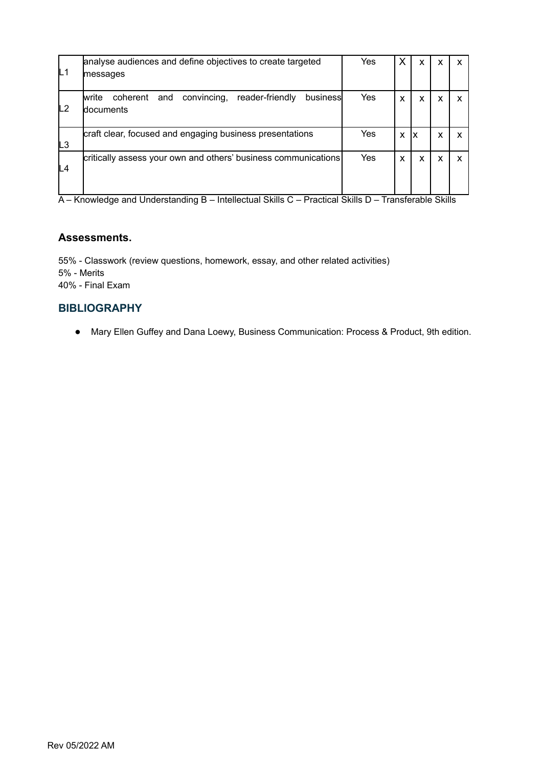| | | | | | | |
|---|---|---|---|---|---|---|
| L1 | analyse audiences and define objectives to create targeted messages | Yes | X | x | x | x |
| L2 | write coherent and convincing, reader-friendly business documents | Yes | x | x | x | x |
| L3 | craft clear, focused and engaging business presentations | Yes | x | x | x | x |
| L4 | critically assess your own and others' business communications | Yes | x | x | x | x |

A – Knowledge and Understanding B – Intellectual Skills C – Practical Skills D – Transferable Skills

### Assessments.

55% - Classwork (review questions, homework, essay, and other related activities)
5% - Merits
40% - Final Exam

## BIBLIOGRAPHY

- Mary Ellen Guffey and Dana Loewy, Business Communication: Process & Product, 9th edition.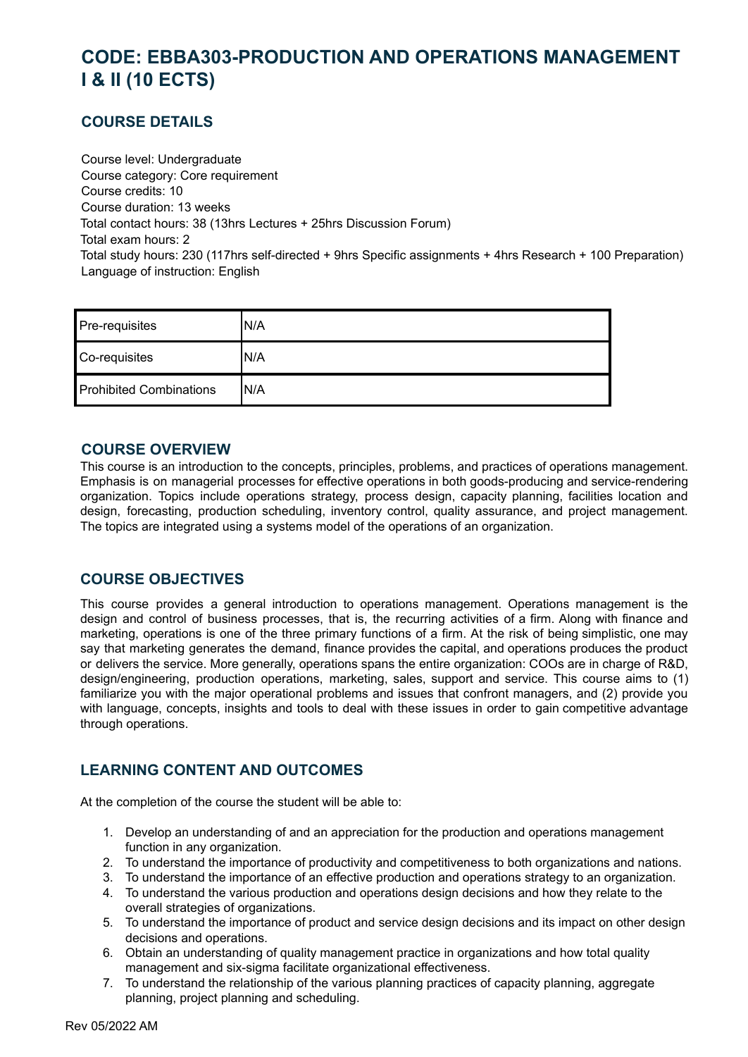# CODE: EBBA303-PRODUCTION AND OPERATIONS MANAGEMENT I & II (10 ECTS)

## COURSE DETAILS

Course level: Undergraduate
Course category: Core requirement
Course credits: 10
Course duration: 13 weeks
Total contact hours: 38 (13hrs Lectures + 25hrs Discussion Forum)
Total exam hours: 2
Total study hours: 230 (117hrs self-directed + 9hrs Specific assignments + 4hrs Research + 100 Preparation)
Language of instruction: English

| | |
|---|---|
| Pre-requisites | N/A |
| Co-requisites | N/A |
| Prohibited Combinations | N/A |

## COURSE OVERVIEW

This course is an introduction to the concepts, principles, problems, and practices of operations management. Emphasis is on managerial processes for effective operations in both goods-producing and service-rendering organization. Topics include operations strategy, process design, capacity planning, facilities location and design, forecasting, production scheduling, inventory control, quality assurance, and project management. The topics are integrated using a systems model of the operations of an organization.

## COURSE OBJECTIVES

This course provides a general introduction to operations management. Operations management is the design and control of business processes, that is, the recurring activities of a firm. Along with finance and marketing, operations is one of the three primary functions of a firm. At the risk of being simplistic, one may say that marketing generates the demand, finance provides the capital, and operations produces the product or delivers the service. More generally, operations spans the entire organization: COOs are in charge of R&D, design/engineering, production operations, marketing, sales, support and service. This course aims to (1) familiarize you with the major operational problems and issues that confront managers, and (2) provide you with language, concepts, insights and tools to deal with these issues in order to gain competitive advantage through operations.

## LEARNING CONTENT AND OUTCOMES

At the completion of the course the student will be able to:

1. Develop an understanding of and an appreciation for the production and operations management function in any organization.
2. To understand the importance of productivity and competitiveness to both organizations and nations.
3. To understand the importance of an effective production and operations strategy to an organization.
4. To understand the various production and operations design decisions and how they relate to the overall strategies of organizations.
5. To understand the importance of product and service design decisions and its impact on other design decisions and operations.
6. Obtain an understanding of quality management practice in organizations and how total quality management and six-sigma facilitate organizational effectiveness.
7. To understand the relationship of the various planning practices of capacity planning, aggregate planning, project planning and scheduling.

Rev 05/2022 AM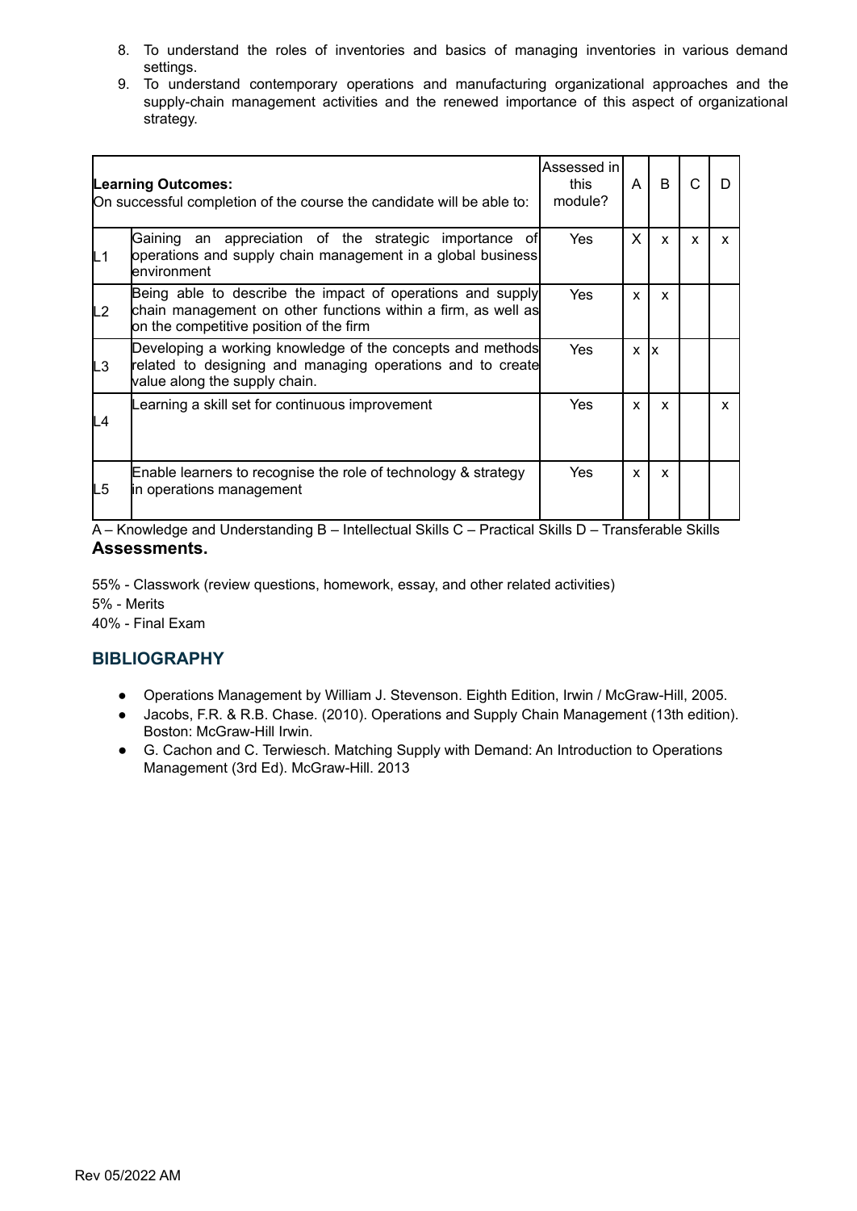8. To understand the roles of inventories and basics of managing inventories in various demand settings.
9. To understand contemporary operations and manufacturing organizational approaches and the supply-chain management activities and the renewed importance of this aspect of organizational strategy.

| **Learning Outcomes:** On successful completion of the course the candidate will be able to: | | Assessed in this module? | A | B | C | D |
|---|---|---|---|---|---|---|
| L1 | Gaining an appreciation of the strategic importance of operations and supply chain management in a global business environment | Yes | X | x | x | x |
| L2 | Being able to describe the impact of operations and supply chain management on other functions within a firm, as well as on the competitive position of the firm | Yes | x | x | | |
| L3 | Developing a working knowledge of the concepts and methods related to designing and managing operations and to create value along the supply chain. | Yes | x | x | | |
| L4 | Learning a skill set for continuous improvement | Yes | x | x | | x |
| L5 | Enable learners to recognise the role of technology & strategy in operations management | Yes | x | x | | |

A – Knowledge and Understanding B – Intellectual Skills C – Practical Skills D – Transferable Skills

**Assessments.**

55% - Classwork (review questions, homework, essay, and other related activities)

5% - Merits

40% - Final Exam

## BIBLIOGRAPHY

- Operations Management by William J. Stevenson. Eighth Edition, Irwin / McGraw-Hill, 2005.
- Jacobs, F.R. & R.B. Chase. (2010). Operations and Supply Chain Management (13th edition). Boston: McGraw-Hill Irwin.
- G. Cachon and C. Terwiesch. Matching Supply with Demand: An Introduction to Operations Management (3rd Ed). McGraw-Hill. 2013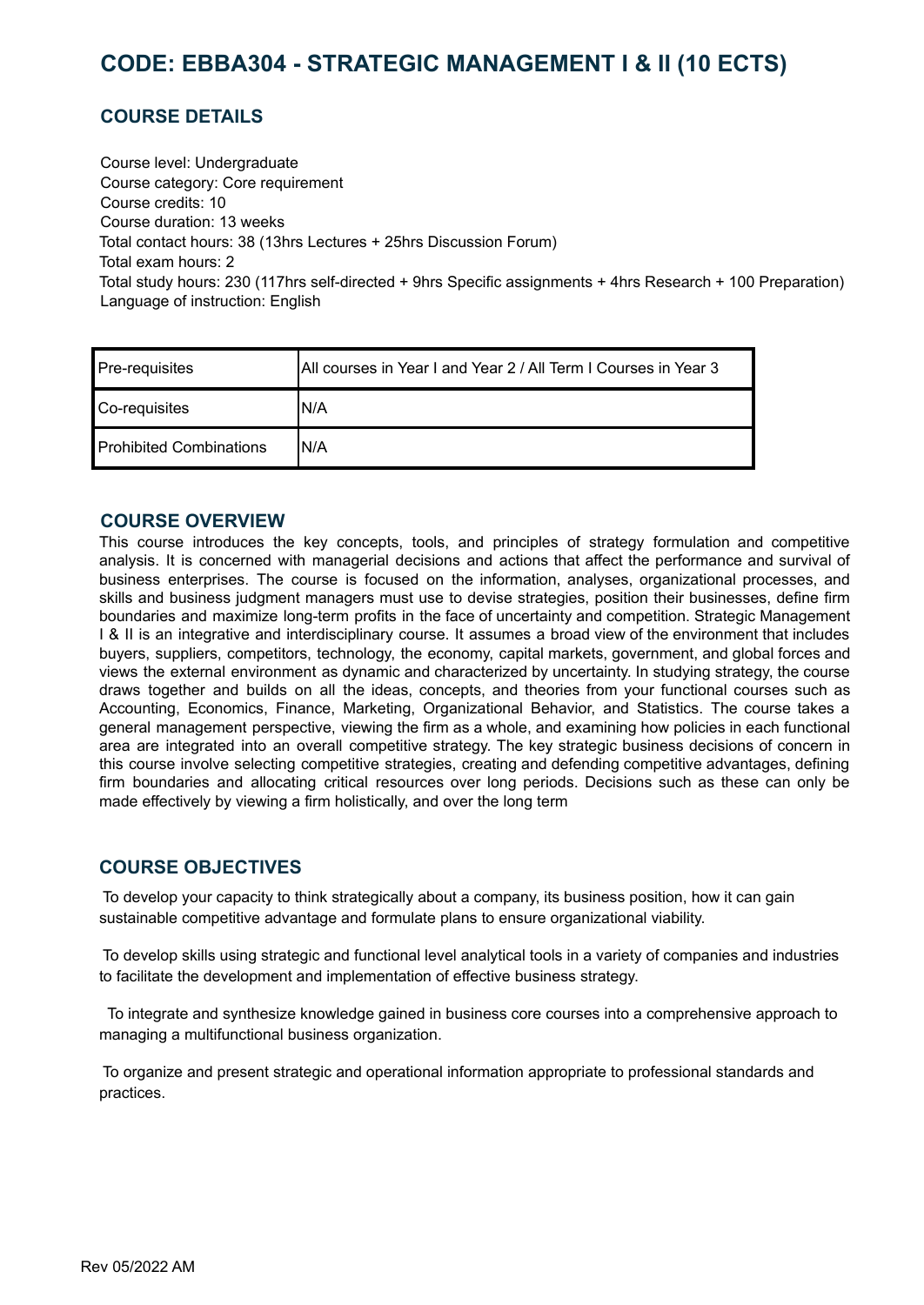# CODE: EBBA304 - STRATEGIC MANAGEMENT I & II (10 ECTS)

## COURSE DETAILS

Course level: Undergraduate
Course category: Core requirement
Course credits: 10
Course duration: 13 weeks
Total contact hours: 38 (13hrs Lectures + 25hrs Discussion Forum)
Total exam hours: 2
Total study hours: 230 (117hrs self-directed + 9hrs Specific assignments + 4hrs Research + 100 Preparation)
Language of instruction: English

| | |
|---|---|
| Pre-requisites | All courses in Year I and Year 2 / All Term I Courses in Year 3 |
| Co-requisites | N/A |
| Prohibited Combinations | N/A |

## COURSE OVERVIEW

This course introduces the key concepts, tools, and principles of strategy formulation and competitive analysis. It is concerned with managerial decisions and actions that affect the performance and survival of business enterprises. The course is focused on the information, analyses, organizational processes, and skills and business judgment managers must use to devise strategies, position their businesses, define firm boundaries and maximize long-term profits in the face of uncertainty and competition. Strategic Management I & II is an integrative and interdisciplinary course. It assumes a broad view of the environment that includes buyers, suppliers, competitors, technology, the economy, capital markets, government, and global forces and views the external environment as dynamic and characterized by uncertainty. In studying strategy, the course draws together and builds on all the ideas, concepts, and theories from your functional courses such as Accounting, Economics, Finance, Marketing, Organizational Behavior, and Statistics. The course takes a general management perspective, viewing the firm as a whole, and examining how policies in each functional area are integrated into an overall competitive strategy. The key strategic business decisions of concern in this course involve selecting competitive strategies, creating and defending competitive advantages, defining firm boundaries and allocating critical resources over long periods. Decisions such as these can only be made effectively by viewing a firm holistically, and over the long term

## COURSE OBJECTIVES

To develop your capacity to think strategically about a company, its business position, how it can gain sustainable competitive advantage and formulate plans to ensure organizational viability.

To develop skills using strategic and functional level analytical tools in a variety of companies and industries to facilitate the development and implementation of effective business strategy.

To integrate and synthesize knowledge gained in business core courses into a comprehensive approach to managing a multifunctional business organization.

To organize and present strategic and operational information appropriate to professional standards and practices.

Rev 05/2022 AM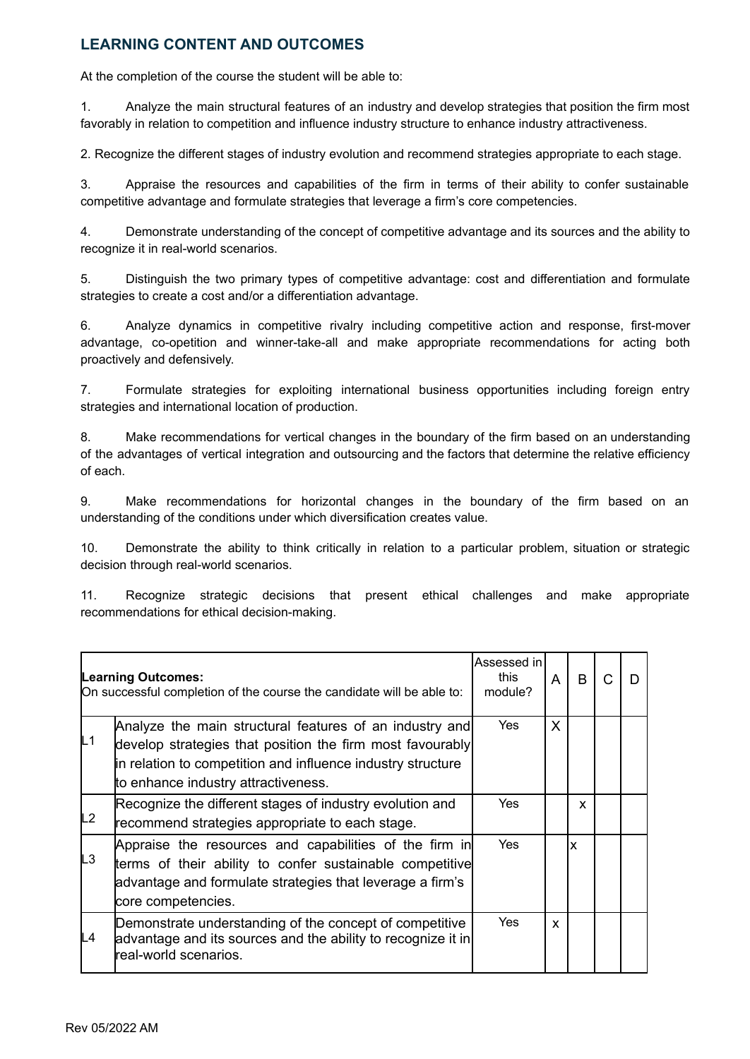## LEARNING CONTENT AND OUTCOMES

At the completion of the course the student will be able to:

1. Analyze the main structural features of an industry and develop strategies that position the firm most favorably in relation to competition and influence industry structure to enhance industry attractiveness.

2. Recognize the different stages of industry evolution and recommend strategies appropriate to each stage.

3. Appraise the resources and capabilities of the firm in terms of their ability to confer sustainable competitive advantage and formulate strategies that leverage a firm's core competencies.

4. Demonstrate understanding of the concept of competitive advantage and its sources and the ability to recognize it in real-world scenarios.

5. Distinguish the two primary types of competitive advantage: cost and differentiation and formulate strategies to create a cost and/or a differentiation advantage.

6. Analyze dynamics in competitive rivalry including competitive action and response, first-mover advantage, co-opetition and winner-take-all and make appropriate recommendations for acting both proactively and defensively.

7. Formulate strategies for exploiting international business opportunities including foreign entry strategies and international location of production.

8. Make recommendations for vertical changes in the boundary of the firm based on an understanding of the advantages of vertical integration and outsourcing and the factors that determine the relative efficiency of each.

9. Make recommendations for horizontal changes in the boundary of the firm based on an understanding of the conditions under which diversification creates value.

10. Demonstrate the ability to think critically in relation to a particular problem, situation or strategic decision through real-world scenarios.

11. Recognize strategic decisions that present ethical challenges and make appropriate recommendations for ethical decision-making.

| **Learning Outcomes:** On successful completion of the course the candidate will be able to: | | Assessed in this module? | A | B | C | D |
|---|---|---|---|---|---|---|
| L1 | Analyze the main structural features of an industry and develop strategies that position the firm most favourably in relation to competition and influence industry structure to enhance industry attractiveness. | Yes | X | | | |
| L2 | Recognize the different stages of industry evolution and recommend strategies appropriate to each stage. | Yes | | x | | |
| L3 | Appraise the resources and capabilities of the firm in terms of their ability to confer sustainable competitive advantage and formulate strategies that leverage a firm's core competencies. | Yes | | x | | |
| L4 | Demonstrate understanding of the concept of competitive advantage and its sources and the ability to recognize it in real-world scenarios. | Yes | x | | | |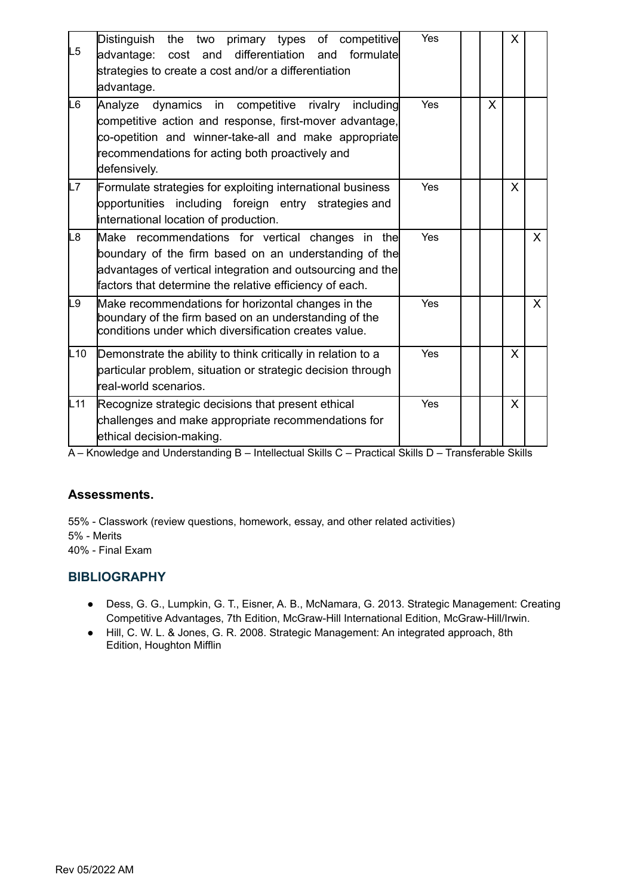| | | | | | | |
|---|---|---|---|---|---|---|
| L5 | Distinguish the two primary types of competitive advantage: cost and differentiation and formulate strategies to create a cost and/or a differentiation advantage. | Yes | | | X | |
| L6 | Analyze dynamics in competitive rivalry including competitive action and response, first-mover advantage, co-opetition and winner-take-all and make appropriate recommendations for acting both proactively and defensively. | Yes | | X | | |
| L7 | Formulate strategies for exploiting international business opportunities including foreign entry strategies and international location of production. | Yes | | | X | |
| L8 | Make recommendations for vertical changes in the boundary of the firm based on an understanding of the advantages of vertical integration and outsourcing and the factors that determine the relative efficiency of each. | Yes | | | | X |
| L9 | Make recommendations for horizontal changes in the boundary of the firm based on an understanding of the conditions under which diversification creates value. | Yes | | | | X |
| L10 | Demonstrate the ability to think critically in relation to a particular problem, situation or strategic decision through real-world scenarios. | Yes | | | X | |
| L11 | Recognize strategic decisions that present ethical challenges and make appropriate recommendations for ethical decision-making. | Yes | | | X | |

A – Knowledge and Understanding B – Intellectual Skills C – Practical Skills D – Transferable Skills

### Assessments.

55% - Classwork (review questions, homework, essay, and other related activities)
5% - Merits
40% - Final Exam

## BIBLIOGRAPHY

- Dess, G. G., Lumpkin, G. T., Eisner, A. B., McNamara, G. 2013. Strategic Management: Creating Competitive Advantages, 7th Edition, McGraw-Hill International Edition, McGraw-Hill/Irwin.
- Hill, C. W. L. & Jones, G. R. 2008. Strategic Management: An integrated approach, 8th Edition, Houghton Mifflin

Rev 05/2022 AM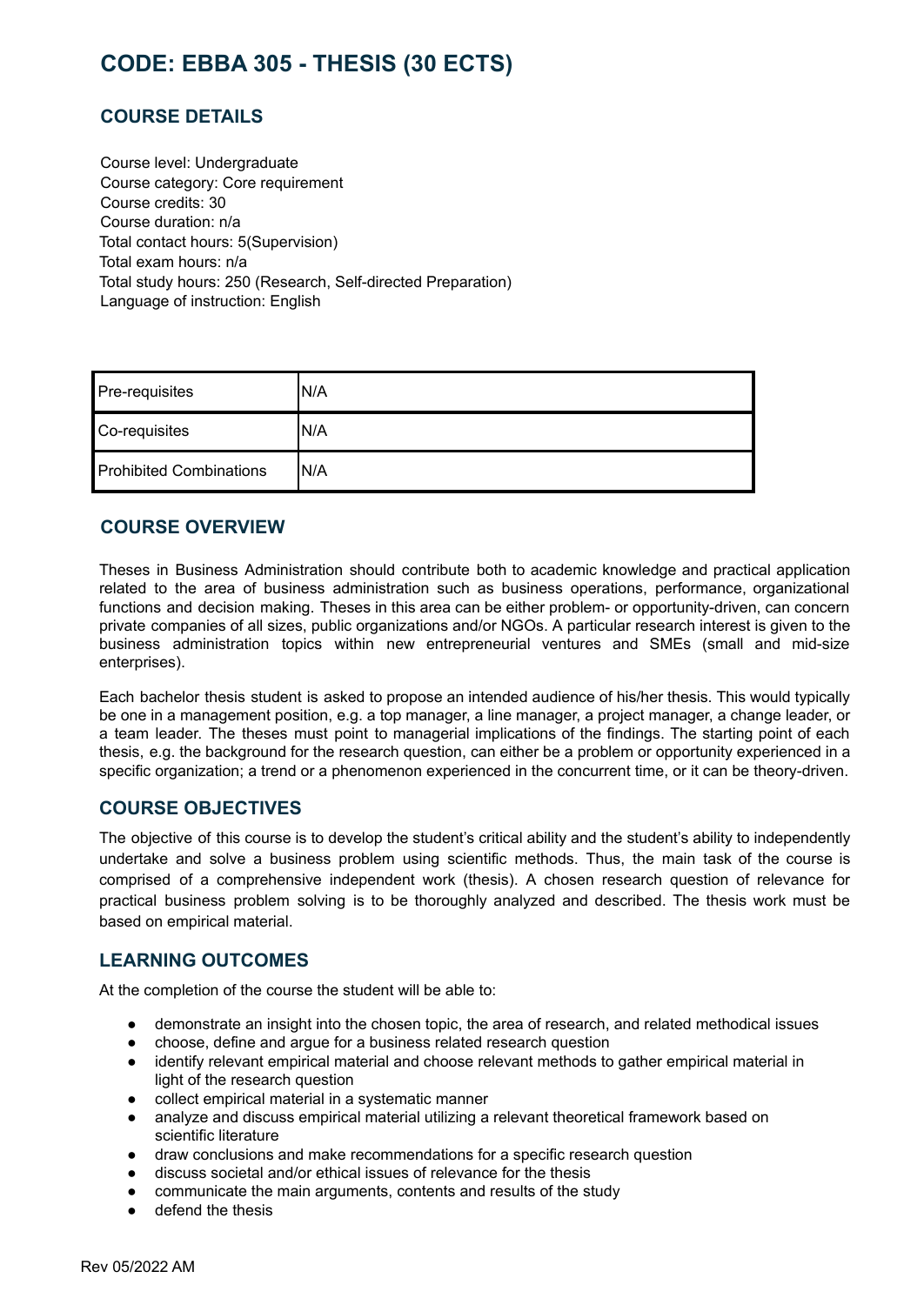# CODE: EBBA 305 - THESIS (30 ECTS)

## COURSE DETAILS

Course level: Undergraduate
Course category: Core requirement
Course credits: 30
Course duration: n/a
Total contact hours: 5(Supervision)
Total exam hours: n/a
Total study hours: 250 (Research, Self-directed Preparation)
Language of instruction: English

| Pre-requisites | N/A |
|---|---|
| Co-requisites | N/A |
| Prohibited Combinations | N/A |

## COURSE OVERVIEW

Theses in Business Administration should contribute both to academic knowledge and practical application related to the area of business administration such as business operations, performance, organizational functions and decision making. Theses in this area can be either problem- or opportunity-driven, can concern private companies of all sizes, public organizations and/or NGOs. A particular research interest is given to the business administration topics within new entrepreneurial ventures and SMEs (small and mid-size enterprises).

Each bachelor thesis student is asked to propose an intended audience of his/her thesis. This would typically be one in a management position, e.g. a top manager, a line manager, a project manager, a change leader, or a team leader. The theses must point to managerial implications of the findings. The starting point of each thesis, e.g. the background for the research question, can either be a problem or opportunity experienced in a specific organization; a trend or a phenomenon experienced in the concurrent time, or it can be theory-driven.

## COURSE OBJECTIVES

The objective of this course is to develop the student's critical ability and the student's ability to independently undertake and solve a business problem using scientific methods. Thus, the main task of the course is comprised of a comprehensive independent work (thesis). A chosen research question of relevance for practical business problem solving is to be thoroughly analyzed and described. The thesis work must be based on empirical material.

## LEARNING OUTCOMES

At the completion of the course the student will be able to:

- demonstrate an insight into the chosen topic, the area of research, and related methodical issues
- choose, define and argue for a business related research question
- identify relevant empirical material and choose relevant methods to gather empirical material in light of the research question
- collect empirical material in a systematic manner
- analyze and discuss empirical material utilizing a relevant theoretical framework based on scientific literature
- draw conclusions and make recommendations for a specific research question
- discuss societal and/or ethical issues of relevance for the thesis
- communicate the main arguments, contents and results of the study
- defend the thesis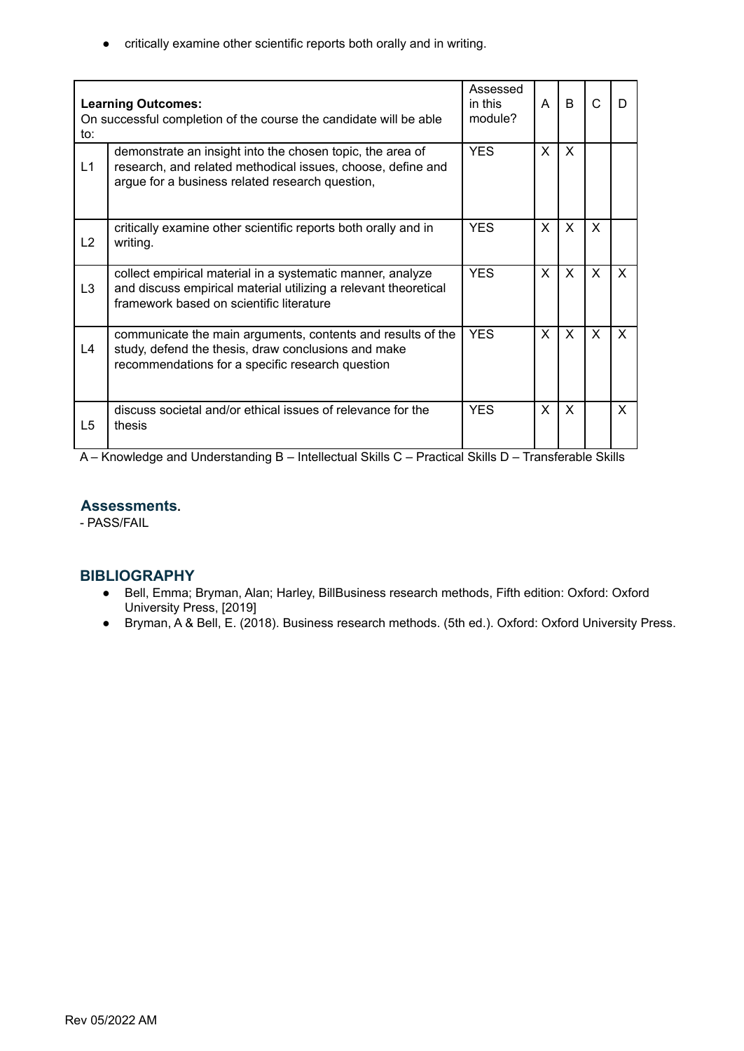- critically examine other scientific reports both orally and in writing.

| **Learning Outcomes:** On successful completion of the course the candidate will be able to: | | Assessed in this module? | A | B | C | D |
|---|---|---|---|---|---|---|
| L1 | demonstrate an insight into the chosen topic, the area of research, and related methodical issues, choose, define and argue for a business related research question, | YES | X | X | | |
| L2 | critically examine other scientific reports both orally and in writing. | YES | X | X | X | |
| L3 | collect empirical material in a systematic manner, analyze and discuss empirical material utilizing a relevant theoretical framework based on scientific literature | YES | X | X | X | X |
| L4 | communicate the main arguments, contents and results of the study, defend the thesis, draw conclusions and make recommendations for a specific research question | YES | X | X | X | X |
| L5 | discuss societal and/or ethical issues of relevance for the thesis | YES | X | X | | X |

A – Knowledge and Understanding B – Intellectual Skills C – Practical Skills D – Transferable Skills

### Assessments.

- PASS/FAIL

## BIBLIOGRAPHY

- Bell, Emma; Bryman, Alan; Harley, BillBusiness research methods, Fifth edition: Oxford: Oxford University Press, [2019]
- Bryman, A & Bell, E. (2018). Business research methods. (5th ed.). Oxford: Oxford University Press.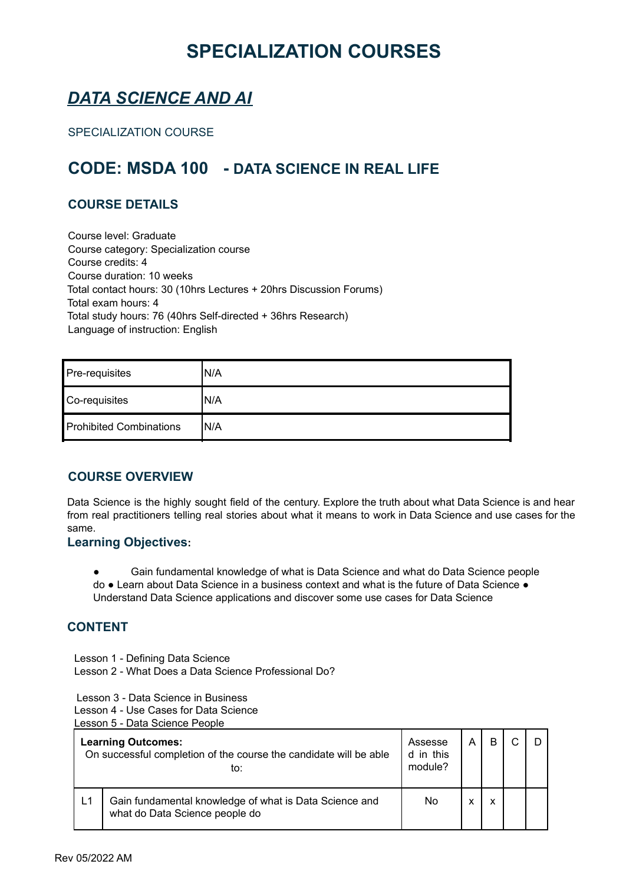# SPECIALIZATION COURSES

## *DATA SCIENCE AND AI*

SPECIALIZATION COURSE

## CODE: MSDA 100 - DATA SCIENCE IN REAL LIFE

### COURSE DETAILS

Course level: Graduate
Course category: Specialization course
Course credits: 4
Course duration: 10 weeks
Total contact hours: 30 (10hrs Lectures + 20hrs Discussion Forums)
Total exam hours: 4
Total study hours: 76 (40hrs Self-directed + 36hrs Research)
Language of instruction: English

| | |
|---|---|
| Pre-requisites | N/A |
| Co-requisites | N/A |
| Prohibited Combinations | N/A |

### COURSE OVERVIEW

Data Science is the highly sought field of the century. Explore the truth about what Data Science is and hear from real practitioners telling real stories about what it means to work in Data Science and use cases for the same.

### Learning Objectives:

- Gain fundamental knowledge of what is Data Science and what do Data Science people do
- Learn about Data Science in a business context and what is the future of Data Science
- Understand Data Science applications and discover some use cases for Data Science

### CONTENT

Lesson 1 - Defining Data Science
Lesson 2 - What Does a Data Science Professional Do?

Lesson 3 - Data Science in Business
Lesson 4 - Use Cases for Data Science
Lesson 5 - Data Science People

| **Learning Outcomes:** On successful completion of the course the candidate will be able to: | | Assessed in this module? | A | B | C | D |
|---|---|---|---|---|---|---|
| L1 | Gain fundamental knowledge of what is Data Science and what do Data Science people do | No | x | x | | |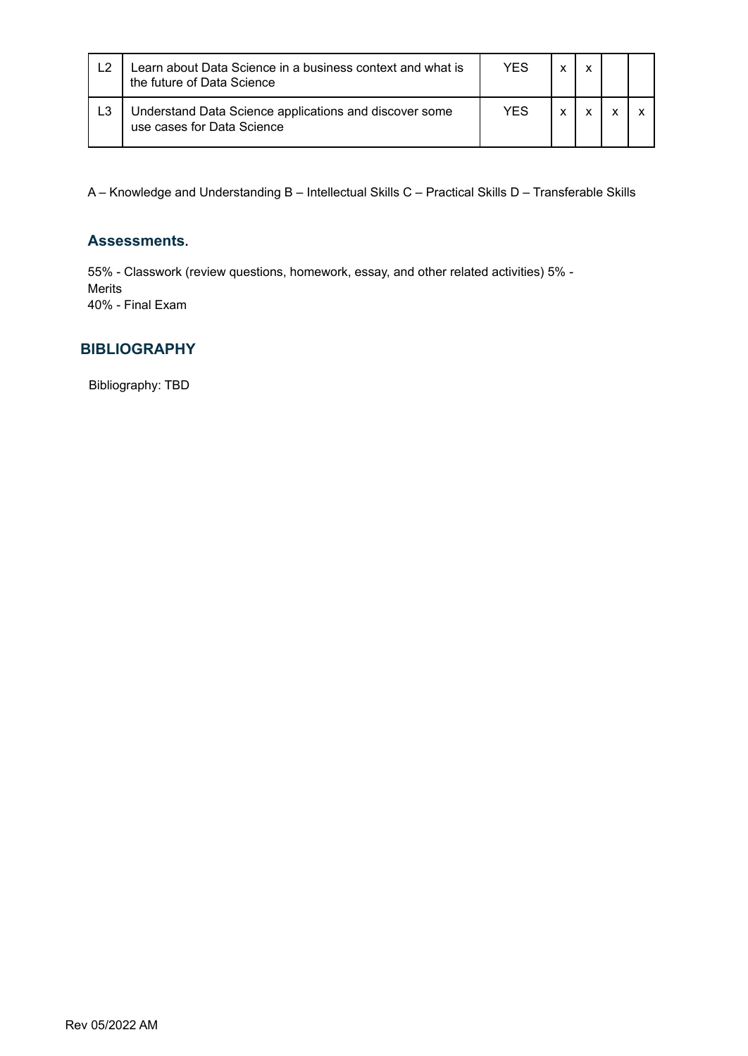| | | | | | | |
|---|---|---|---|---|---|---|
| L2 | Learn about Data Science in a business context and what is the future of Data Science | YES | x | x | | |
| L3 | Understand Data Science applications and discover some use cases for Data Science | YES | x | x | x | x |

A – Knowledge and Understanding B – Intellectual Skills C – Practical Skills D – Transferable Skills

### Assessments.

55% - Classwork (review questions, homework, essay, and other related activities) 5% - Merits
40% - Final Exam

## BIBLIOGRAPHY

Bibliography: TBD

Rev 05/2022 AM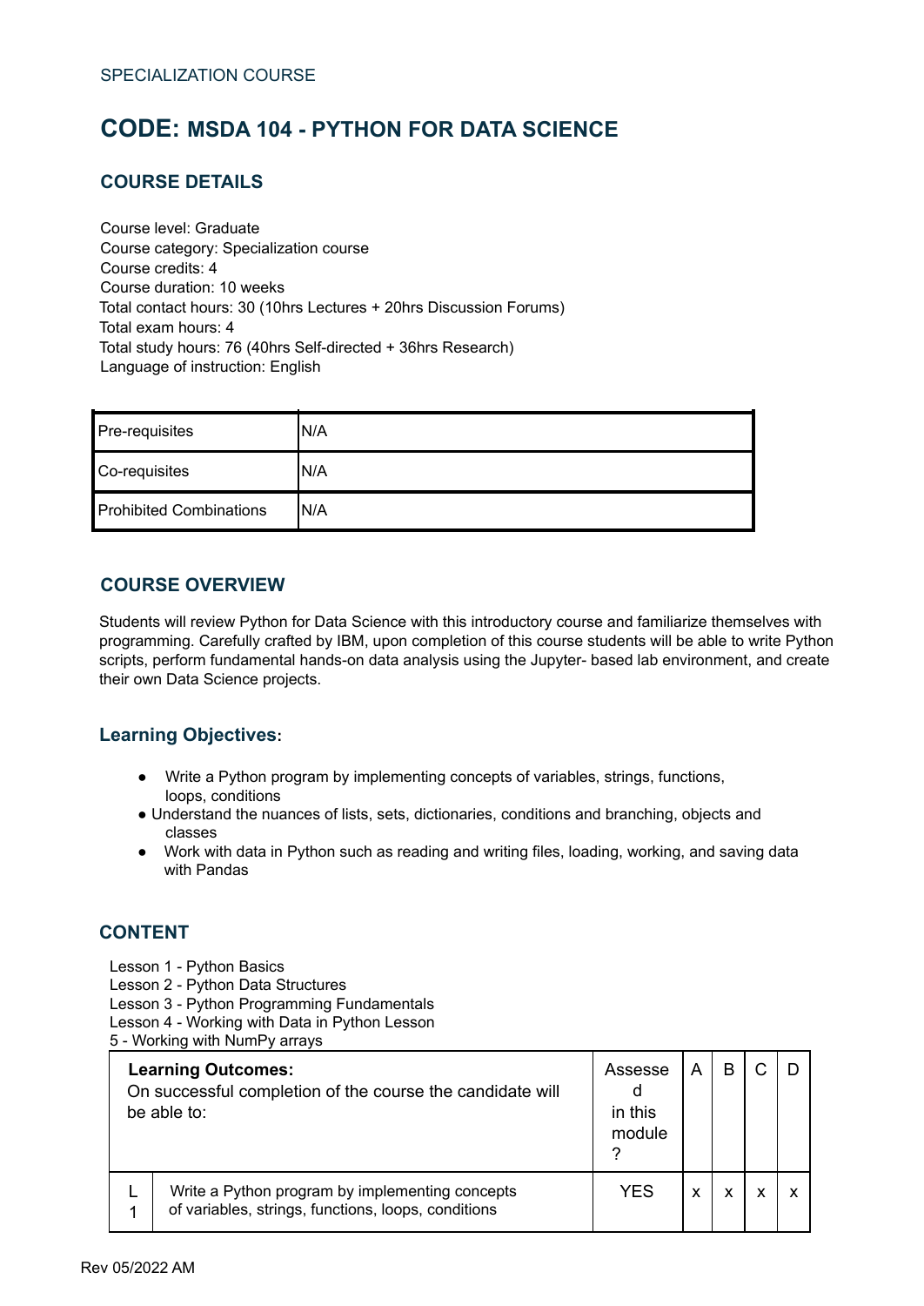SPECIALIZATION COURSE

# CODE: MSDA 104 - PYTHON FOR DATA SCIENCE

## COURSE DETAILS

Course level: Graduate
Course category: Specialization course
Course credits: 4
Course duration: 10 weeks
Total contact hours: 30 (10hrs Lectures + 20hrs Discussion Forums)
Total exam hours: 4
Total study hours: 76 (40hrs Self-directed + 36hrs Research)
Language of instruction: English

| | |
|---|---|
| Pre-requisites | N/A |
| Co-requisites | N/A |
| Prohibited Combinations | N/A |

## COURSE OVERVIEW

Students will review Python for Data Science with this introductory course and familiarize themselves with programming. Carefully crafted by IBM, upon completion of this course students will be able to write Python scripts, perform fundamental hands-on data analysis using the Jupyter- based lab environment, and create their own Data Science projects.

## Learning Objectives:

- Write a Python program by implementing concepts of variables, strings, functions, loops, conditions
- Understand the nuances of lists, sets, dictionaries, conditions and branching, objects and classes
- Work with data in Python such as reading and writing files, loading, working, and saving data with Pandas

## CONTENT

Lesson 1 - Python Basics
Lesson 2 - Python Data Structures
Lesson 3 - Python Programming Fundamentals
Lesson 4 - Working with Data in Python Lesson
5 - Working with NumPy arrays

| **Learning Outcomes:** On successful completion of the course the candidate will be able to: | | Assessed in this module? | A | B | C | D |
|---|---|---|---|---|---|---|
| L1 | Write a Python program by implementing concepts of variables, strings, functions, loops, conditions | YES | x | x | x | x |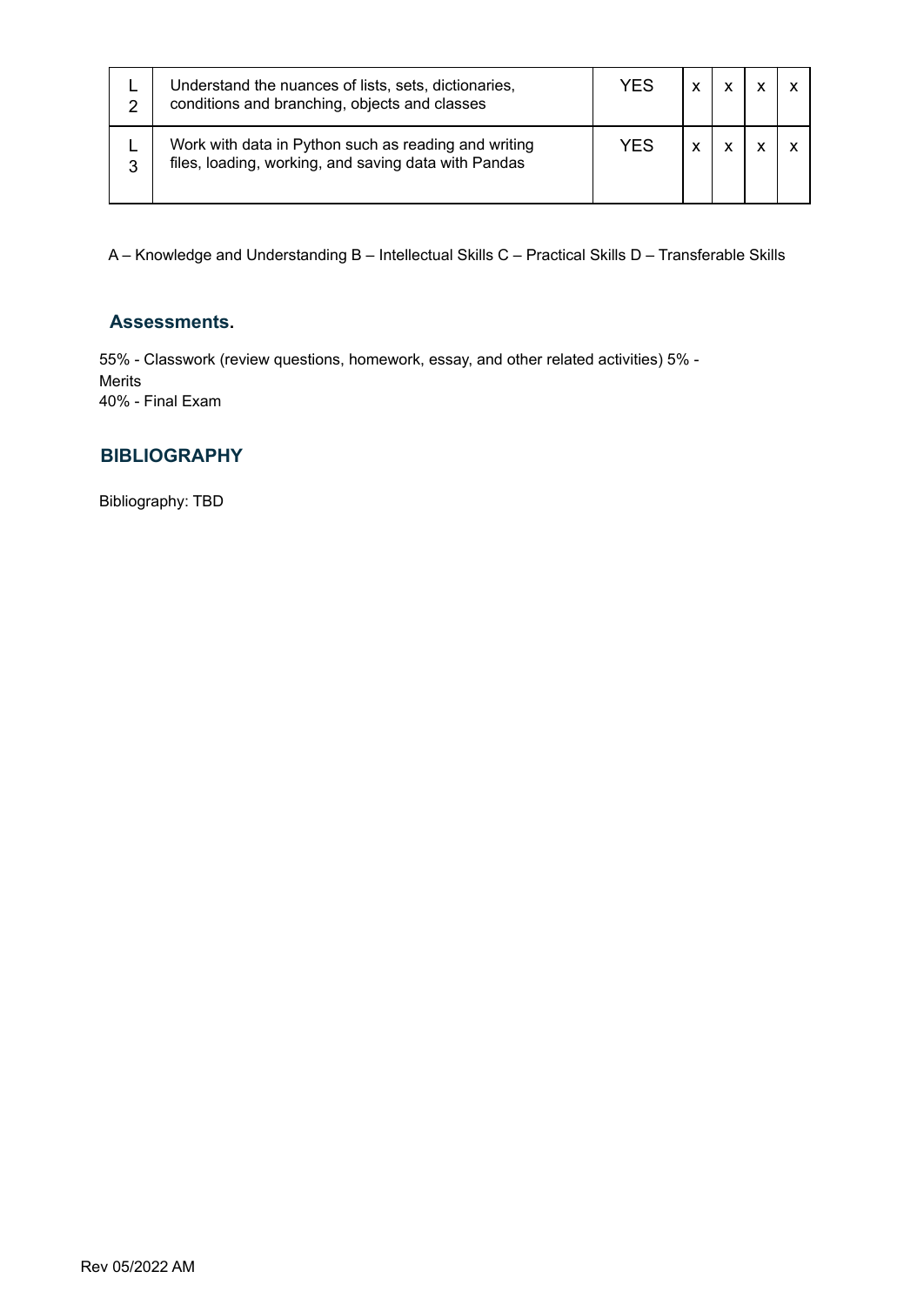| | | | | | | |
|---|---|---|---|---|---|---|
| L 2 | Understand the nuances of lists, sets, dictionaries, conditions and branching, objects and classes | YES | x | x | x | x |
| L 3 | Work with data in Python such as reading and writing files, loading, working, and saving data with Pandas | YES | x | x | x | x |

A – Knowledge and Understanding B – Intellectual Skills C – Practical Skills D – Transferable Skills

## Assessments.

55% - Classwork (review questions, homework, essay, and other related activities) 5% - Merits
40% - Final Exam

## BIBLIOGRAPHY

Bibliography: TBD

Rev 05/2022 AM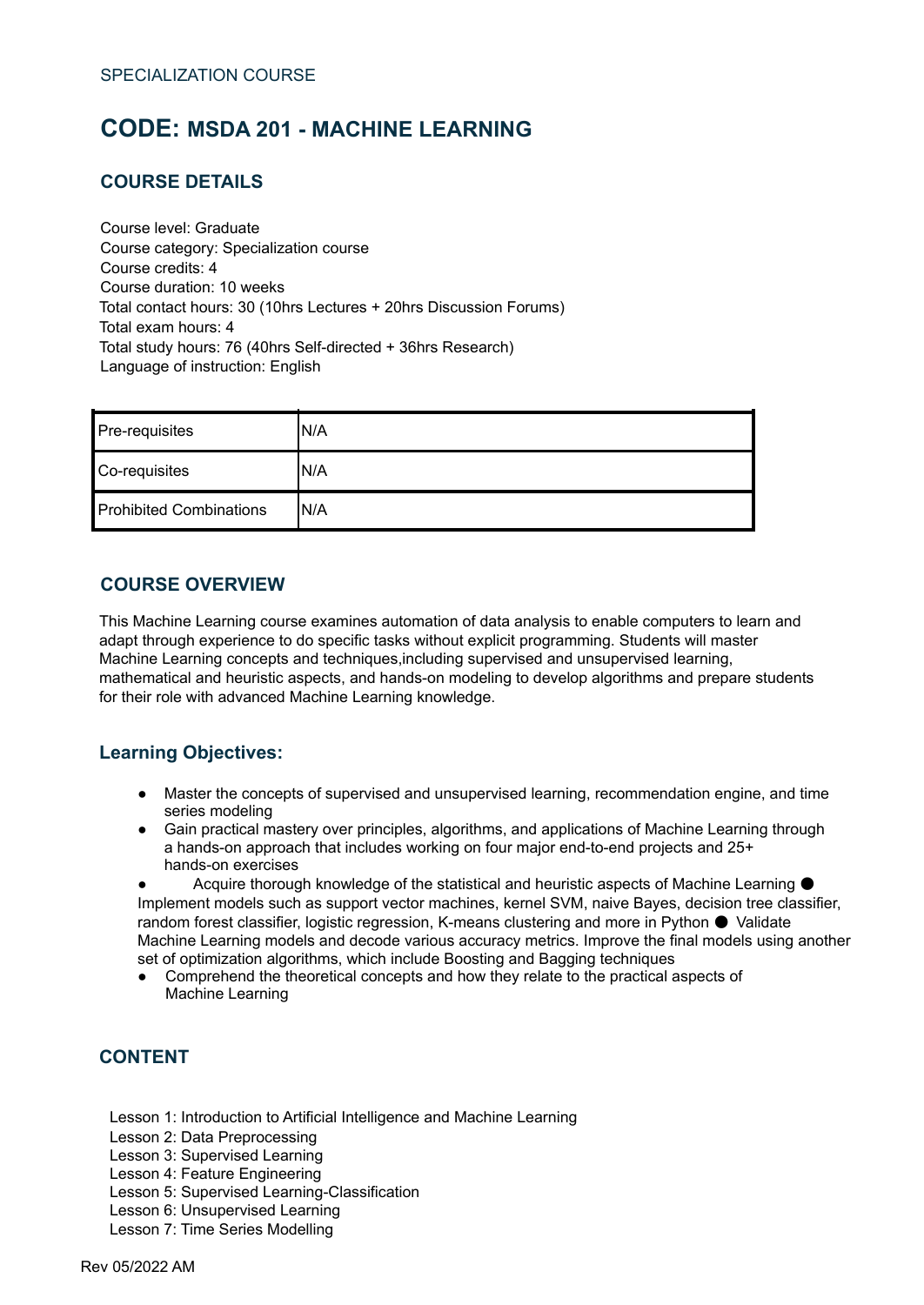SPECIALIZATION COURSE

# CODE: MSDA 201 - MACHINE LEARNING

## COURSE DETAILS

Course level: Graduate
Course category: Specialization course
Course credits: 4
Course duration: 10 weeks
Total contact hours: 30 (10hrs Lectures + 20hrs Discussion Forums)
Total exam hours: 4
Total study hours: 76 (40hrs Self-directed + 36hrs Research)
Language of instruction: English

| Pre-requisites | N/A |
|---|---|
| Co-requisites | N/A |
| Prohibited Combinations | N/A |

## COURSE OVERVIEW

This Machine Learning course examines automation of data analysis to enable computers to learn and adapt through experience to do specific tasks without explicit programming. Students will master Machine Learning concepts and techniques,including supervised and unsupervised learning, mathematical and heuristic aspects, and hands-on modeling to develop algorithms and prepare students for their role with advanced Machine Learning knowledge.

## Learning Objectives:

- Master the concepts of supervised and unsupervised learning, recommendation engine, and time series modeling
- Gain practical mastery over principles, algorithms, and applications of Machine Learning through a hands-on approach that includes working on four major end-to-end projects and 25+ hands-on exercises
- Acquire thorough knowledge of the statistical and heuristic aspects of Machine Learning
- Implement models such as support vector machines, kernel SVM, naive Bayes, decision tree classifier, random forest classifier, logistic regression, K-means clustering and more in Python
- Validate Machine Learning models and decode various accuracy metrics. Improve the final models using another set of optimization algorithms, which include Boosting and Bagging techniques
- Comprehend the theoretical concepts and how they relate to the practical aspects of Machine Learning

## CONTENT

Lesson 1: Introduction to Artificial Intelligence and Machine Learning
Lesson 2: Data Preprocessing
Lesson 3: Supervised Learning
Lesson 4: Feature Engineering
Lesson 5: Supervised Learning-Classification
Lesson 6: Unsupervised Learning
Lesson 7: Time Series Modelling

Rev 05/2022 AM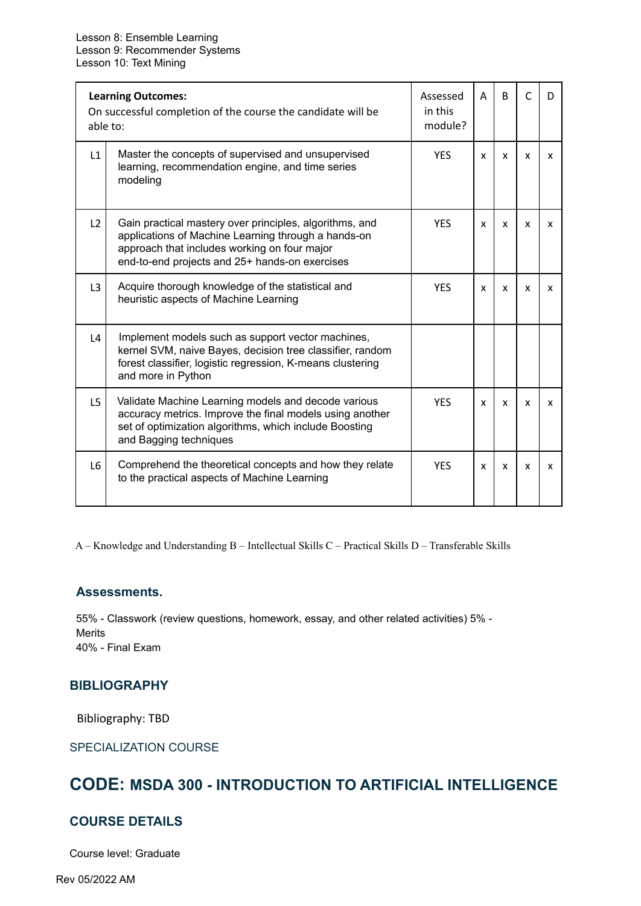Lesson 8: Ensemble Learning
Lesson 9: Recommender Systems
Lesson 10: Text Mining

| **Learning Outcomes:** On successful completion of the course the candidate will be able to: | | Assessed in this module? | A | B | C | D |
|---|---|---|---|---|---|---|
| L1 | Master the concepts of supervised and unsupervised learning, recommendation engine, and time series modeling | YES | x | x | x | x |
| L2 | Gain practical mastery over principles, algorithms, and applications of Machine Learning through a hands-on approach that includes working on four major end-to-end projects and 25+ hands-on exercises | YES | x | x | x | x |
| L3 | Acquire thorough knowledge of the statistical and heuristic aspects of Machine Learning | YES | x | x | x | x |
| L4 | Implement models such as support vector machines, kernel SVM, naive Bayes, decision tree classifier, random forest classifier, logistic regression, K-means clustering and more in Python | | | | | |
| L5 | Validate Machine Learning models and decode various accuracy metrics. Improve the final models using another set of optimization algorithms, which include Boosting and Bagging techniques | YES | x | x | x | x |
| L6 | Comprehend the theoretical concepts and how they relate to the practical aspects of Machine Learning | YES | x | x | x | x |

A – Knowledge and Understanding B – Intellectual Skills C – Practical Skills D – Transferable Skills

### Assessments.

55% - Classwork (review questions, homework, essay, and other related activities) 5% - Merits
40% - Final Exam

### BIBLIOGRAPHY

Bibliography: TBD

SPECIALIZATION COURSE

## CODE: MSDA 300 - INTRODUCTION TO ARTIFICIAL INTELLIGENCE

### COURSE DETAILS

Course level: Graduate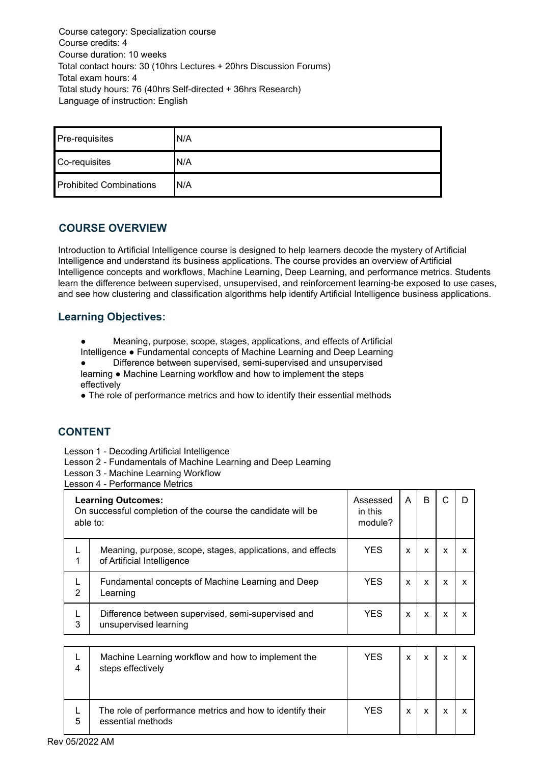Course category: Specialization course
Course credits: 4
Course duration: 10 weeks
Total contact hours: 30 (10hrs Lectures + 20hrs Discussion Forums)
Total exam hours: 4
Total study hours: 76 (40hrs Self-directed + 36hrs Research)
Language of instruction: English

| Pre-requisites | N/A |
|---|---|
| Co-requisites | N/A |
| Prohibited Combinations | N/A |

## COURSE OVERVIEW

Introduction to Artificial Intelligence course is designed to help learners decode the mystery of Artificial Intelligence and understand its business applications. The course provides an overview of Artificial Intelligence concepts and workflows, Machine Learning, Deep Learning, and performance metrics. Students learn the difference between supervised, unsupervised, and reinforcement learning-be exposed to use cases, and see how clustering and classification algorithms help identify Artificial Intelligence business applications.

## Learning Objectives:

- Meaning, purpose, scope, stages, applications, and effects of Artificial Intelligence
- Fundamental concepts of Machine Learning and Deep Learning
- Difference between supervised, semi-supervised and unsupervised learning
- Machine Learning workflow and how to implement the steps effectively
- The role of performance metrics and how to identify their essential methods

## CONTENT

Lesson 1 - Decoding Artificial Intelligence
Lesson 2 - Fundamentals of Machine Learning and Deep Learning
Lesson 3 - Machine Learning Workflow
Lesson 4 - Performance Metrics

| | **Learning Outcomes:** On successful completion of the course the candidate will be able to: | Assessed in this module? | A | B | C | D |
|---|---|---|---|---|---|---|
| L 1 | Meaning, purpose, scope, stages, applications, and effects of Artificial Intelligence | YES | x | x | x | x |
| L 2 | Fundamental concepts of Machine Learning and Deep Learning | YES | x | x | x | x |
| L 3 | Difference between supervised, semi-supervised and unsupervised learning | YES | x | x | x | x |
| L 4 | Machine Learning workflow and how to implement the steps effectively | YES | x | x | x | x |
| L 5 | The role of performance metrics and how to identify their essential methods | YES | x | x | x | x |

Rev 05/2022 AM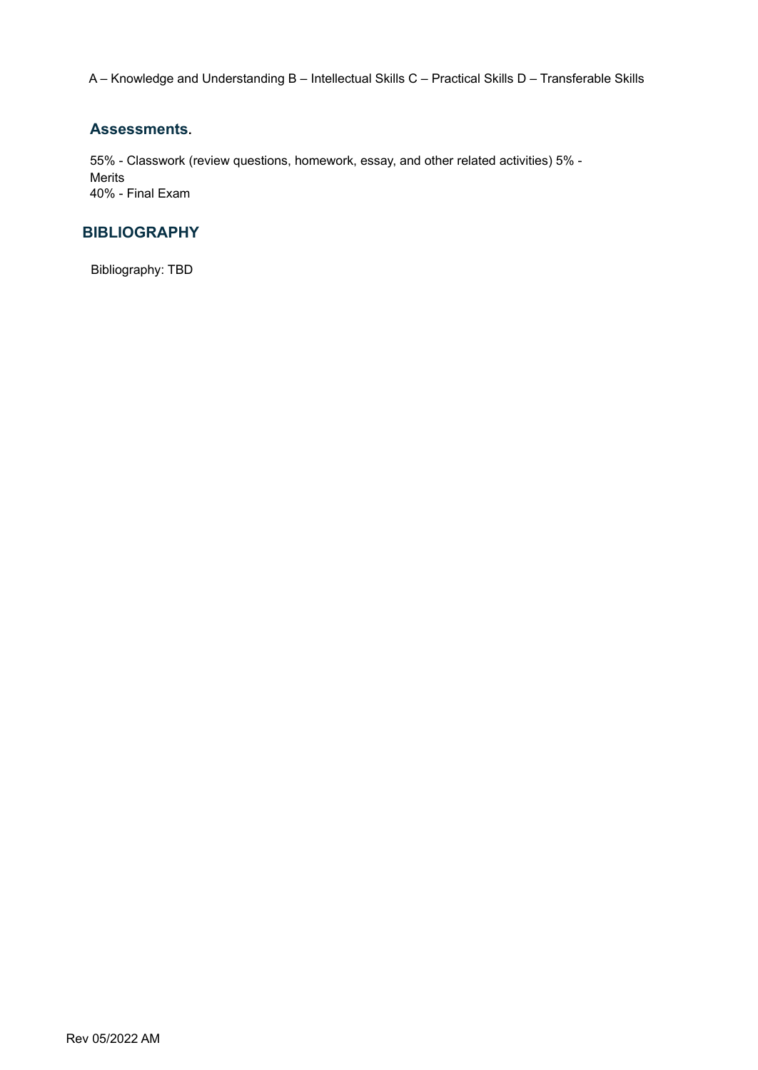A – Knowledge and Understanding B – Intellectual Skills C – Practical Skills D – Transferable Skills

## Assessments.

55% - Classwork (review questions, homework, essay, and other related activities) 5% - Merits
40% - Final Exam

## BIBLIOGRAPHY

Bibliography: TBD

Rev 05/2022 AM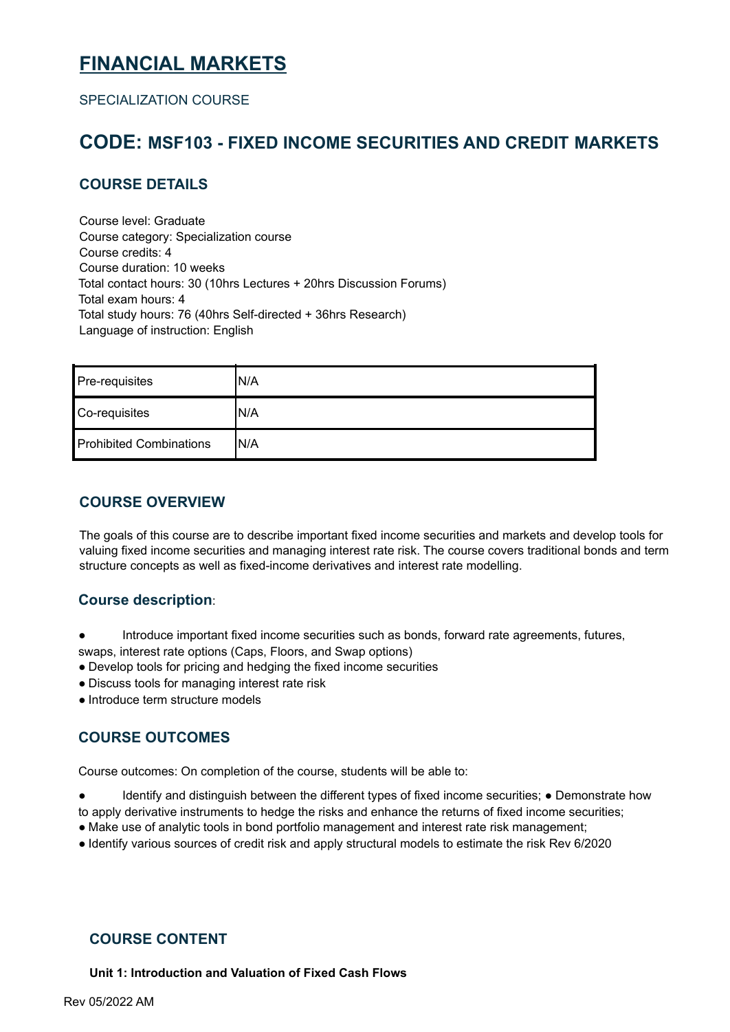# FINANCIAL MARKETS

SPECIALIZATION COURSE

## CODE: MSF103 - FIXED INCOME SECURITIES AND CREDIT MARKETS

### COURSE DETAILS

Course level: Graduate
Course category: Specialization course
Course credits: 4
Course duration: 10 weeks
Total contact hours: 30 (10hrs Lectures + 20hrs Discussion Forums)
Total exam hours: 4
Total study hours: 76 (40hrs Self-directed + 36hrs Research)
Language of instruction: English

| Pre-requisites | N/A |
|---|---|
| Co-requisites | N/A |
| Prohibited Combinations | N/A |

### COURSE OVERVIEW

The goals of this course are to describe important fixed income securities and markets and develop tools for valuing fixed income securities and managing interest rate risk. The course covers traditional bonds and term structure concepts as well as fixed-income derivatives and interest rate modelling.

### Course description:

- Introduce important fixed income securities such as bonds, forward rate agreements, futures, swaps, interest rate options (Caps, Floors, and Swap options)
- Develop tools for pricing and hedging the fixed income securities
- Discuss tools for managing interest rate risk
- Introduce term structure models

### COURSE OUTCOMES

Course outcomes: On completion of the course, students will be able to:

- Identify and distinguish between the different types of fixed income securities;
- Demonstrate how to apply derivative instruments to hedge the risks and enhance the returns of fixed income securities;
- Make use of analytic tools in bond portfolio management and interest rate risk management;
- Identify various sources of credit risk and apply structural models to estimate the risk Rev 6/2020

### COURSE CONTENT

**Unit 1: Introduction and Valuation of Fixed Cash Flows**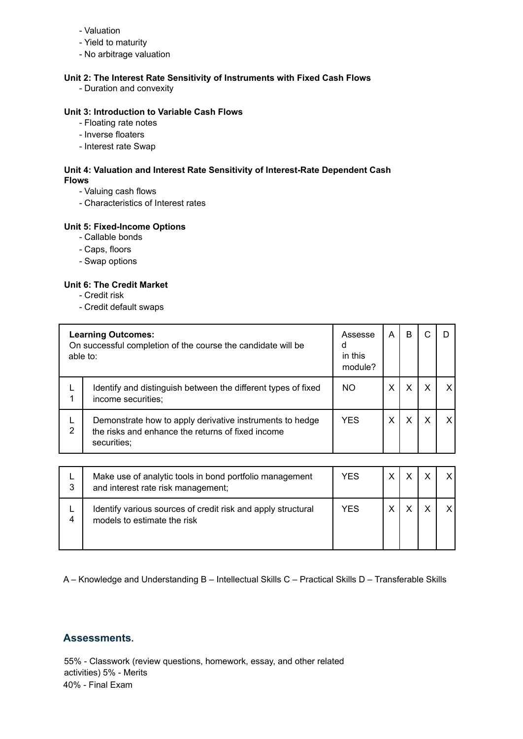- Valuation
- Yield to maturity
- No arbitrage valuation

**Unit 2: The Interest Rate Sensitivity of Instruments with Fixed Cash Flows**

- Duration and convexity

**Unit 3: Introduction to Variable Cash Flows**

- Floating rate notes
- Inverse floaters
- Interest rate Swap

**Unit 4: Valuation and Interest Rate Sensitivity of Interest-Rate Dependent Cash Flows**

- Valuing cash flows
- Characteristics of Interest rates

**Unit 5: Fixed-Income Options**

- Callable bonds
- Caps, floors
- Swap options

**Unit 6: The Credit Market**

- Credit risk
- Credit default swaps

| **Learning Outcomes:** On successful completion of the course the candidate will be able to: | | Assessed in this module? | A | B | C | D |
|---|---|---|---|---|---|---|
| L 1 | Identify and distinguish between the different types of fixed income securities; | NO | X | X | X | X |
| L 2 | Demonstrate how to apply derivative instruments to hedge the risks and enhance the returns of fixed income securities; | YES | X | X | X | X |
| L 3 | Make use of analytic tools in bond portfolio management and interest rate risk management; | YES | X | X | X | X |
| L 4 | Identify various sources of credit risk and apply structural models to estimate the risk | YES | X | X | X | X |

A – Knowledge and Understanding B – Intellectual Skills C – Practical Skills D – Transferable Skills

## Assessments.

55% - Classwork (review questions, homework, essay, and other related activities) 5% - Merits
40% - Final Exam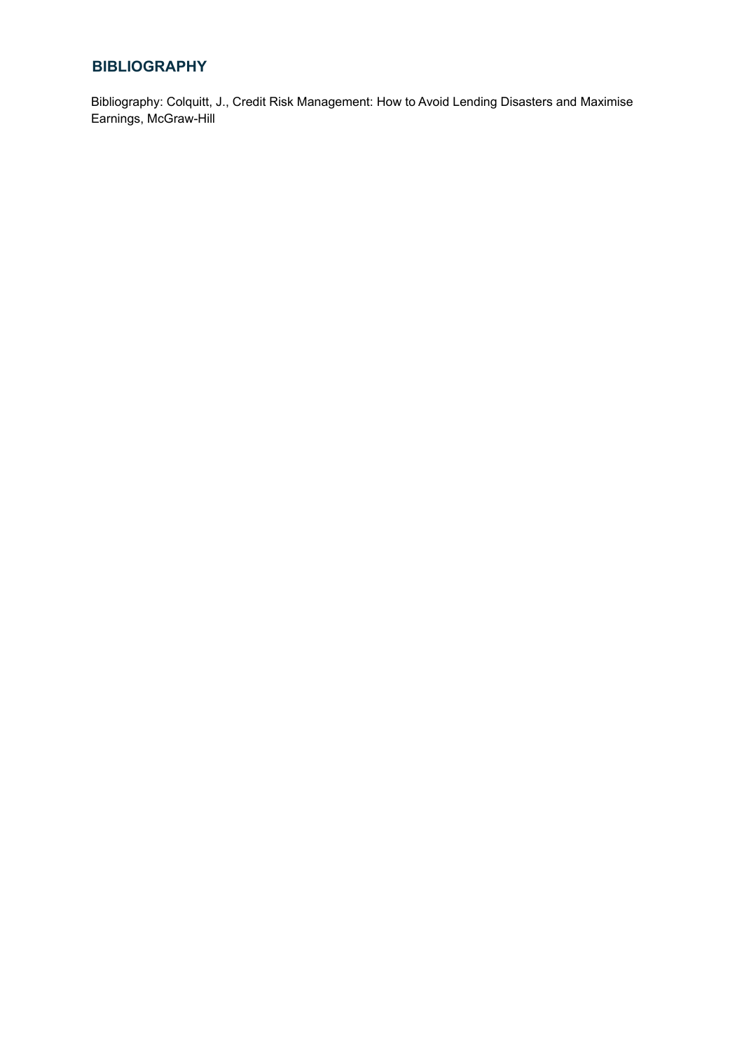## BIBLIOGRAPHY

Bibliography: Colquitt, J., Credit Risk Management: How to Avoid Lending Disasters and Maximise Earnings, McGraw-Hill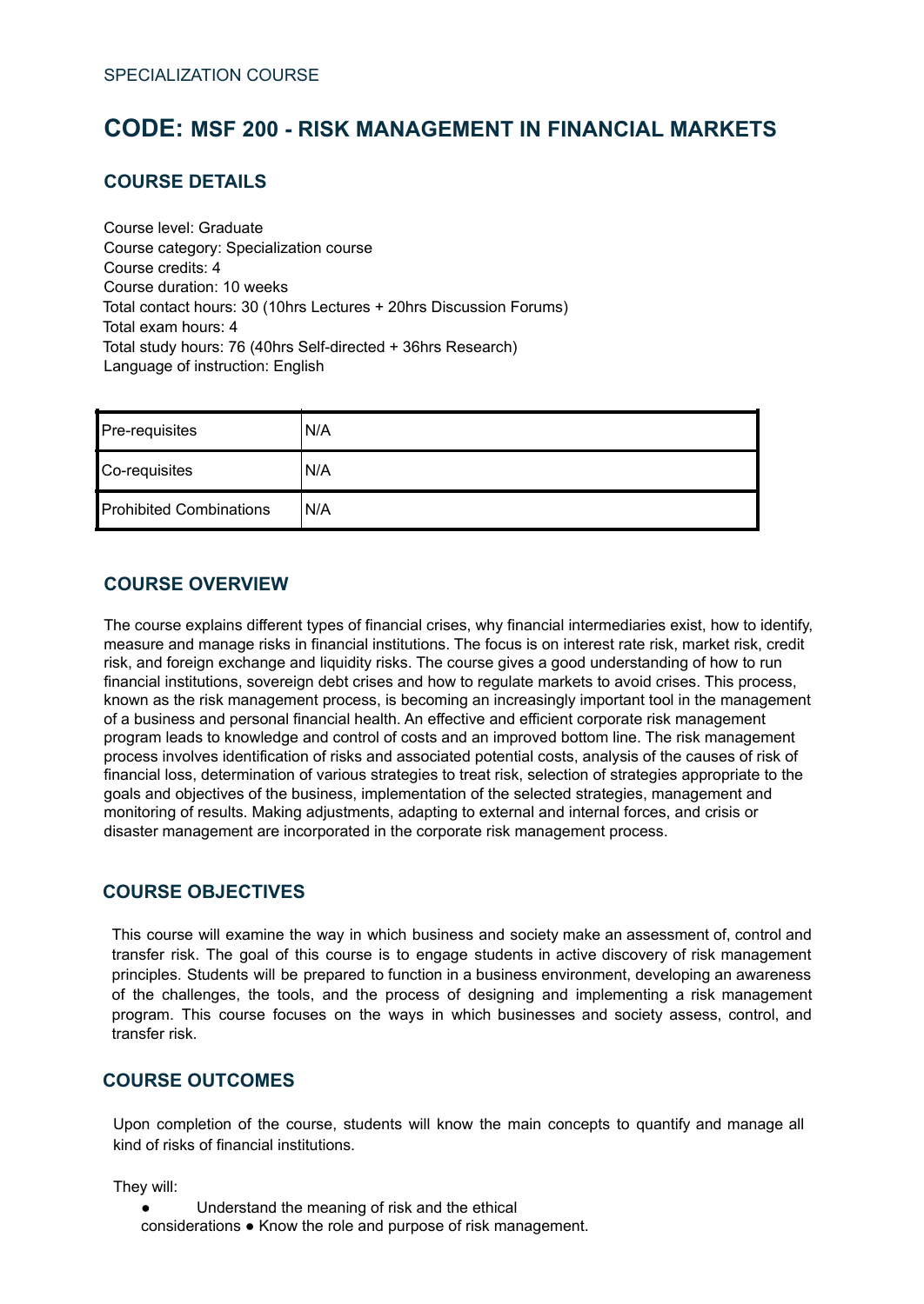SPECIALIZATION COURSE

# CODE: MSF 200 - RISK MANAGEMENT IN FINANCIAL MARKETS

## COURSE DETAILS

Course level: Graduate
Course category: Specialization course
Course credits: 4
Course duration: 10 weeks
Total contact hours: 30 (10hrs Lectures + 20hrs Discussion Forums)
Total exam hours: 4
Total study hours: 76 (40hrs Self-directed + 36hrs Research)
Language of instruction: English

| Pre-requisites | N/A |
|---|---|
| Co-requisites | N/A |
| Prohibited Combinations | N/A |

## COURSE OVERVIEW

The course explains different types of financial crises, why financial intermediaries exist, how to identify, measure and manage risks in financial institutions. The focus is on interest rate risk, market risk, credit risk, and foreign exchange and liquidity risks. The course gives a good understanding of how to run financial institutions, sovereign debt crises and how to regulate markets to avoid crises. This process, known as the risk management process, is becoming an increasingly important tool in the management of a business and personal financial health. An effective and efficient corporate risk management program leads to knowledge and control of costs and an improved bottom line. The risk management process involves identification of risks and associated potential costs, analysis of the causes of risk of financial loss, determination of various strategies to treat risk, selection of strategies appropriate to the goals and objectives of the business, implementation of the selected strategies, management and monitoring of results. Making adjustments, adapting to external and internal forces, and crisis or disaster management are incorporated in the corporate risk management process.

## COURSE OBJECTIVES

This course will examine the way in which business and society make an assessment of, control and transfer risk. The goal of this course is to engage students in active discovery of risk management principles. Students will be prepared to function in a business environment, developing an awareness of the challenges, the tools, and the process of designing and implementing a risk management program. This course focuses on the ways in which businesses and society assess, control, and transfer risk.

## COURSE OUTCOMES

Upon completion of the course, students will know the main concepts to quantify and manage all kind of risks of financial institutions.

They will:

- Understand the meaning of risk and the ethical considerations
- Know the role and purpose of risk management.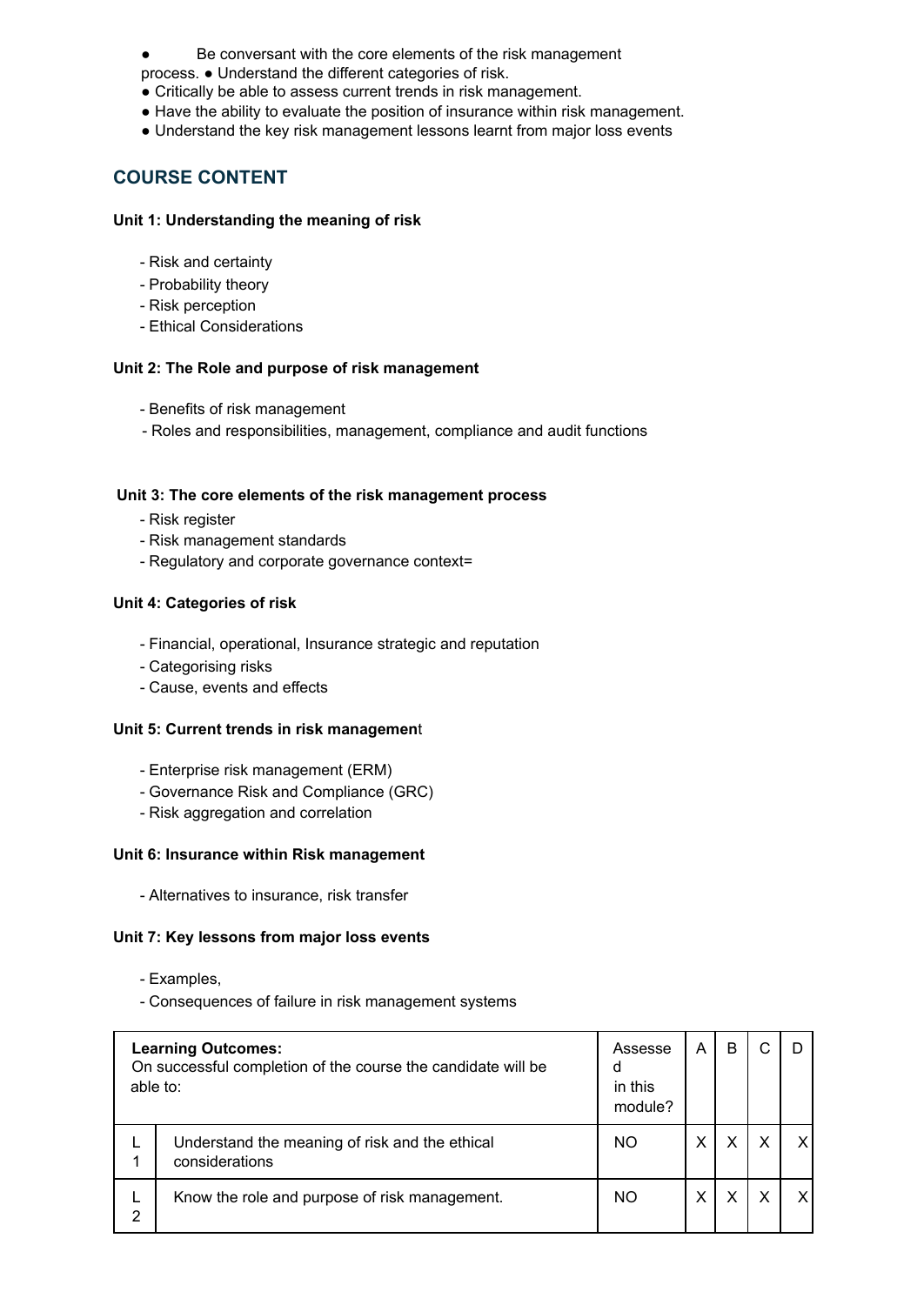- Be conversant with the core elements of the risk management process.
- Understand the different categories of risk.
- Critically be able to assess current trends in risk management.
- Have the ability to evaluate the position of insurance within risk management.
- Understand the key risk management lessons learnt from major loss events

## COURSE CONTENT

**Unit 1: Understanding the meaning of risk**

- Risk and certainty
- Probability theory
- Risk perception
- Ethical Considerations

**Unit 2: The Role and purpose of risk management**

- Benefits of risk management
- Roles and responsibilities, management, compliance and audit functions

**Unit 3: The core elements of the risk management process**

- Risk register
- Risk management standards
- Regulatory and corporate governance context=

**Unit 4: Categories of risk**

- Financial, operational, Insurance strategic and reputation
- Categorising risks
- Cause, events and effects

**Unit 5: Current trends in risk management**

- Enterprise risk management (ERM)
- Governance Risk and Compliance (GRC)
- Risk aggregation and correlation

**Unit 6: Insurance within Risk management**

- Alternatives to insurance, risk transfer

**Unit 7: Key lessons from major loss events**

- Examples,
- Consequences of failure in risk management systems

| **Learning Outcomes:** On successful completion of the course the candidate will be able to: | | Assessed in this module? | A | B | C | D |
|---|---|---|---|---|---|---|
| L1 | Understand the meaning of risk and the ethical considerations | NO | X | X | X | X |
| L2 | Know the role and purpose of risk management. | NO | X | X | X | X |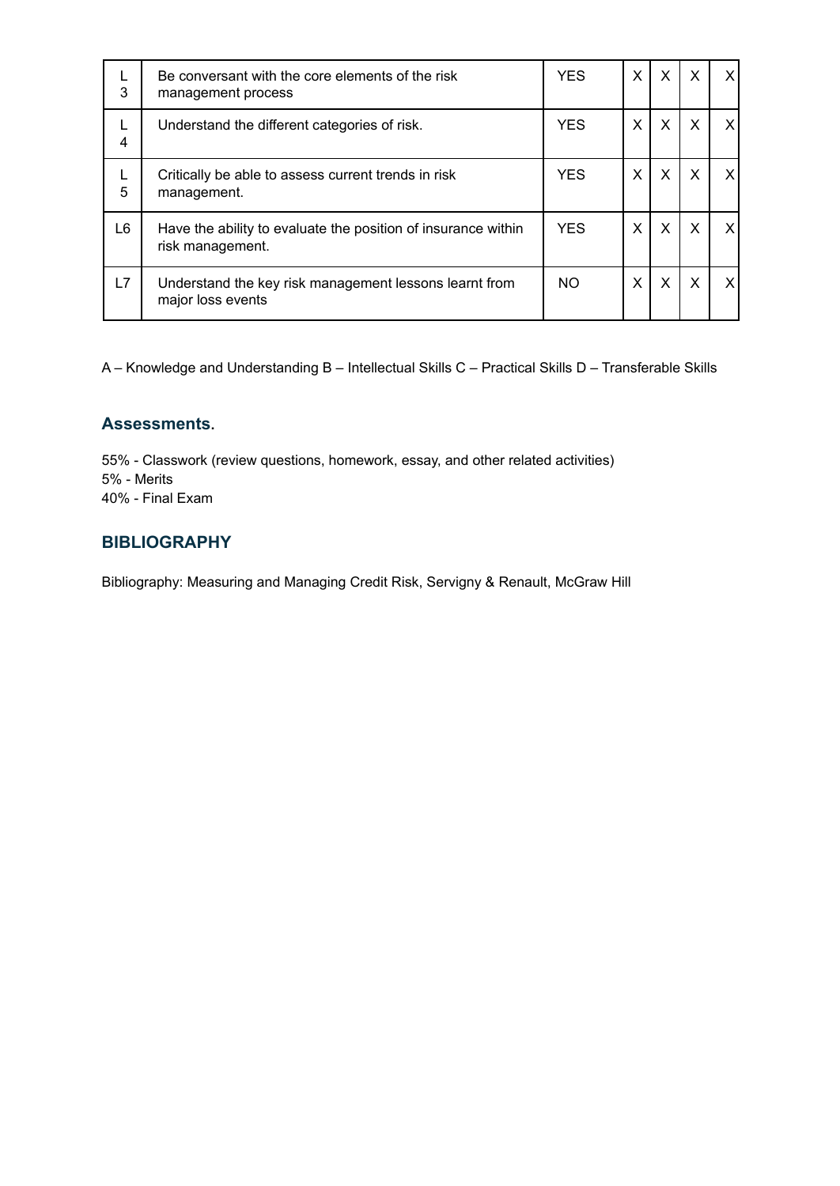| | | | | | | |
|---|---|---|---|---|---|---|
| L3 | Be conversant with the core elements of the risk management process | YES | X | X | X | X |
| L4 | Understand the different categories of risk. | YES | X | X | X | X |
| L5 | Critically be able to assess current trends in risk management. | YES | X | X | X | X |
| L6 | Have the ability to evaluate the position of insurance within risk management. | YES | X | X | X | X |
| L7 | Understand the key risk management lessons learnt from major loss events | NO | X | X | X | X |

A – Knowledge and Understanding B – Intellectual Skills C – Practical Skills D – Transferable Skills

### Assessments.

55% - Classwork (review questions, homework, essay, and other related activities)
5% - Merits
40% - Final Exam

### BIBLIOGRAPHY

Bibliography: Measuring and Managing Credit Risk, Servigny & Renault, McGraw Hill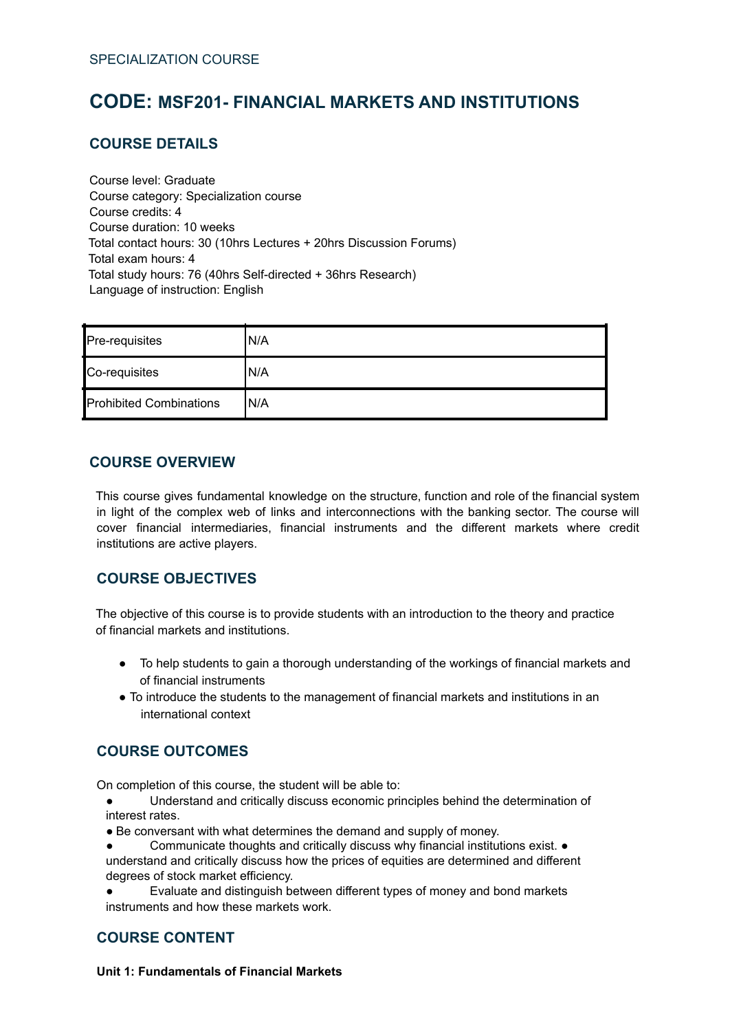SPECIALIZATION COURSE

# CODE: MSF201- FINANCIAL MARKETS AND INSTITUTIONS

## COURSE DETAILS

Course level: Graduate
Course category: Specialization course
Course credits: 4
Course duration: 10 weeks
Total contact hours: 30 (10hrs Lectures + 20hrs Discussion Forums)
Total exam hours: 4
Total study hours: 76 (40hrs Self-directed + 36hrs Research)
Language of instruction: English

| Pre-requisites | N/A |
|---|---|
| Co-requisites | N/A |
| Prohibited Combinations | N/A |

## COURSE OVERVIEW

This course gives fundamental knowledge on the structure, function and role of the financial system in light of the complex web of links and interconnections with the banking sector. The course will cover financial intermediaries, financial instruments and the different markets where credit institutions are active players.

## COURSE OBJECTIVES

The objective of this course is to provide students with an introduction to the theory and practice of financial markets and institutions.

- To help students to gain a thorough understanding of the workings of financial markets and of financial instruments
- To introduce the students to the management of financial markets and institutions in an international context

## COURSE OUTCOMES

On completion of this course, the student will be able to:

- Understand and critically discuss economic principles behind the determination of interest rates.
- Be conversant with what determines the demand and supply of money.
- Communicate thoughts and critically discuss why financial institutions exist.
- understand and critically discuss how the prices of equities are determined and different degrees of stock market efficiency.
- Evaluate and distinguish between different types of money and bond markets instruments and how these markets work.

## COURSE CONTENT

**Unit 1: Fundamentals of Financial Markets**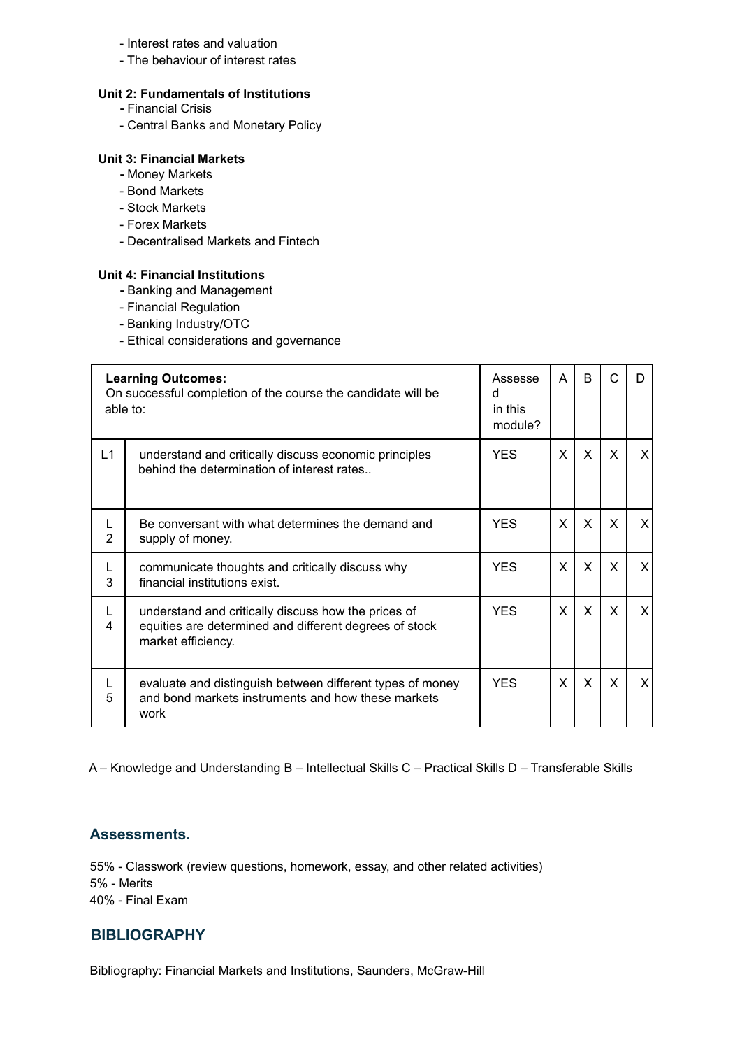- Interest rates and valuation
- The behaviour of interest rates

**Unit 2: Fundamentals of Institutions**

- Financial Crisis
- Central Banks and Monetary Policy

**Unit 3: Financial Markets**

- Money Markets
- Bond Markets
- Stock Markets
- Forex Markets
- Decentralised Markets and Fintech

**Unit 4: Financial Institutions**

- Banking and Management
- Financial Regulation
- Banking Industry/OTC
- Ethical considerations and governance

| **Learning Outcomes:** On successful completion of the course the candidate will be able to: | | Assessed in this module? | A | B | C | D |
|---|---|---|---|---|---|---|
| L1 | understand and critically discuss economic principles behind the determination of interest rates.. | YES | X | X | X | X |
| L2 | Be conversant with what determines the demand and supply of money. | YES | X | X | X | X |
| L3 | communicate thoughts and critically discuss why financial institutions exist. | YES | X | X | X | X |
| L4 | understand and critically discuss how the prices of equities are determined and different degrees of stock market efficiency. | YES | X | X | X | X |
| L5 | evaluate and distinguish between different types of money and bond markets instruments and how these markets work | YES | X | X | X | X |

A – Knowledge and Understanding B – Intellectual Skills C – Practical Skills D – Transferable Skills

## Assessments.

55% - Classwork (review questions, homework, essay, and other related activities)
5% - Merits
40% - Final Exam

## BIBLIOGRAPHY

Bibliography: Financial Markets and Institutions, Saunders, McGraw-Hill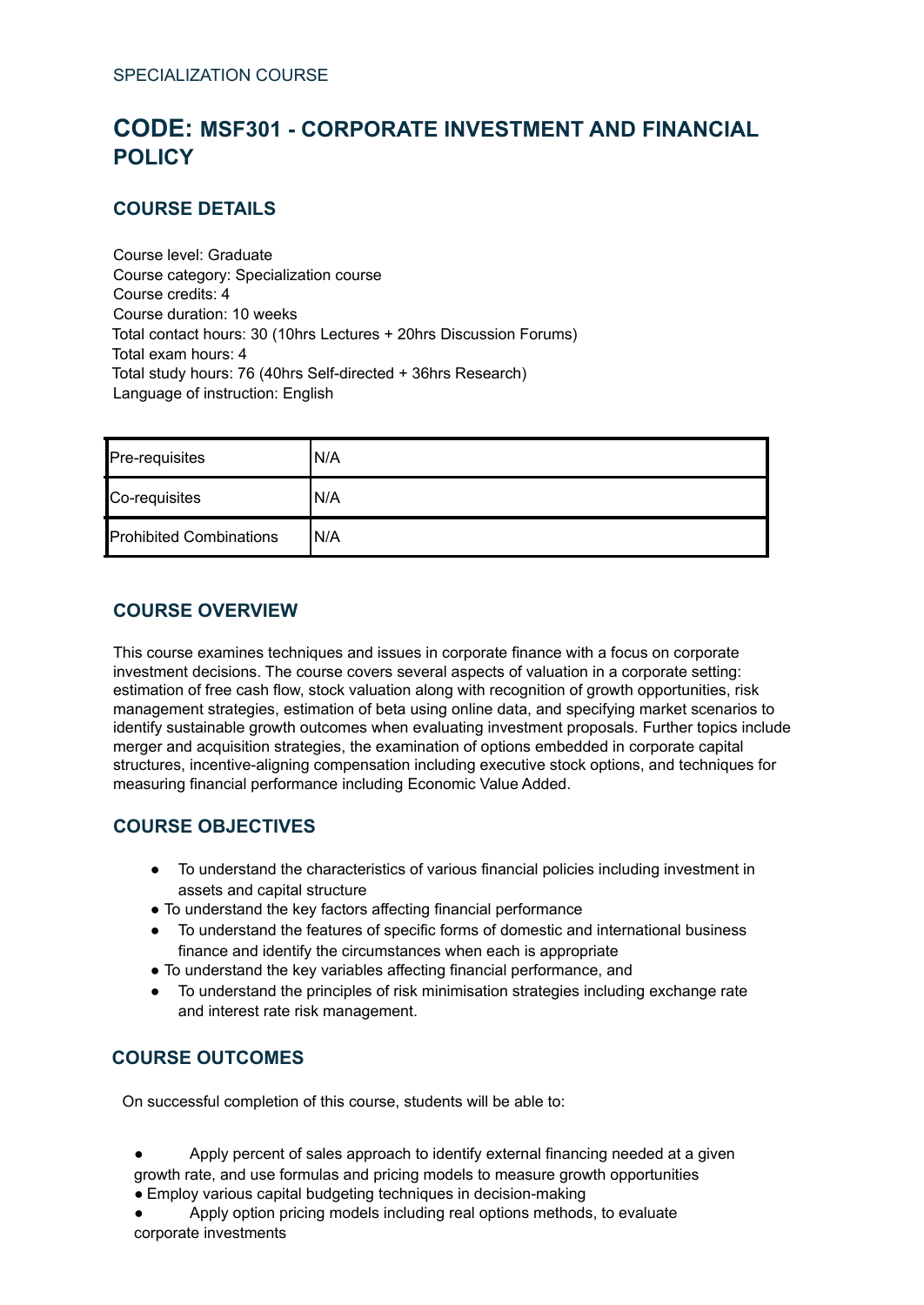SPECIALIZATION COURSE

# CODE: MSF301 - CORPORATE INVESTMENT AND FINANCIAL POLICY

## COURSE DETAILS

Course level: Graduate
Course category: Specialization course
Course credits: 4
Course duration: 10 weeks
Total contact hours: 30 (10hrs Lectures + 20hrs Discussion Forums)
Total exam hours: 4
Total study hours: 76 (40hrs Self-directed + 36hrs Research)
Language of instruction: English

| | |
|---|---|
| Pre-requisites | N/A |
| Co-requisites | N/A |
| Prohibited Combinations | N/A |

## COURSE OVERVIEW

This course examines techniques and issues in corporate finance with a focus on corporate investment decisions. The course covers several aspects of valuation in a corporate setting: estimation of free cash flow, stock valuation along with recognition of growth opportunities, risk management strategies, estimation of beta using online data, and specifying market scenarios to identify sustainable growth outcomes when evaluating investment proposals. Further topics include merger and acquisition strategies, the examination of options embedded in corporate capital structures, incentive-aligning compensation including executive stock options, and techniques for measuring financial performance including Economic Value Added.

## COURSE OBJECTIVES

- To understand the characteristics of various financial policies including investment in assets and capital structure
- To understand the key factors affecting financial performance
- To understand the features of specific forms of domestic and international business finance and identify the circumstances when each is appropriate
- To understand the key variables affecting financial performance, and
- To understand the principles of risk minimisation strategies including exchange rate and interest rate risk management.

## COURSE OUTCOMES

On successful completion of this course, students will be able to:

- Apply percent of sales approach to identify external financing needed at a given growth rate, and use formulas and pricing models to measure growth opportunities
- Employ various capital budgeting techniques in decision-making
- Apply option pricing models including real options methods, to evaluate corporate investments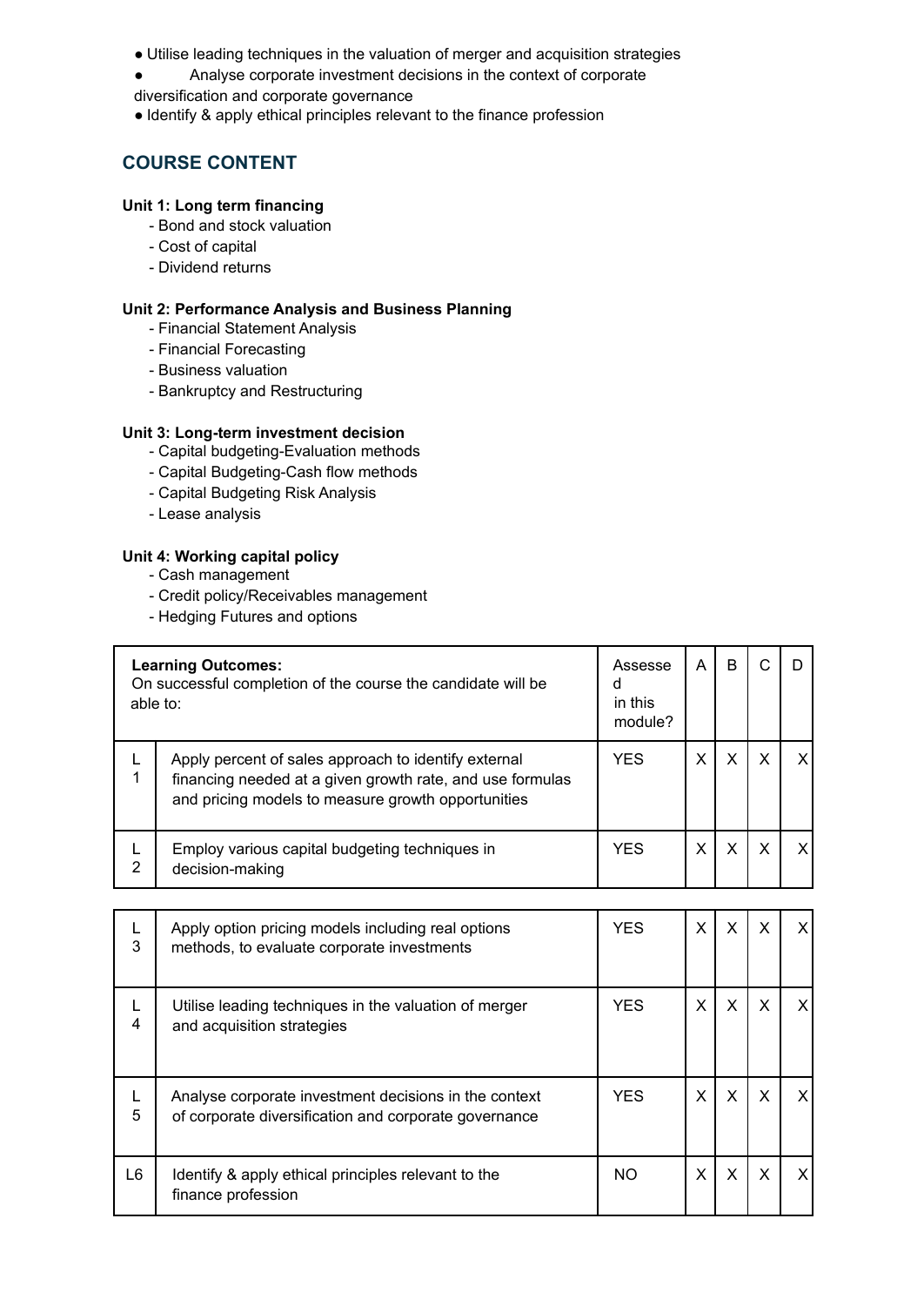- Utilise leading techniques in the valuation of merger and acquisition strategies
- Analyse corporate investment decisions in the context of corporate diversification and corporate governance
- Identify & apply ethical principles relevant to the finance profession

## COURSE CONTENT

**Unit 1: Long term financing**

- Bond and stock valuation
- Cost of capital
- Dividend returns

**Unit 2: Performance Analysis and Business Planning**

- Financial Statement Analysis
- Financial Forecasting
- Business valuation
- Bankruptcy and Restructuring

**Unit 3: Long-term investment decision**

- Capital budgeting-Evaluation methods
- Capital Budgeting-Cash flow methods
- Capital Budgeting Risk Analysis
- Lease analysis

**Unit 4: Working capital policy**

- Cash management
- Credit policy/Receivables management
- Hedging Futures and options

| **Learning Outcomes:** On successful completion of the course the candidate will be able to: | | Assessed in this module? | A | B | C | D |
|---|---|---|---|---|---|---|
| L1 | Apply percent of sales approach to identify external financing needed at a given growth rate, and use formulas and pricing models to measure growth opportunities | YES | X | X | X | X |
| L2 | Employ various capital budgeting techniques in decision-making | YES | X | X | X | X |
| L3 | Apply option pricing models including real options methods, to evaluate corporate investments | YES | X | X | X | X |
| L4 | Utilise leading techniques in the valuation of merger and acquisition strategies | YES | X | X | X | X |
| L5 | Analyse corporate investment decisions in the context of corporate diversification and corporate governance | YES | X | X | X | X |
| L6 | Identify & apply ethical principles relevant to the finance profession | NO | X | X | X | X |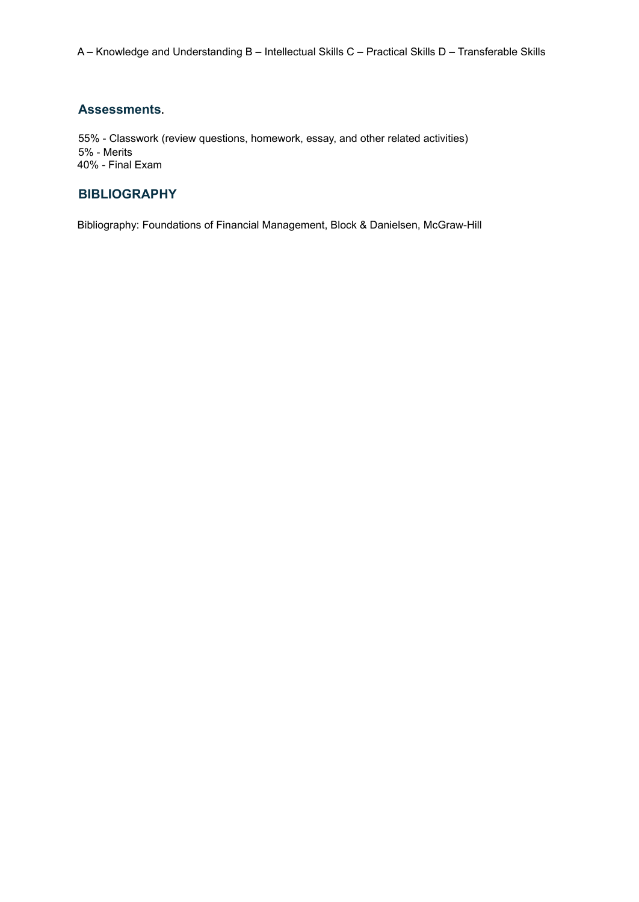A – Knowledge and Understanding B – Intellectual Skills C – Practical Skills D – Transferable Skills

## Assessments.

55% - Classwork (review questions, homework, essay, and other related activities)
5% - Merits
40% - Final Exam

## BIBLIOGRAPHY

Bibliography: Foundations of Financial Management, Block & Danielsen, McGraw-Hill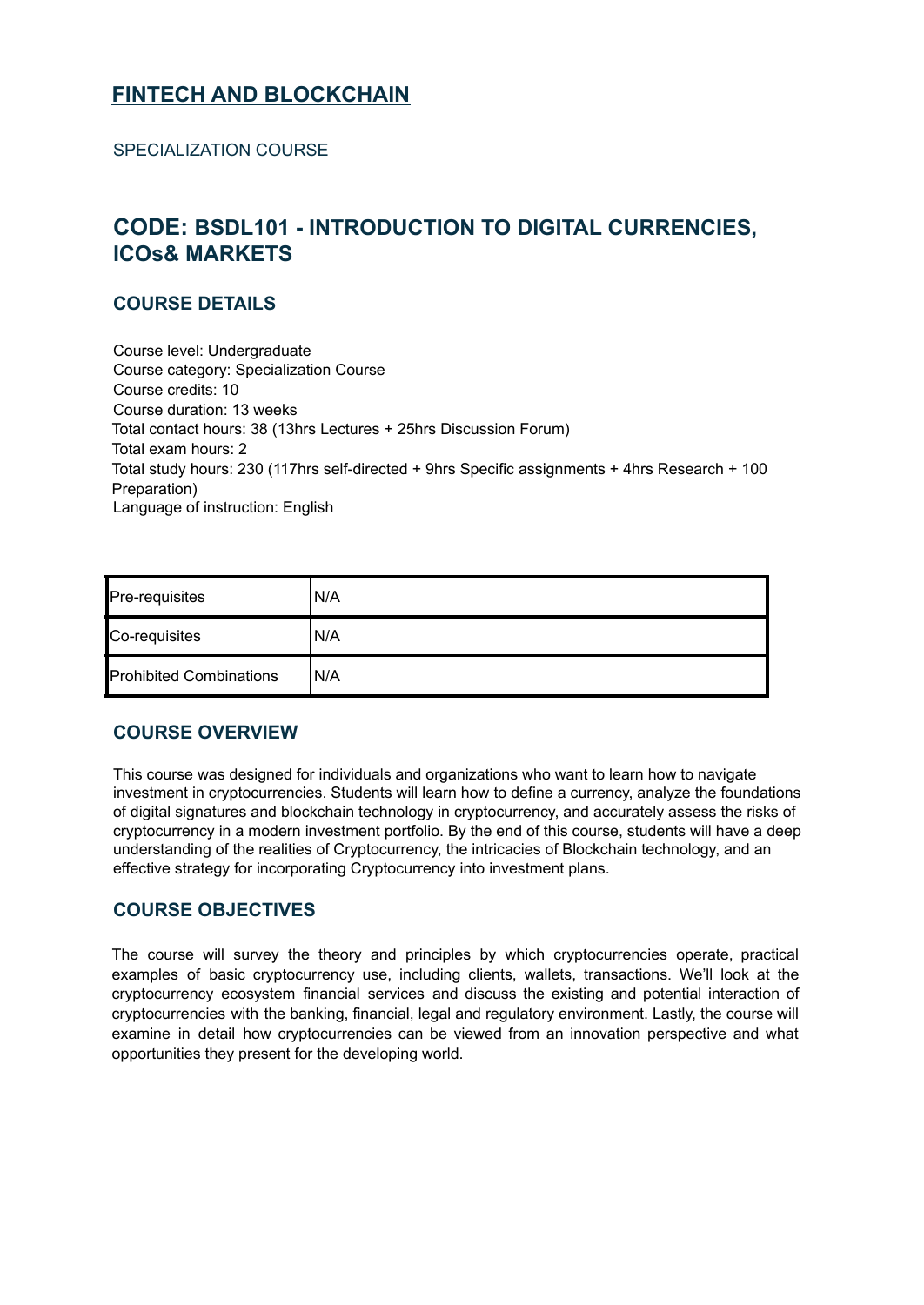## FINTECH AND BLOCKCHAIN

SPECIALIZATION COURSE

## CODE: BSDL101 - INTRODUCTION TO DIGITAL CURRENCIES, ICOs& MARKETS

### COURSE DETAILS

Course level: Undergraduate
Course category: Specialization Course
Course credits: 10
Course duration: 13 weeks
Total contact hours: 38 (13hrs Lectures + 25hrs Discussion Forum)
Total exam hours: 2
Total study hours: 230 (117hrs self-directed + 9hrs Specific assignments + 4hrs Research + 100 Preparation)
Language of instruction: English

| Pre-requisites | N/A |
|---|---|
| Co-requisites | N/A |
| Prohibited Combinations | N/A |

### COURSE OVERVIEW

This course was designed for individuals and organizations who want to learn how to navigate investment in cryptocurrencies. Students will learn how to define a currency, analyze the foundations of digital signatures and blockchain technology in cryptocurrency, and accurately assess the risks of cryptocurrency in a modern investment portfolio. By the end of this course, students will have a deep understanding of the realities of Cryptocurrency, the intricacies of Blockchain technology, and an effective strategy for incorporating Cryptocurrency into investment plans.

### COURSE OBJECTIVES

The course will survey the theory and principles by which cryptocurrencies operate, practical examples of basic cryptocurrency use, including clients, wallets, transactions. We'll look at the cryptocurrency ecosystem financial services and discuss the existing and potential interaction of cryptocurrencies with the banking, financial, legal and regulatory environment. Lastly, the course will examine in detail how cryptocurrencies can be viewed from an innovation perspective and what opportunities they present for the developing world.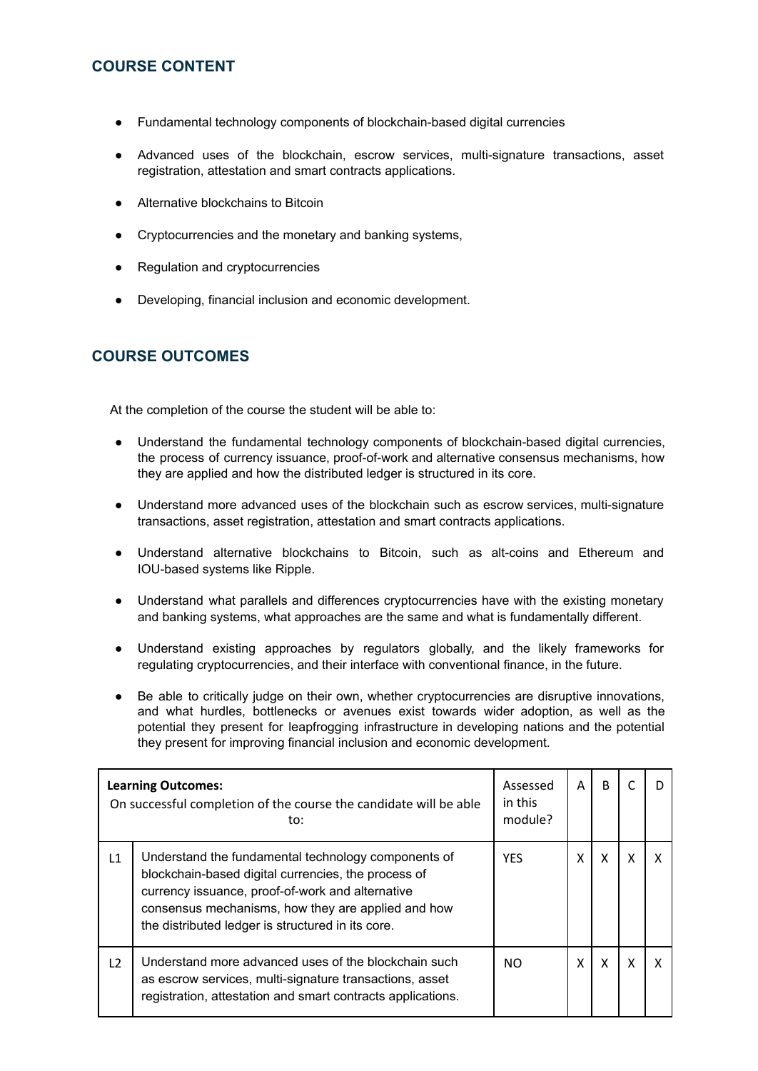## COURSE CONTENT

- Fundamental technology components of blockchain-based digital currencies
- Advanced uses of the blockchain, escrow services, multi-signature transactions, asset registration, attestation and smart contracts applications.
- Alternative blockchains to Bitcoin
- Cryptocurrencies and the monetary and banking systems,
- Regulation and cryptocurrencies
- Developing, financial inclusion and economic development.

## COURSE OUTCOMES

At the completion of the course the student will be able to:

- Understand the fundamental technology components of blockchain-based digital currencies, the process of currency issuance, proof-of-work and alternative consensus mechanisms, how they are applied and how the distributed ledger is structured in its core.
- Understand more advanced uses of the blockchain such as escrow services, multi-signature transactions, asset registration, attestation and smart contracts applications.
- Understand alternative blockchains to Bitcoin, such as alt-coins and Ethereum and IOU-based systems like Ripple.
- Understand what parallels and differences cryptocurrencies have with the existing monetary and banking systems, what approaches are the same and what is fundamentally different.
- Understand existing approaches by regulators globally, and the likely frameworks for regulating cryptocurrencies, and their interface with conventional finance, in the future.
- Be able to critically judge on their own, whether cryptocurrencies are disruptive innovations, and what hurdles, bottlenecks or avenues exist towards wider adoption, as well as the potential they present for leapfrogging infrastructure in developing nations and the potential they present for improving financial inclusion and economic development.

| **Learning Outcomes:** On successful completion of the course the candidate will be able to: | | Assessed in this module? | A | B | C | D |
|---|---|---|---|---|---|---|
| L1 | Understand the fundamental technology components of blockchain-based digital currencies, the process of currency issuance, proof-of-work and alternative consensus mechanisms, how they are applied and how the distributed ledger is structured in its core. | YES | X | X | X | X |
| L2 | Understand more advanced uses of the blockchain such as escrow services, multi-signature transactions, asset registration, attestation and smart contracts applications. | NO | X | X | X | X |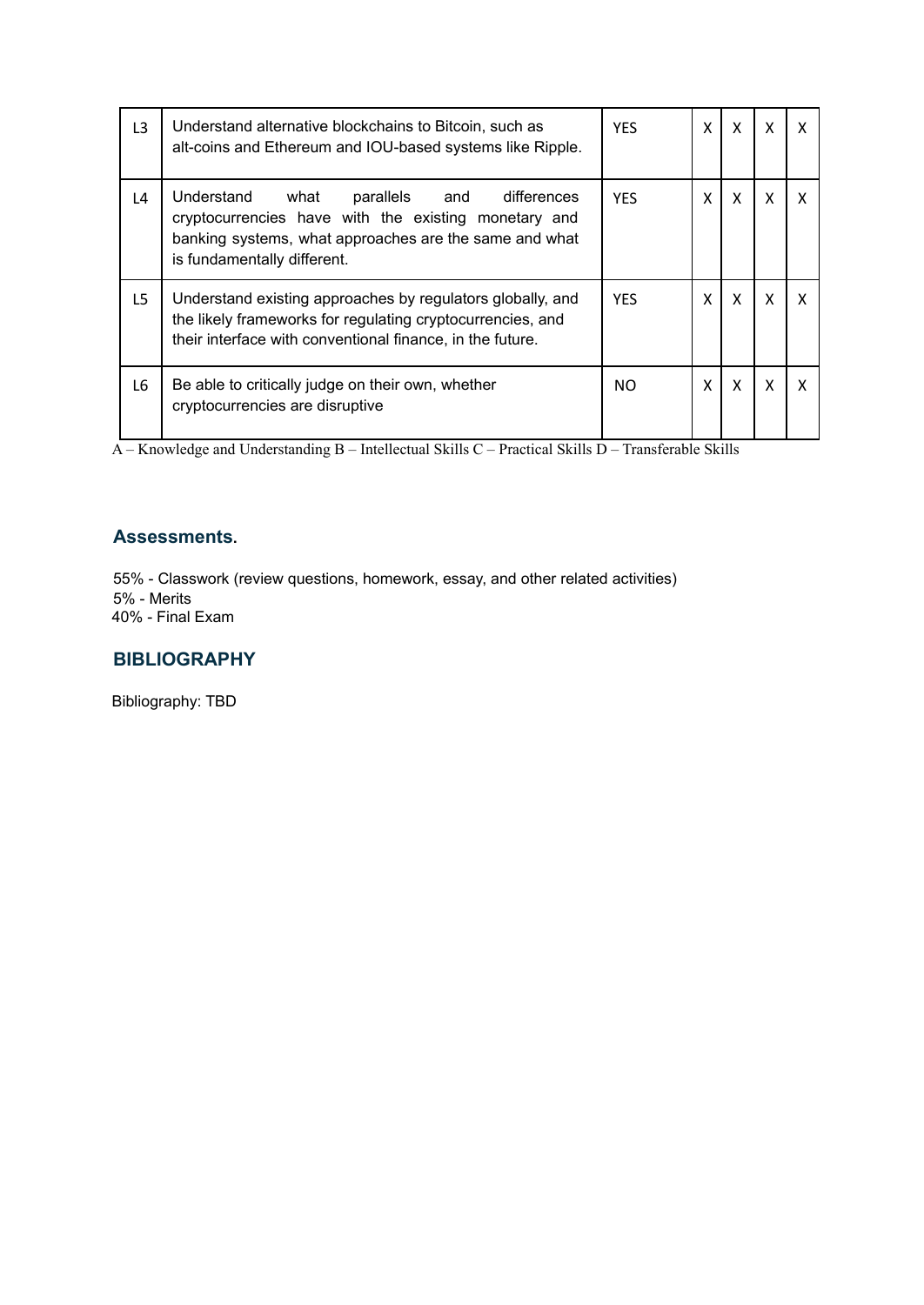| L3 | Understand alternative blockchains to Bitcoin, such as alt-coins and Ethereum and IOU-based systems like Ripple. | YES | X | X | X | X |
|---|---|---|---|---|---|---|
| L4 | Understand what parallels and differences cryptocurrencies have with the existing monetary and banking systems, what approaches are the same and what is fundamentally different. | YES | X | X | X | X |
| L5 | Understand existing approaches by regulators globally, and the likely frameworks for regulating cryptocurrencies, and their interface with conventional finance, in the future. | YES | X | X | X | X |
| L6 | Be able to critically judge on their own, whether cryptocurrencies are disruptive | NO | X | X | X | X |

A – Knowledge and Understanding B – Intellectual Skills C – Practical Skills D – Transferable Skills

## Assessments.

55% - Classwork (review questions, homework, essay, and other related activities)
5% - Merits
40% - Final Exam

## BIBLIOGRAPHY

Bibliography: TBD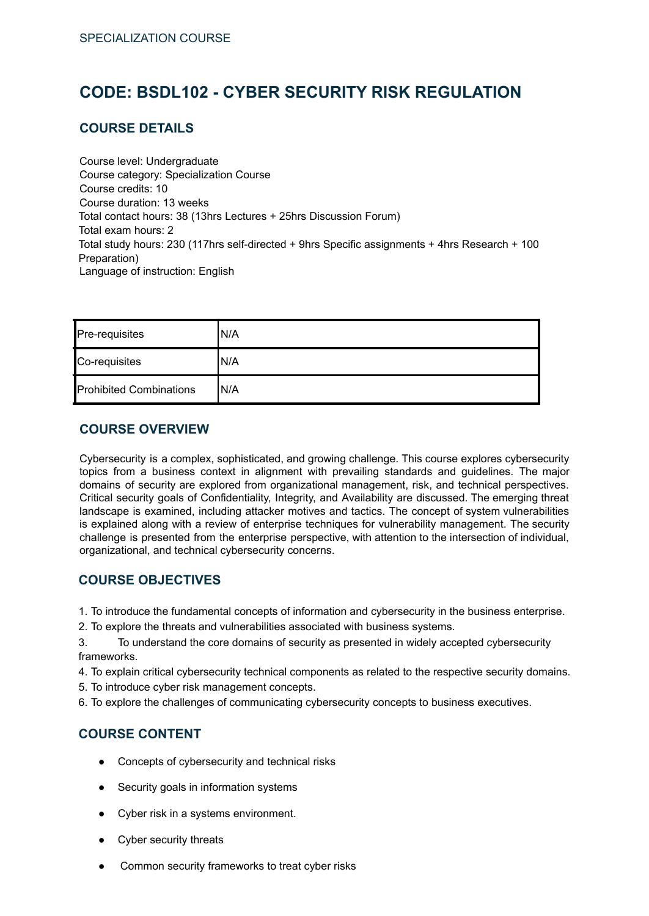SPECIALIZATION COURSE

# CODE: BSDL102 - CYBER SECURITY RISK REGULATION

## COURSE DETAILS

Course level: Undergraduate
Course category: Specialization Course
Course credits: 10
Course duration: 13 weeks
Total contact hours: 38 (13hrs Lectures + 25hrs Discussion Forum)
Total exam hours: 2
Total study hours: 230 (117hrs self-directed + 9hrs Specific assignments + 4hrs Research + 100 Preparation)
Language of instruction: English

| Pre-requisites | N/A |
|---|---|
| Co-requisites | N/A |
| Prohibited Combinations | N/A |

## COURSE OVERVIEW

Cybersecurity is a complex, sophisticated, and growing challenge. This course explores cybersecurity topics from a business context in alignment with prevailing standards and guidelines. The major domains of security are explored from organizational management, risk, and technical perspectives. Critical security goals of Confidentiality, Integrity, and Availability are discussed. The emerging threat landscape is examined, including attacker motives and tactics. The concept of system vulnerabilities is explained along with a review of enterprise techniques for vulnerability management. The security challenge is presented from the enterprise perspective, with attention to the intersection of individual, organizational, and technical cybersecurity concerns.

## COURSE OBJECTIVES

1. To introduce the fundamental concepts of information and cybersecurity in the business enterprise.
2. To explore the threats and vulnerabilities associated with business systems.
3. To understand the core domains of security as presented in widely accepted cybersecurity frameworks.
4. To explain critical cybersecurity technical components as related to the respective security domains.
5. To introduce cyber risk management concepts.
6. To explore the challenges of communicating cybersecurity concepts to business executives.

## COURSE CONTENT

- Concepts of cybersecurity and technical risks
- Security goals in information systems
- Cyber risk in a systems environment.
- Cyber security threats
- Common security frameworks to treat cyber risks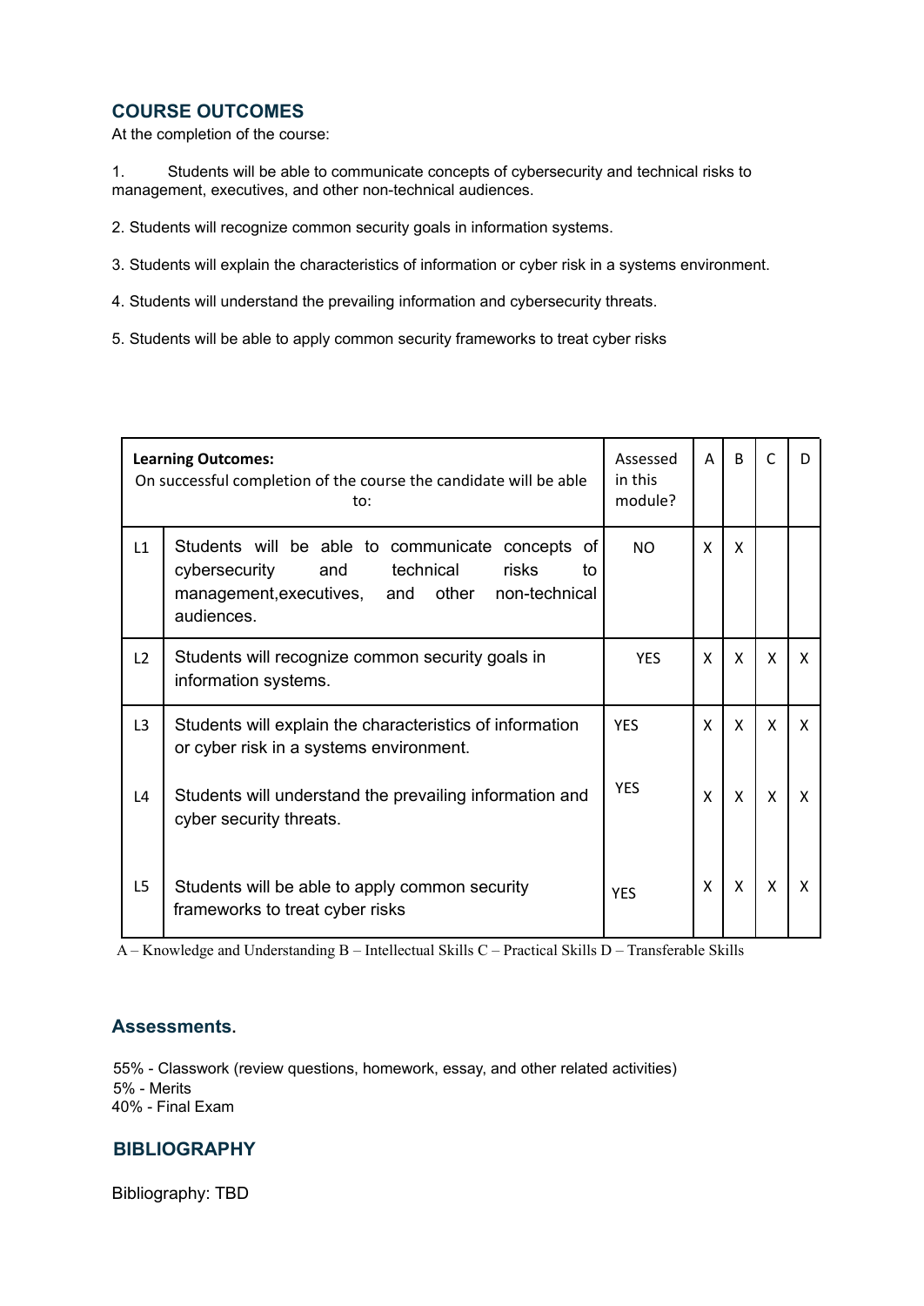## COURSE OUTCOMES

At the completion of the course:

1. Students will be able to communicate concepts of cybersecurity and technical risks to management, executives, and other non-technical audiences.

2. Students will recognize common security goals in information systems.

3. Students will explain the characteristics of information or cyber risk in a systems environment.

4. Students will understand the prevailing information and cybersecurity threats.

5. Students will be able to apply common security frameworks to treat cyber risks

| **Learning Outcomes:** On successful completion of the course the candidate will be able to: | | Assessed in this module? | A | B | C | D |
|---|---|---|---|---|---|---|
| L1 | Students will be able to communicate concepts of cybersecurity and technical risks to management,executives, and other non-technical audiences. | NO | X | X | | |
| L2 | Students will recognize common security goals in information systems. | YES | X | X | X | X |
| L3 | Students will explain the characteristics of information or cyber risk in a systems environment. | YES | X | X | X | X |
| L4 | Students will understand the prevailing information and cyber security threats. | YES | X | X | X | X |
| L5 | Students will be able to apply common security frameworks to treat cyber risks | YES | X | X | X | X |

A – Knowledge and Understanding B – Intellectual Skills C – Practical Skills D – Transferable Skills

## Assessments.

55% - Classwork (review questions, homework, essay, and other related activities)
5% - Merits
40% - Final Exam

## BIBLIOGRAPHY

Bibliography: TBD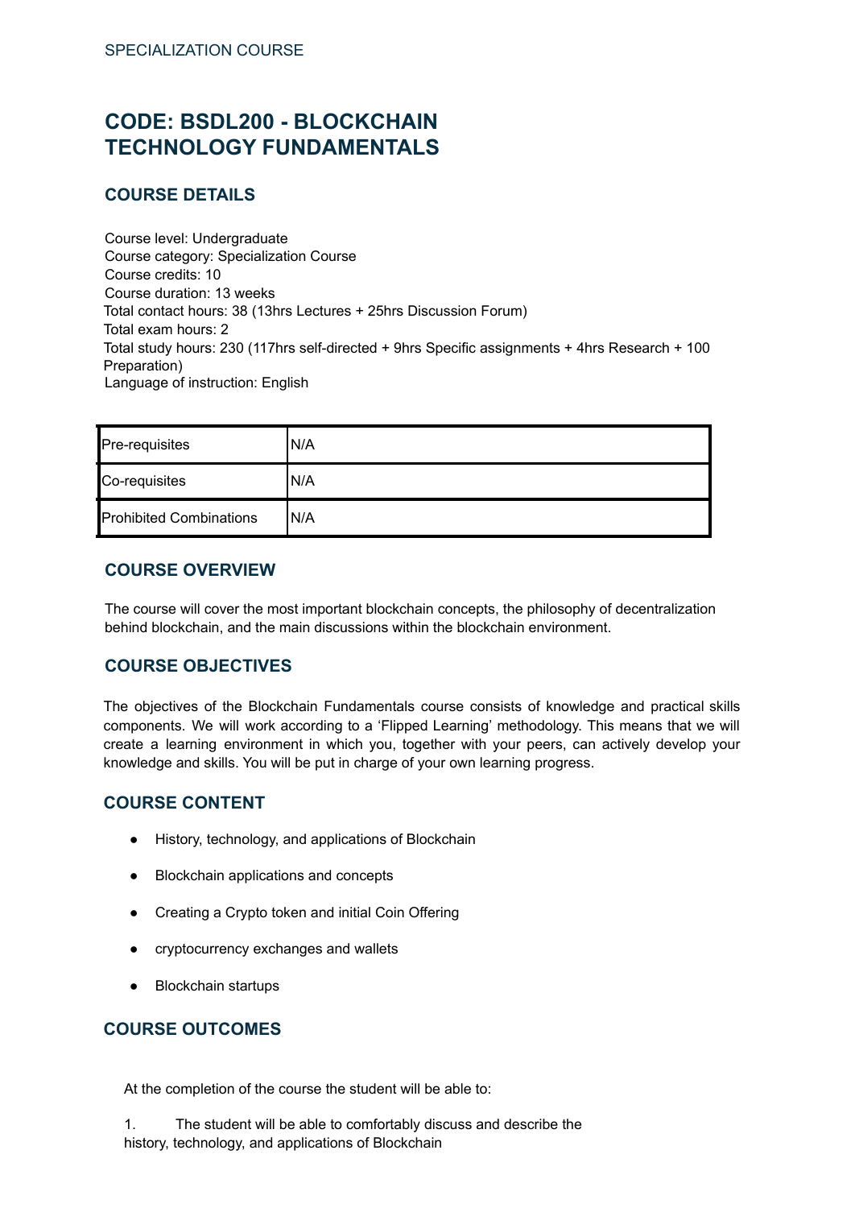SPECIALIZATION COURSE

# CODE: BSDL200 - BLOCKCHAIN TECHNOLOGY FUNDAMENTALS

## COURSE DETAILS

Course level: Undergraduate
Course category: Specialization Course
Course credits: 10
Course duration: 13 weeks
Total contact hours: 38 (13hrs Lectures + 25hrs Discussion Forum)
Total exam hours: 2
Total study hours: 230 (117hrs self-directed + 9hrs Specific assignments + 4hrs Research + 100 Preparation)
Language of instruction: English

| Pre-requisites | N/A |
|---|---|
| Co-requisites | N/A |
| Prohibited Combinations | N/A |

## COURSE OVERVIEW

The course will cover the most important blockchain concepts, the philosophy of decentralization behind blockchain, and the main discussions within the blockchain environment.

## COURSE OBJECTIVES

The objectives of the Blockchain Fundamentals course consists of knowledge and practical skills components. We will work according to a 'Flipped Learning' methodology. This means that we will create a learning environment in which you, together with your peers, can actively develop your knowledge and skills. You will be put in charge of your own learning progress.

## COURSE CONTENT

- History, technology, and applications of Blockchain
- Blockchain applications and concepts
- Creating a Crypto token and initial Coin Offering
- cryptocurrency exchanges and wallets
- Blockchain startups

## COURSE OUTCOMES

At the completion of the course the student will be able to:

1. The student will be able to comfortably discuss and describe the history, technology, and applications of Blockchain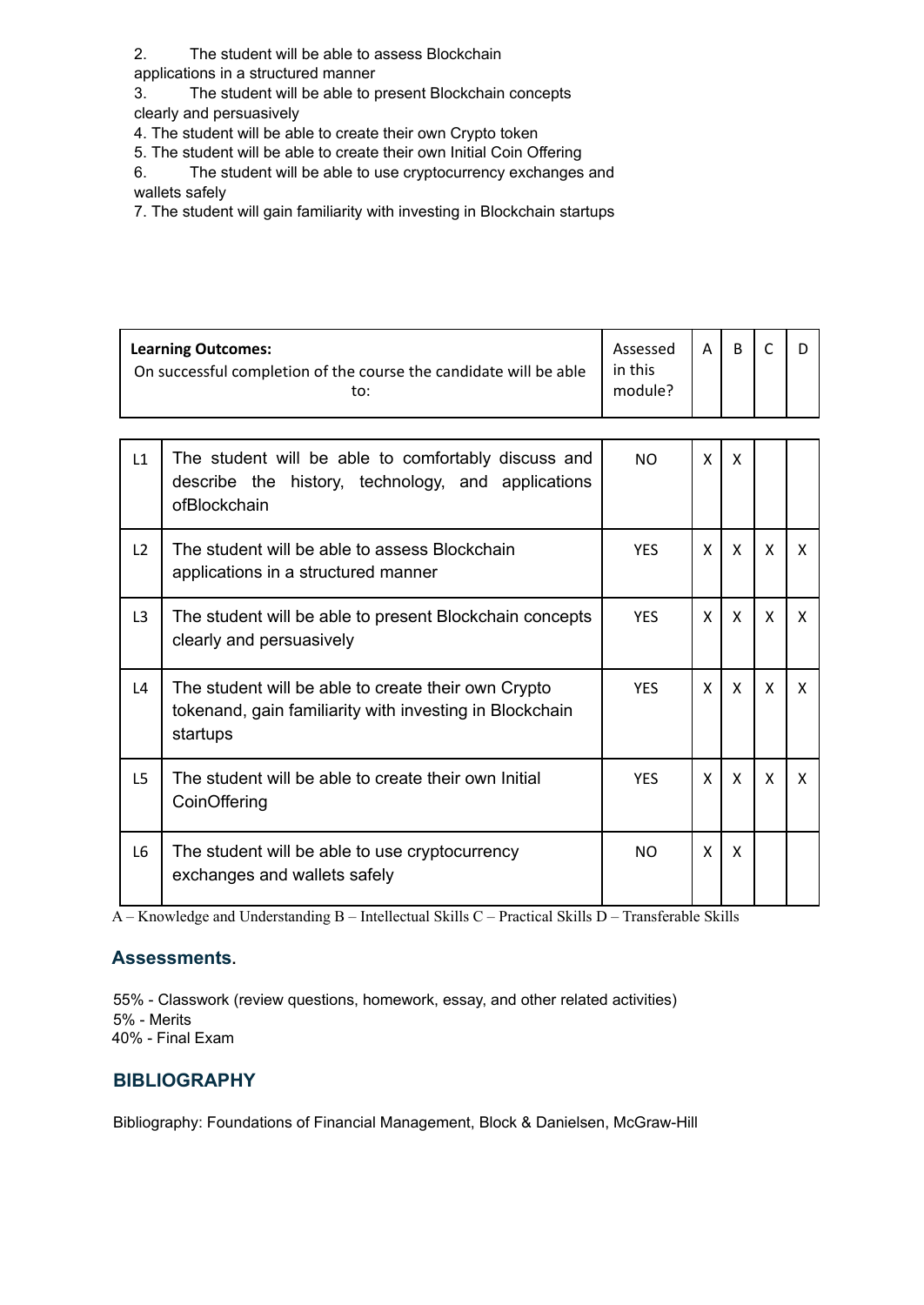2. The student will be able to assess Blockchain applications in a structured manner
3. The student will be able to present Blockchain concepts clearly and persuasively
4. The student will be able to create their own Crypto token
5. The student will be able to create their own Initial Coin Offering
6. The student will be able to use cryptocurrency exchanges and wallets safely
7. The student will gain familiarity with investing in Blockchain startups

| | **Learning Outcomes:** On successful completion of the course the candidate will be able to: | Assessed in this module? | A | B | C | D |
|---|---|---|---|---|---|---|
| L1 | The student will be able to comfortably discuss and describe the history, technology, and applications ofBlockchain | NO | X | X | | |
| L2 | The student will be able to assess Blockchain applications in a structured manner | YES | X | X | X | X |
| L3 | The student will be able to present Blockchain concepts clearly and persuasively | YES | X | X | X | X |
| L4 | The student will be able to create their own Crypto tokenand, gain familiarity with investing in Blockchain startups | YES | X | X | X | X |
| L5 | The student will be able to create their own Initial CoinOffering | YES | X | X | X | X |
| L6 | The student will be able to use cryptocurrency exchanges and wallets safely | NO | X | X | | |

A – Knowledge and Understanding B – Intellectual Skills C – Practical Skills D – Transferable Skills

### Assessments.

55% - Classwork (review questions, homework, essay, and other related activities)
5% - Merits
40% - Final Exam

### BIBLIOGRAPHY

Bibliography: Foundations of Financial Management, Block & Danielsen, McGraw-Hill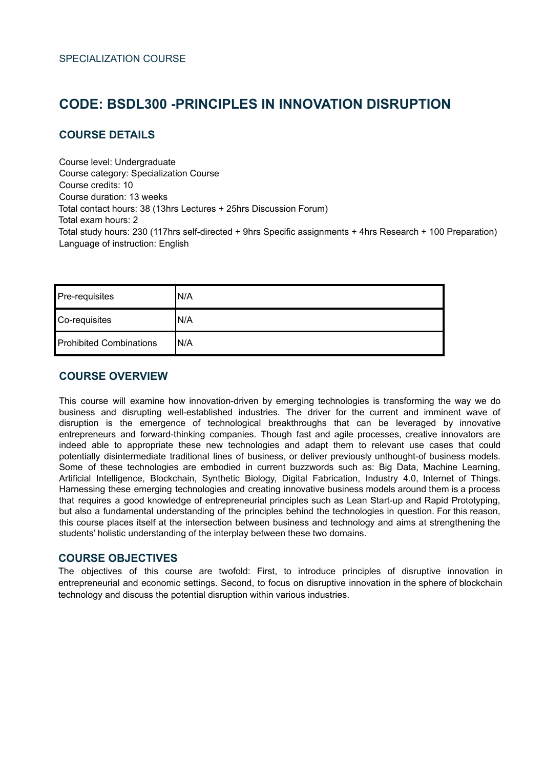SPECIALIZATION COURSE

# CODE: BSDL300 -PRINCIPLES IN INNOVATION DISRUPTION

## COURSE DETAILS

Course level: Undergraduate
Course category: Specialization Course
Course credits: 10
Course duration: 13 weeks
Total contact hours: 38 (13hrs Lectures + 25hrs Discussion Forum)
Total exam hours: 2
Total study hours: 230 (117hrs self-directed + 9hrs Specific assignments + 4hrs Research + 100 Preparation)
Language of instruction: English

| Pre-requisites | N/A |
|---|---|
| Co-requisites | N/A |
| Prohibited Combinations | N/A |

## COURSE OVERVIEW

This course will examine how innovation-driven by emerging technologies is transforming the way we do business and disrupting well-established industries. The driver for the current and imminent wave of disruption is the emergence of technological breakthroughs that can be leveraged by innovative entrepreneurs and forward-thinking companies. Though fast and agile processes, creative innovators are indeed able to appropriate these new technologies and adapt them to relevant use cases that could potentially disintermediate traditional lines of business, or deliver previously unthought-of business models. Some of these technologies are embodied in current buzzwords such as: Big Data, Machine Learning, Artificial Intelligence, Blockchain, Synthetic Biology, Digital Fabrication, Industry 4.0, Internet of Things. Harnessing these emerging technologies and creating innovative business models around them is a process that requires a good knowledge of entrepreneurial principles such as Lean Start-up and Rapid Prototyping, but also a fundamental understanding of the principles behind the technologies in question. For this reason, this course places itself at the intersection between business and technology and aims at strengthening the students' holistic understanding of the interplay between these two domains.

## COURSE OBJECTIVES

The objectives of this course are twofold: First, to introduce principles of disruptive innovation in entrepreneurial and economic settings. Second, to focus on disruptive innovation in the sphere of blockchain technology and discuss the potential disruption within various industries.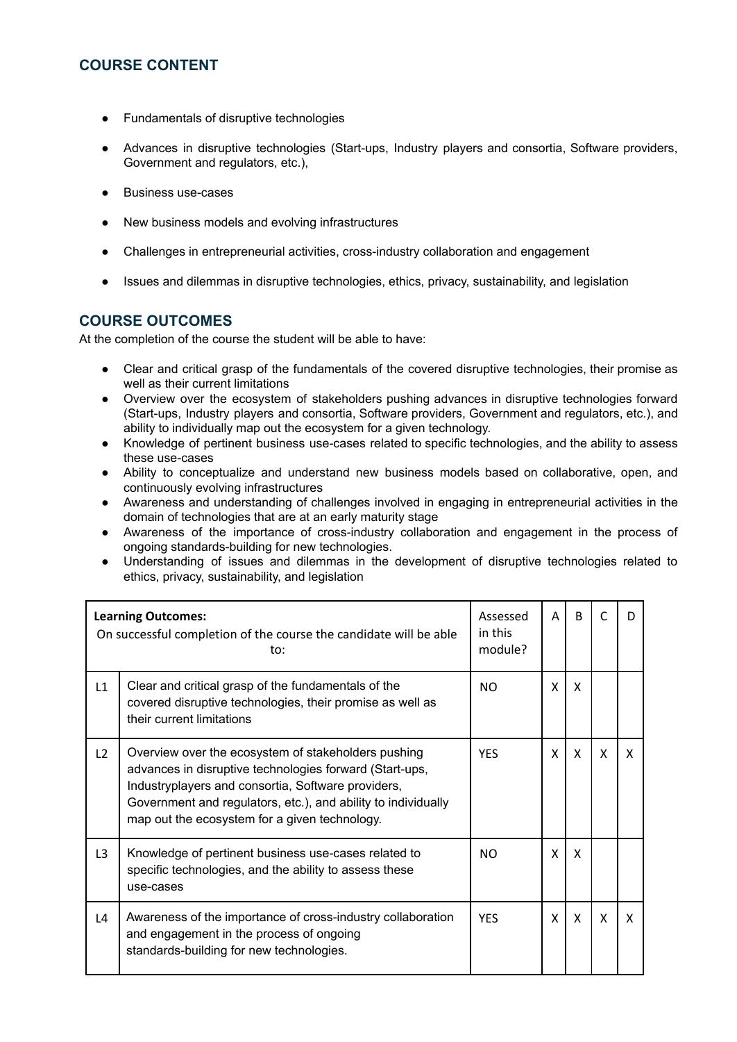## COURSE CONTENT

- Fundamentals of disruptive technologies
- Advances in disruptive technologies (Start-ups, Industry players and consortia, Software providers, Government and regulators, etc.),
- Business use-cases
- New business models and evolving infrastructures
- Challenges in entrepreneurial activities, cross-industry collaboration and engagement
- Issues and dilemmas in disruptive technologies, ethics, privacy, sustainability, and legislation

## COURSE OUTCOMES

At the completion of the course the student will be able to have:

- Clear and critical grasp of the fundamentals of the covered disruptive technologies, their promise as well as their current limitations
- Overview over the ecosystem of stakeholders pushing advances in disruptive technologies forward (Start-ups, Industry players and consortia, Software providers, Government and regulators, etc.), and ability to individually map out the ecosystem for a given technology.
- Knowledge of pertinent business use-cases related to specific technologies, and the ability to assess these use-cases
- Ability to conceptualize and understand new business models based on collaborative, open, and continuously evolving infrastructures
- Awareness and understanding of challenges involved in engaging in entrepreneurial activities in the domain of technologies that are at an early maturity stage
- Awareness of the importance of cross-industry collaboration and engagement in the process of ongoing standards-building for new technologies.
- Understanding of issues and dilemmas in the development of disruptive technologies related to ethics, privacy, sustainability, and legislation

| **Learning Outcomes:** On successful completion of the course the candidate will be able to: | | Assessed in this module? | A | B | C | D |
|---|---|---|---|---|---|---|
| L1 | Clear and critical grasp of the fundamentals of the covered disruptive technologies, their promise as well as their current limitations | NO | X | X | | |
| L2 | Overview over the ecosystem of stakeholders pushing advances in disruptive technologies forward (Start-ups, Industryplayers and consortia, Software providers, Government and regulators, etc.), and ability to individually map out the ecosystem for a given technology. | YES | X | X | X | X |
| L3 | Knowledge of pertinent business use-cases related to specific technologies, and the ability to assess these use-cases | NO | X | X | | |
| L4 | Awareness of the importance of cross-industry collaboration and engagement in the process of ongoing standards-building for new technologies. | YES | X | X | X | X |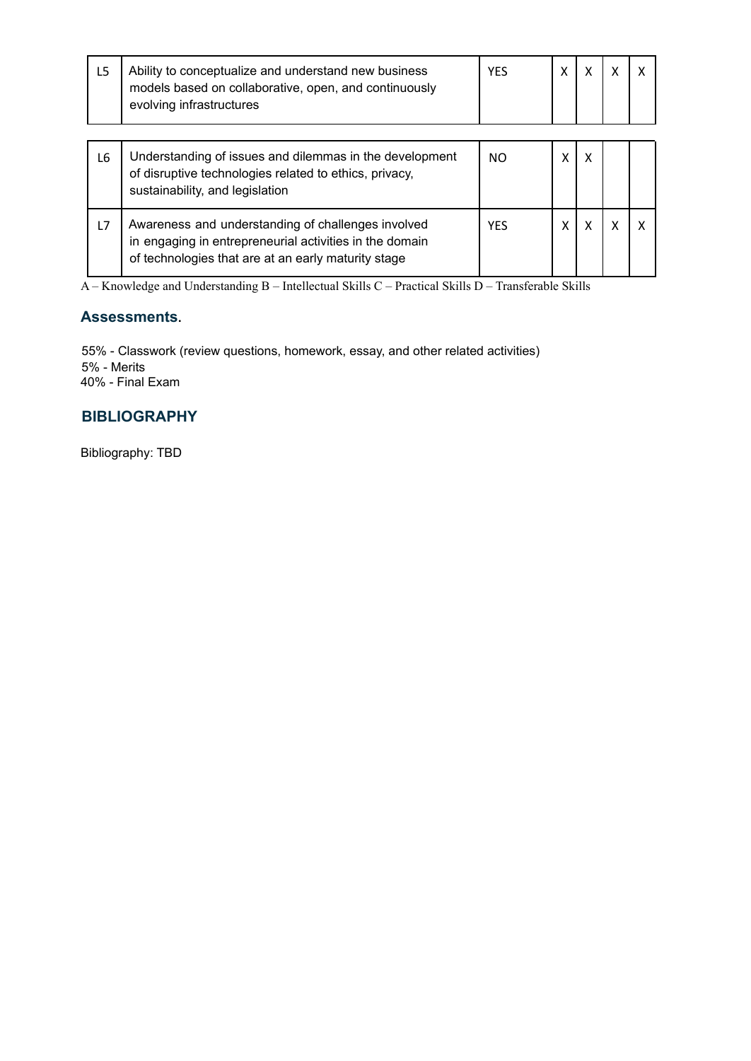| | | | | | | |
|---|---|---|---|---|---|---|
| L5 | Ability to conceptualize and understand new business models based on collaborative, open, and continuously evolving infrastructures | YES | X | X | X | X |
| L6 | Understanding of issues and dilemmas in the development of disruptive technologies related to ethics, privacy, sustainability, and legislation | NO | X | X | | |
| L7 | Awareness and understanding of challenges involved in engaging in entrepreneurial activities in the domain of technologies that are at an early maturity stage | YES | X | X | X | X |

A – Knowledge and Understanding B – Intellectual Skills C – Practical Skills D – Transferable Skills

## Assessments.

55% - Classwork (review questions, homework, essay, and other related activities)
5% - Merits
40% - Final Exam

## BIBLIOGRAPHY

Bibliography: TBD